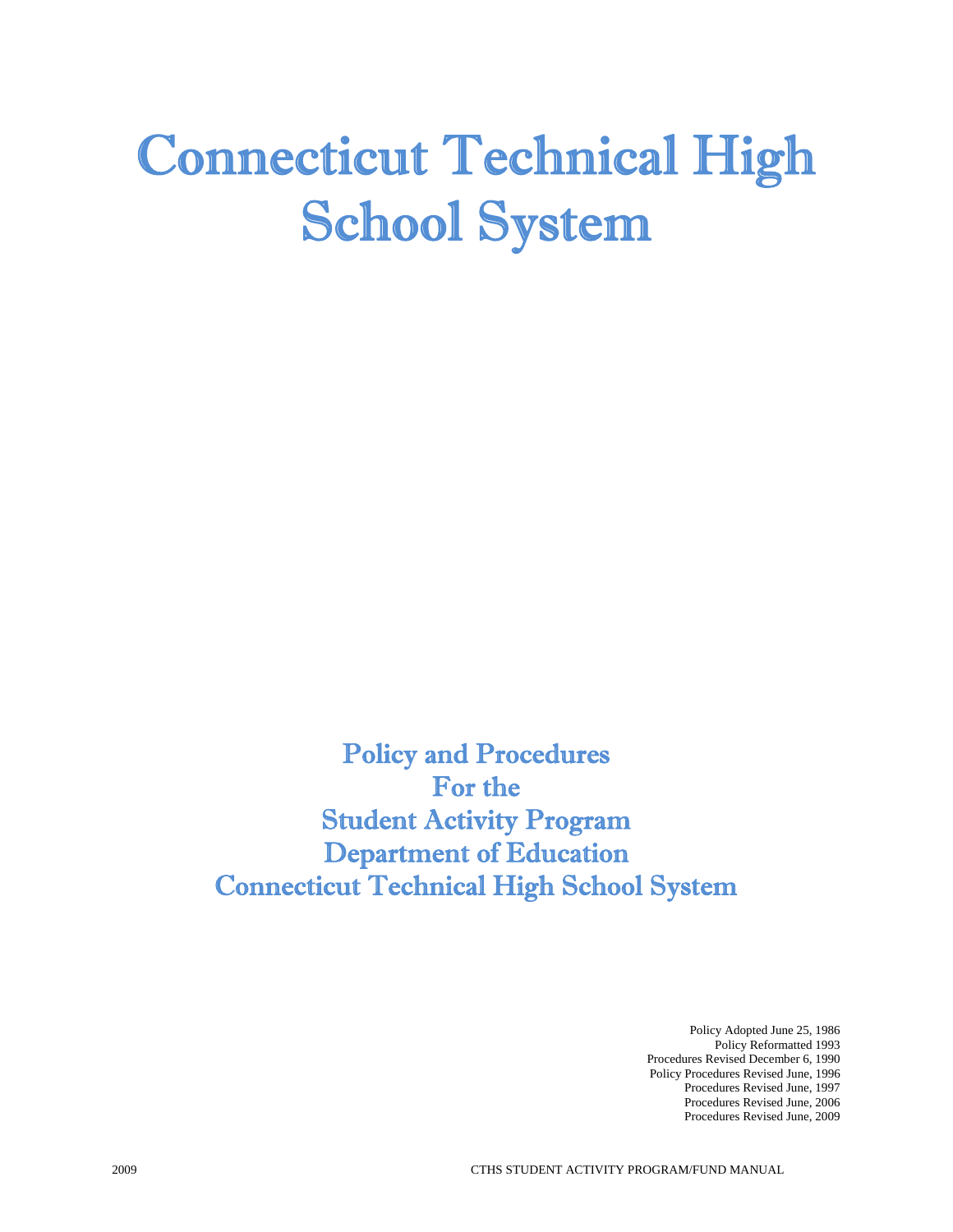# Connecticut Technical High School System

## Policy and Procedures For the Student Activity Program Department of Education Connecticut Technical High School System

Policy Adopted June 25, 1986
Policy Reformatted 1993
Procedures Revised December 6, 1990
Policy Procedures Revised June, 1996
Procedures Revised June, 1997
Procedures Revised June, 2006
Procedures Revised June, 2009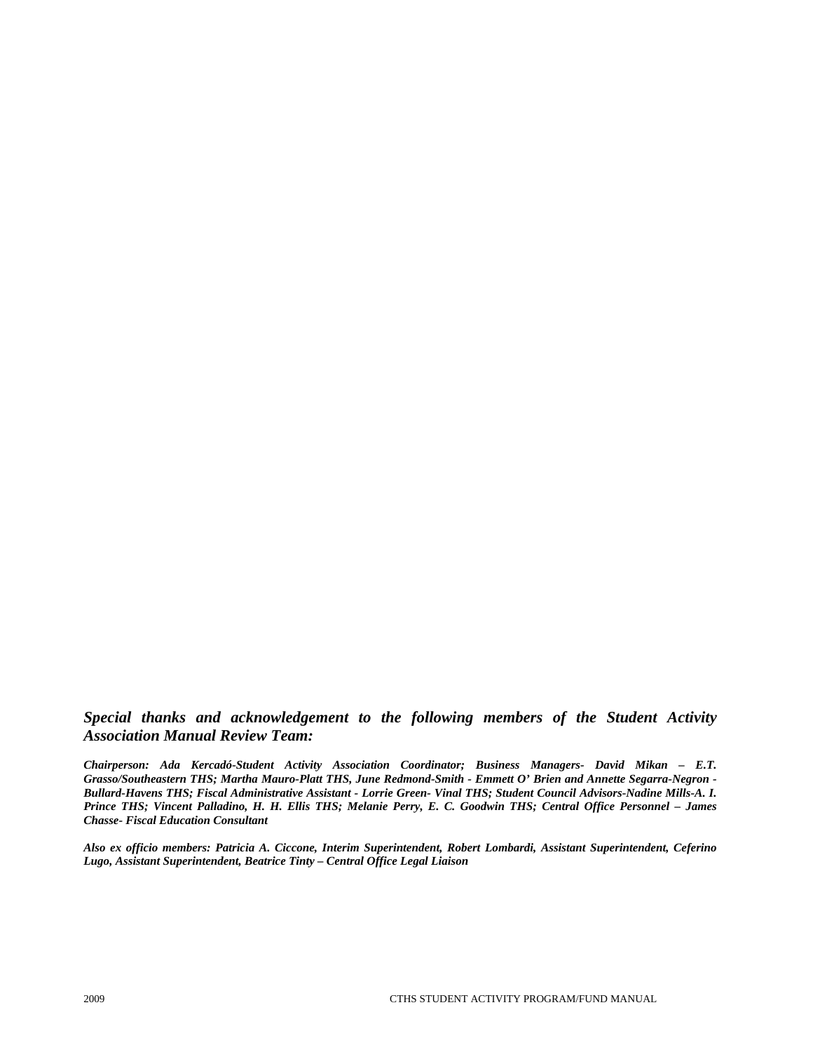***Special thanks and acknowledgement to the following members of the Student Activity Association Manual Review Team:***

***Chairperson: Ada Kercadó-Student Activity Association Coordinator; Business Managers- David Mikan – E.T. Grasso/Southeastern THS; Martha Mauro-Platt THS, June Redmond-Smith - Emmett O' Brien and Annette Segarra-Negron - Bullard-Havens THS; Fiscal Administrative Assistant - Lorrie Green- Vinal THS; Student Council Advisors-Nadine Mills-A. I. Prince THS; Vincent Palladino, H. H. Ellis THS; Melanie Perry, E. C. Goodwin THS; Central Office Personnel – James Chasse- Fiscal Education Consultant***

***Also ex officio members: Patricia A. Ciccone, Interim Superintendent, Robert Lombardi, Assistant Superintendent, Ceferino Lugo, Assistant Superintendent, Beatrice Tinty – Central Office Legal Liaison***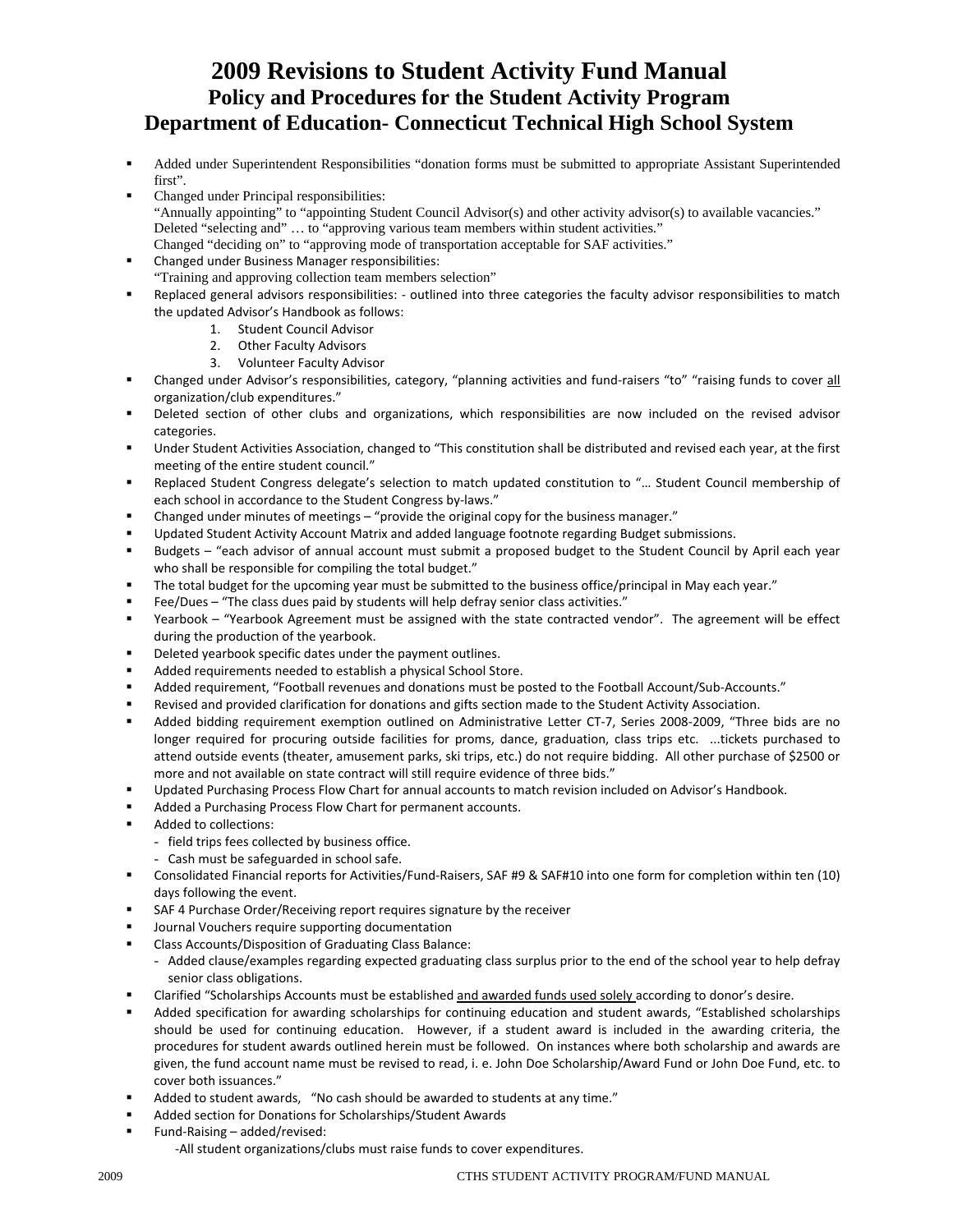# 2009 Revisions to Student Activity Fund Manual

## Policy and Procedures for the Student Activity Program

## Department of Education- Connecticut Technical High School System

- Added under Superintendent Responsibilities "donation forms must be submitted to appropriate Assistant Superintended first".
- Changed under Principal responsibilities:
  "Annually appointing" to "appointing Student Council Advisor(s) and other activity advisor(s) to available vacancies."
  Deleted "selecting and" … to "approving various team members within student activities."
  Changed "deciding on" to "approving mode of transportation acceptable for SAF activities."
- Changed under Business Manager responsibilities:
  "Training and approving collection team members selection"
- Replaced general advisors responsibilities: - outlined into three categories the faculty advisor responsibilities to match the updated Advisor's Handbook as follows:
  1. Student Council Advisor
  2. Other Faculty Advisors
  3. Volunteer Faculty Advisor
- Changed under Advisor's responsibilities, category, "planning activities and fund-raisers "to" "raising funds to cover <u>all</u> organization/club expenditures."
- Deleted section of other clubs and organizations, which responsibilities are now included on the revised advisor categories.
- Under Student Activities Association, changed to "This constitution shall be distributed and revised each year, at the first meeting of the entire student council."
- Replaced Student Congress delegate's selection to match updated constitution to "… Student Council membership of each school in accordance to the Student Congress by-laws."
- Changed under minutes of meetings – "provide the original copy for the business manager."
- Updated Student Activity Account Matrix and added language footnote regarding Budget submissions.
- Budgets – "each advisor of annual account must submit a proposed budget to the Student Council by April each year who shall be responsible for compiling the total budget."
- The total budget for the upcoming year must be submitted to the business office/principal in May each year."
- Fee/Dues – "The class dues paid by students will help defray senior class activities."
- Yearbook – "Yearbook Agreement must be assigned with the state contracted vendor". The agreement will be effect during the production of the yearbook.
- Deleted yearbook specific dates under the payment outlines.
- Added requirements needed to establish a physical School Store.
- Added requirement, "Football revenues and donations must be posted to the Football Account/Sub-Accounts."
- Revised and provided clarification for donations and gifts section made to the Student Activity Association.
- Added bidding requirement exemption outlined on Administrative Letter CT-7, Series 2008-2009, "Three bids are no longer required for procuring outside facilities for proms, dance, graduation, class trips etc. ...tickets purchased to attend outside events (theater, amusement parks, ski trips, etc.) do not require bidding. All other purchase of $2500 or more and not available on state contract will still require evidence of three bids."
- Updated Purchasing Process Flow Chart for annual accounts to match revision included on Advisor's Handbook.
- Added a Purchasing Process Flow Chart for permanent accounts.
- Added to collections:
  - field trips fees collected by business office.
  - Cash must be safeguarded in school safe.
- Consolidated Financial reports for Activities/Fund-Raisers, SAF #9 & SAF#10 into one form for completion within ten (10) days following the event.
- SAF 4 Purchase Order/Receiving report requires signature by the receiver
- Journal Vouchers require supporting documentation
- Class Accounts/Disposition of Graduating Class Balance:
  - Added clause/examples regarding expected graduating class surplus prior to the end of the school year to help defray senior class obligations.
- Clarified "Scholarships Accounts must be established <u>and awarded funds used solely</u> according to donor's desire.
- Added specification for awarding scholarships for continuing education and student awards, "Established scholarships should be used for continuing education. However, if a student award is included in the awarding criteria, the procedures for student awards outlined herein must be followed. On instances where both scholarship and awards are given, the fund account name must be revised to read, i. e. John Doe Scholarship/Award Fund or John Doe Fund, etc. to cover both issuances."
- Added to student awards, "No cash should be awarded to students at any time."
- Added section for Donations for Scholarships/Student Awards
- Fund-Raising – added/revised:
  -All student organizations/clubs must raise funds to cover expenditures.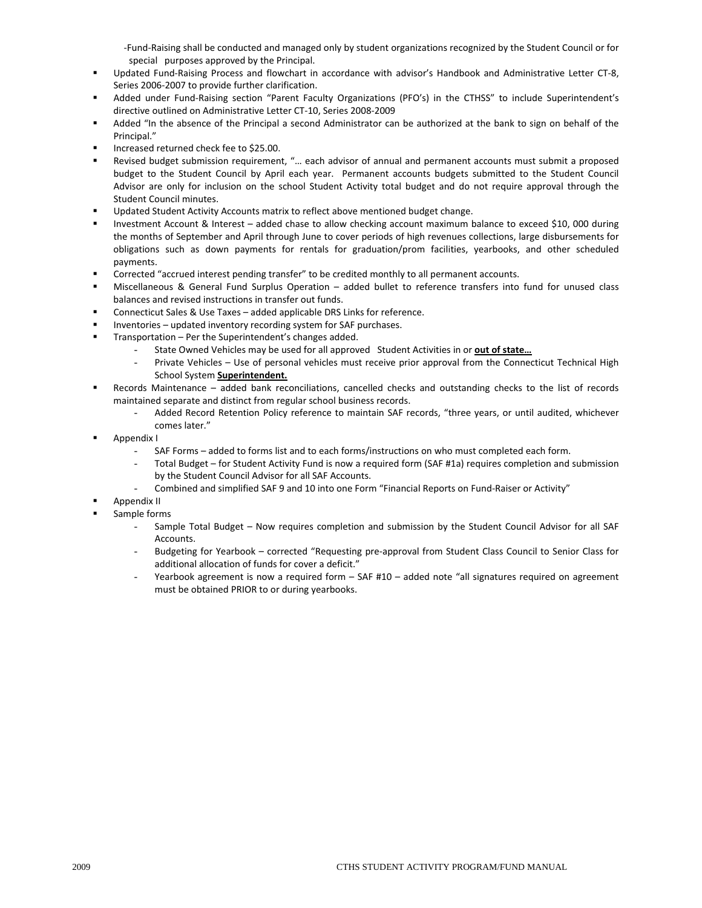-Fund-Raising shall be conducted and managed only by student organizations recognized by the Student Council or for special purposes approved by the Principal.

- Updated Fund-Raising Process and flowchart in accordance with advisor's Handbook and Administrative Letter CT-8, Series 2006-2007 to provide further clarification.
- Added under Fund-Raising section "Parent Faculty Organizations (PFO's) in the CTHSS" to include Superintendent's directive outlined on Administrative Letter CT-10, Series 2008-2009
- Added "In the absence of the Principal a second Administrator can be authorized at the bank to sign on behalf of the Principal."
- Increased returned check fee to $25.00.
- Revised budget submission requirement, "… each advisor of annual and permanent accounts must submit a proposed budget to the Student Council by April each year. Permanent accounts budgets submitted to the Student Council Advisor are only for inclusion on the school Student Activity total budget and do not require approval through the Student Council minutes.
- Updated Student Activity Accounts matrix to reflect above mentioned budget change.
- Investment Account & Interest – added chase to allow checking account maximum balance to exceed $10, 000 during the months of September and April through June to cover periods of high revenues collections, large disbursements for obligations such as down payments for rentals for graduation/prom facilities, yearbooks, and other scheduled payments.
- Corrected "accrued interest pending transfer" to be credited monthly to all permanent accounts.
- Miscellaneous & General Fund Surplus Operation – added bullet to reference transfers into fund for unused class balances and revised instructions in transfer out funds.
- Connecticut Sales & Use Taxes – added applicable DRS Links for reference.
- Inventories – updated inventory recording system for SAF purchases.
- Transportation – Per the Superintendent's changes added.
  - State Owned Vehicles may be used for all approved Student Activities in or **out of state…**
  - Private Vehicles – Use of personal vehicles must receive prior approval from the Connecticut Technical High School System **Superintendent.**
- Records Maintenance – added bank reconciliations, cancelled checks and outstanding checks to the list of records maintained separate and distinct from regular school business records.
  - Added Record Retention Policy reference to maintain SAF records, "three years, or until audited, whichever comes later."
- Appendix I
  - SAF Forms – added to forms list and to each forms/instructions on who must completed each form.
  - Total Budget – for Student Activity Fund is now a required form (SAF #1a) requires completion and submission by the Student Council Advisor for all SAF Accounts.
  - Combined and simplified SAF 9 and 10 into one Form "Financial Reports on Fund-Raiser or Activity"
- Appendix II
- Sample forms
  - Sample Total Budget – Now requires completion and submission by the Student Council Advisor for all SAF Accounts.
  - Budgeting for Yearbook – corrected "Requesting pre-approval from Student Class Council to Senior Class for additional allocation of funds for cover a deficit."
  - Yearbook agreement is now a required form – SAF #10 – added note "all signatures required on agreement must be obtained PRIOR to or during yearbooks.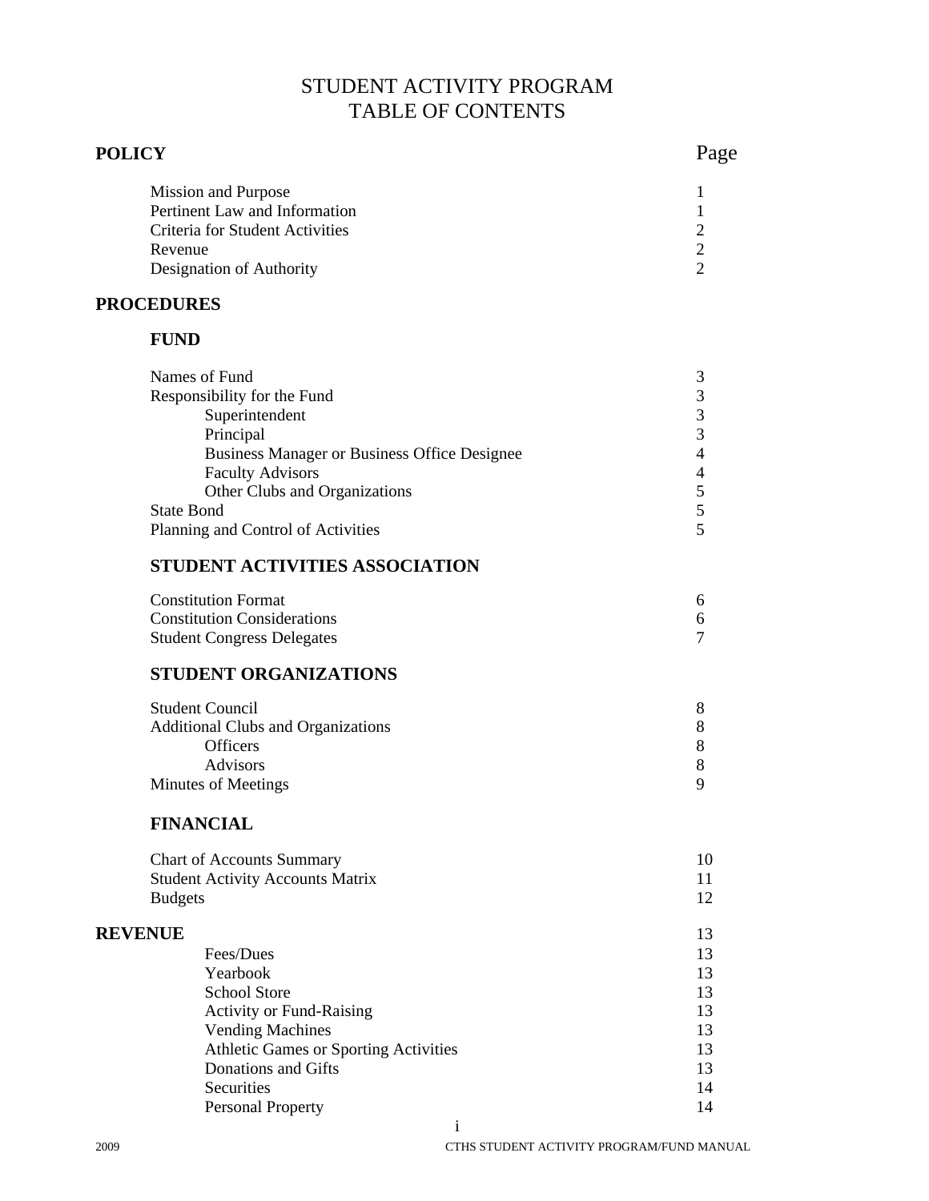# STUDENT ACTIVITY PROGRAM
# TABLE OF CONTENTS

| **POLICY** | Page |
|---|---|
| Mission and Purpose | 1 |
| Pertinent Law and Information | 1 |
| Criteria for Student Activities | 2 |
| Revenue | 2 |
| Designation of Authority | 2 |
| **PROCEDURES** | |
| **FUND** | |
| Names of Fund | 3 |
| Responsibility for the Fund | 3 |
| Superintendent | 3 |
| Principal | 3 |
| Business Manager or Business Office Designee | 4 |
| Faculty Advisors | 4 |
| Other Clubs and Organizations | 5 |
| State Bond | 5 |
| Planning and Control of Activities | 5 |
| **STUDENT ACTIVITIES ASSOCIATION** | |
| Constitution Format | 6 |
| Constitution Considerations | 6 |
| Student Congress Delegates | 7 |
| **STUDENT ORGANIZATIONS** | |
| Student Council | 8 |
| Additional Clubs and Organizations | 8 |
| Officers | 8 |
| Advisors | 8 |
| Minutes of Meetings | 9 |
| **FINANCIAL** | |
| Chart of Accounts Summary | 10 |
| Student Activity Accounts Matrix | 11 |
| Budgets | 12 |
| **REVENUE** | 13 |
| Fees/Dues | 13 |
| Yearbook | 13 |
| School Store | 13 |
| Activity or Fund-Raising | 13 |
| Vending Machines | 13 |
| Athletic Games or Sporting Activities | 13 |
| Donations and Gifts | 13 |
| Securities | 14 |
| Personal Property | 14 |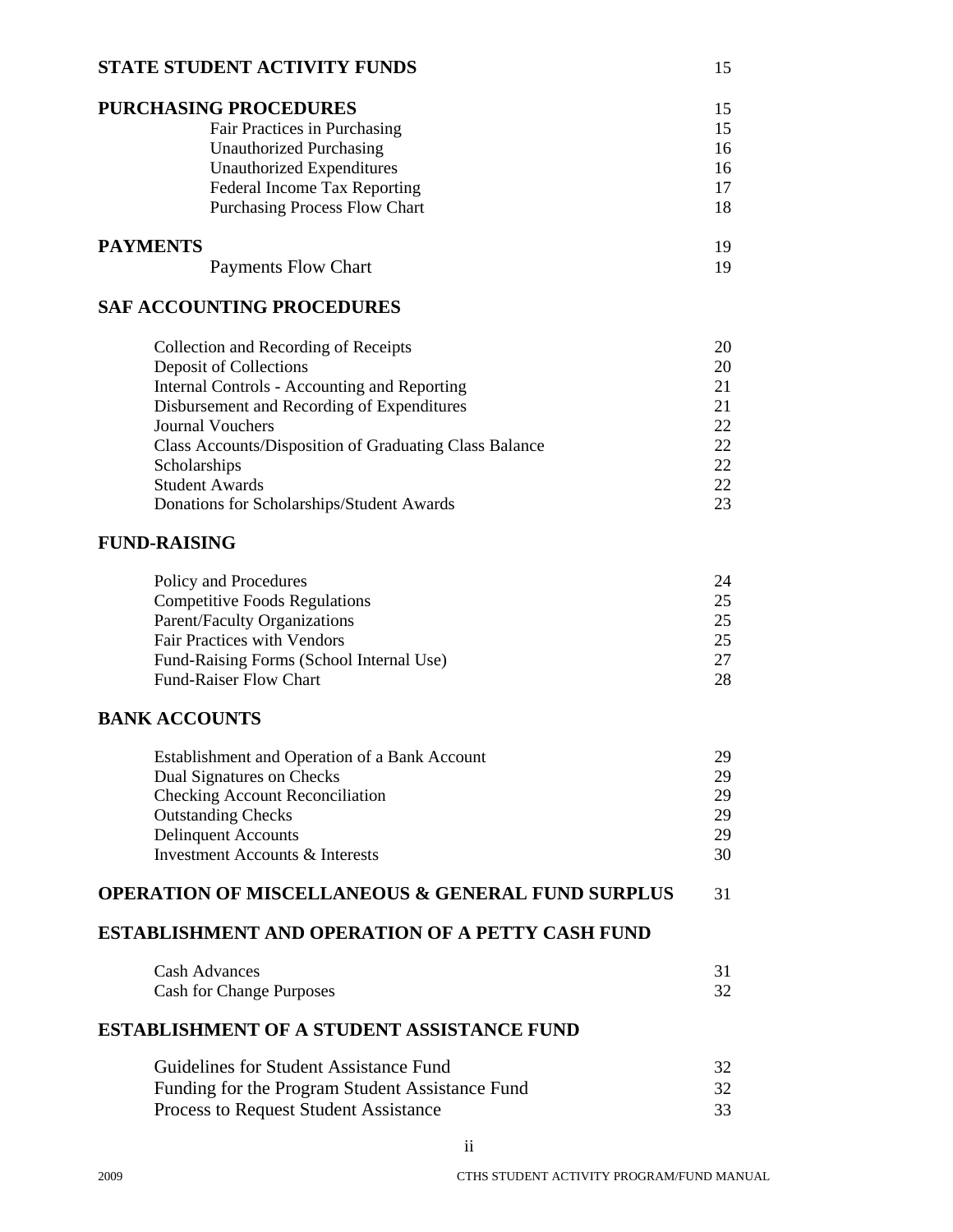| | |
|---|---|
| **STATE STUDENT ACTIVITY FUNDS** | 15 |
| **PURCHASING PROCEDURES** | 15 |
| Fair Practices in Purchasing | 15 |
| Unauthorized Purchasing | 16 |
| Unauthorized Expenditures | 16 |
| Federal Income Tax Reporting | 17 |
| Purchasing Process Flow Chart | 18 |
| **PAYMENTS** | 19 |
| Payments Flow Chart | 19 |
| **SAF ACCOUNTING PROCEDURES** | |
| Collection and Recording of Receipts | 20 |
| Deposit of Collections | 20 |
| Internal Controls - Accounting and Reporting | 21 |
| Disbursement and Recording of Expenditures | 21 |
| Journal Vouchers | 22 |
| Class Accounts/Disposition of Graduating Class Balance | 22 |
| Scholarships | 22 |
| Student Awards | 22 |
| Donations for Scholarships/Student Awards | 23 |
| **FUND-RAISING** | |
| Policy and Procedures | 24 |
| Competitive Foods Regulations | 25 |
| Parent/Faculty Organizations | 25 |
| Fair Practices with Vendors | 25 |
| Fund-Raising Forms (School Internal Use) | 27 |
| Fund-Raiser Flow Chart | 28 |
| **BANK ACCOUNTS** | |
| Establishment and Operation of a Bank Account | 29 |
| Dual Signatures on Checks | 29 |
| Checking Account Reconciliation | 29 |
| Outstanding Checks | 29 |
| Delinquent Accounts | 29 |
| Investment Accounts & Interests | 30 |
| **OPERATION OF MISCELLANEOUS & GENERAL FUND SURPLUS** | 31 |
| **ESTABLISHMENT AND OPERATION OF A PETTY CASH FUND** | |
| Cash Advances | 31 |
| Cash for Change Purposes | 32 |
| **ESTABLISHMENT OF A STUDENT ASSISTANCE FUND** | |
| Guidelines for Student Assistance Fund | 32 |
| Funding for the Program Student Assistance Fund | 32 |
| Process to Request Student Assistance | 33 |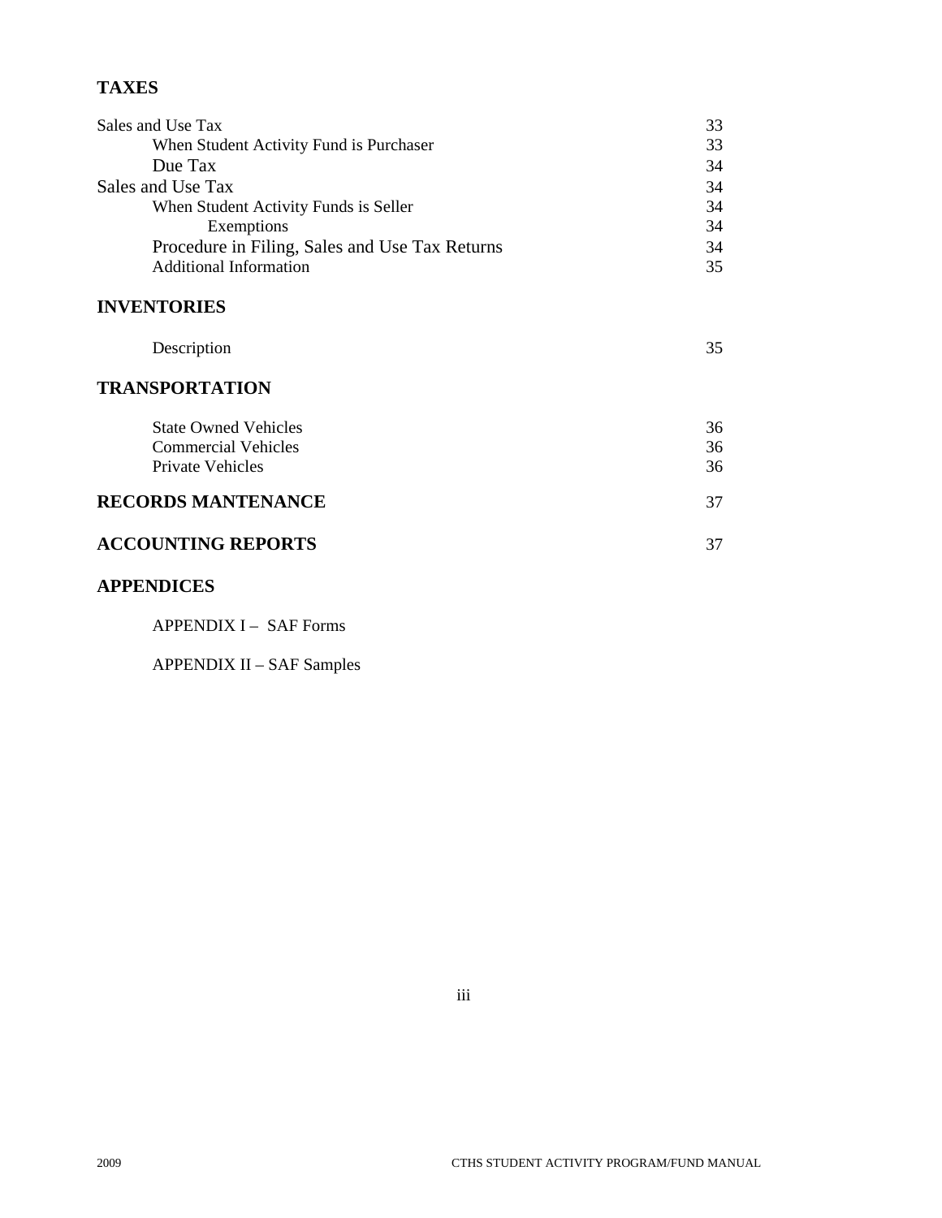**TAXES**

| | |
|---|---|
| Sales and Use Tax | 33 |
| When Student Activity Fund is Purchaser | 33 |
| Due Tax | 34 |
| Sales and Use Tax | 34 |
| When Student Activity Funds is Seller | 34 |
| Exemptions | 34 |
| Procedure in Filing, Sales and Use Tax Returns | 34 |
| Additional Information | 35 |

**INVENTORIES**

| | |
|---|---|
| Description | 35 |

**TRANSPORTATION**

| | |
|---|---|
| State Owned Vehicles | 36 |
| Commercial Vehicles | 36 |
| Private Vehicles | 36 |

| | |
|---|---|
| **RECORDS MANTENANCE** | 37 |
| **ACCOUNTING REPORTS** | 37 |

**APPENDICES**

APPENDIX I – SAF Forms

APPENDIX II – SAF Samples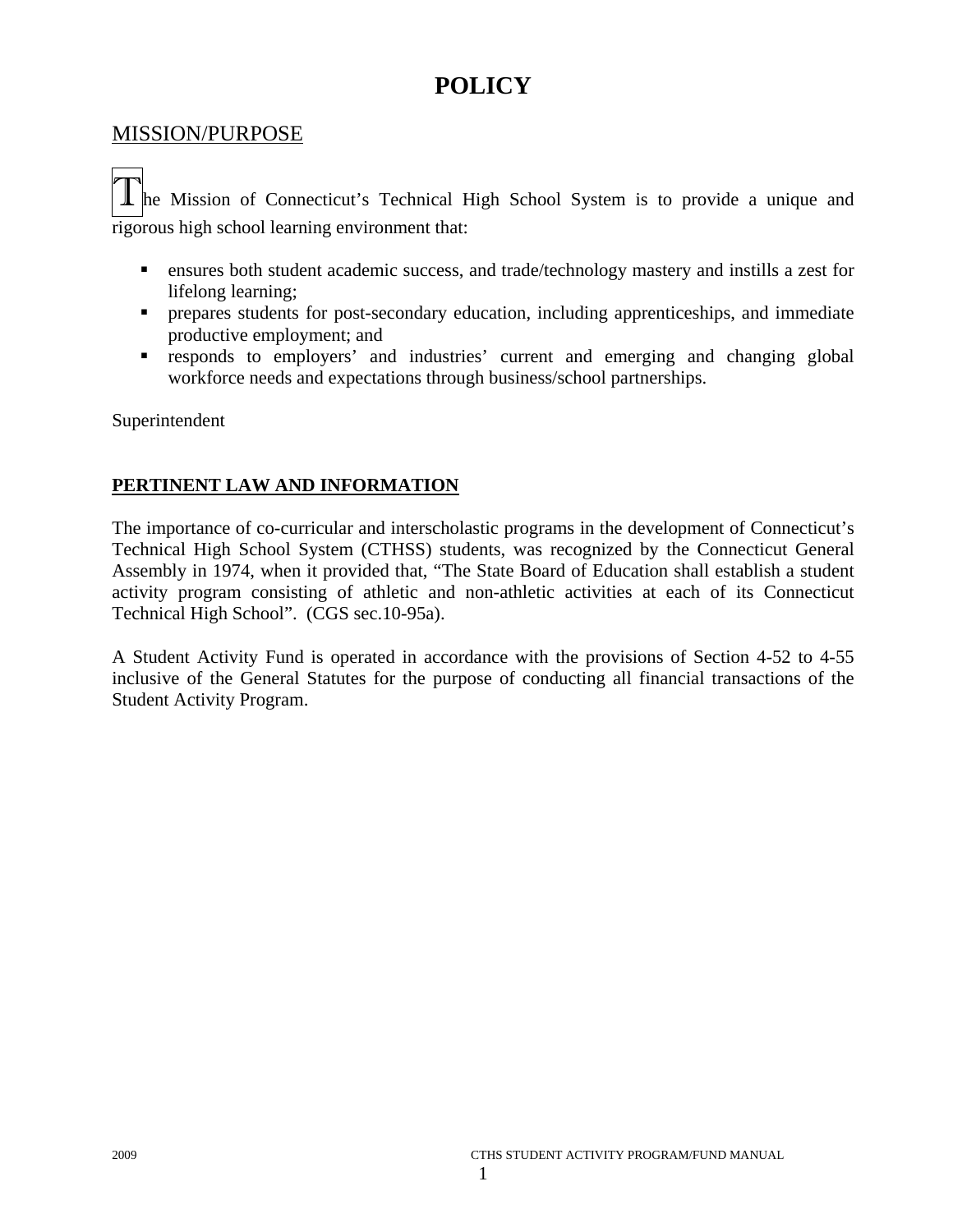# POLICY

## MISSION/PURPOSE

The Mission of Connecticut's Technical High School System is to provide a unique and rigorous high school learning environment that:

- ensures both student academic success, and trade/technology mastery and instills a zest for lifelong learning;
- prepares students for post-secondary education, including apprenticeships, and immediate productive employment; and
- responds to employers' and industries' current and emerging and changing global workforce needs and expectations through business/school partnerships.

Superintendent

## PERTINENT LAW AND INFORMATION

The importance of co-curricular and interscholastic programs in the development of Connecticut's Technical High School System (CTHSS) students, was recognized by the Connecticut General Assembly in 1974, when it provided that, "The State Board of Education shall establish a student activity program consisting of athletic and non-athletic activities at each of its Connecticut Technical High School". (CGS sec.10-95a).

A Student Activity Fund is operated in accordance with the provisions of Section 4-52 to 4-55 inclusive of the General Statutes for the purpose of conducting all financial transactions of the Student Activity Program.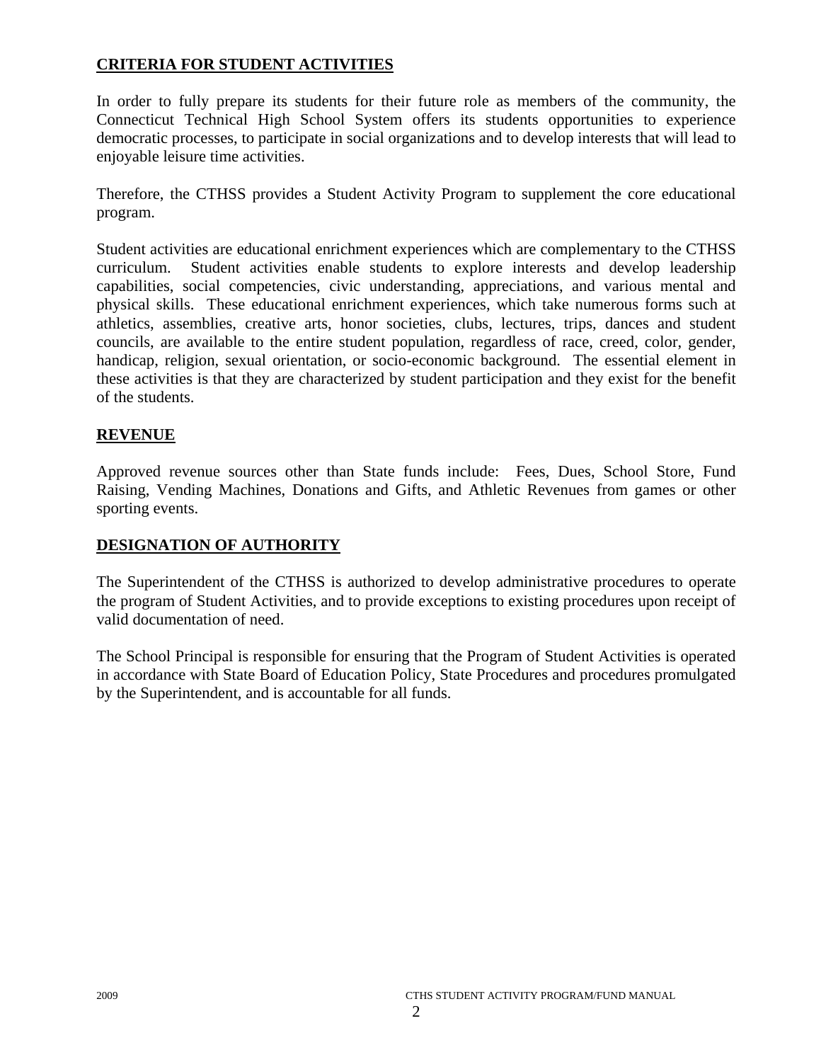## CRITERIA FOR STUDENT ACTIVITIES

In order to fully prepare its students for their future role as members of the community, the Connecticut Technical High School System offers its students opportunities to experience democratic processes, to participate in social organizations and to develop interests that will lead to enjoyable leisure time activities.

Therefore, the CTHSS provides a Student Activity Program to supplement the core educational program.

Student activities are educational enrichment experiences which are complementary to the CTHSS curriculum. Student activities enable students to explore interests and develop leadership capabilities, social competencies, civic understanding, appreciations, and various mental and physical skills. These educational enrichment experiences, which take numerous forms such at athletics, assemblies, creative arts, honor societies, clubs, lectures, trips, dances and student councils, are available to the entire student population, regardless of race, creed, color, gender, handicap, religion, sexual orientation, or socio-economic background. The essential element in these activities is that they are characterized by student participation and they exist for the benefit of the students.

## REVENUE

Approved revenue sources other than State funds include: Fees, Dues, School Store, Fund Raising, Vending Machines, Donations and Gifts, and Athletic Revenues from games or other sporting events.

## DESIGNATION OF AUTHORITY

The Superintendent of the CTHSS is authorized to develop administrative procedures to operate the program of Student Activities, and to provide exceptions to existing procedures upon receipt of valid documentation of need.

The School Principal is responsible for ensuring that the Program of Student Activities is operated in accordance with State Board of Education Policy, State Procedures and procedures promulgated by the Superintendent, and is accountable for all funds.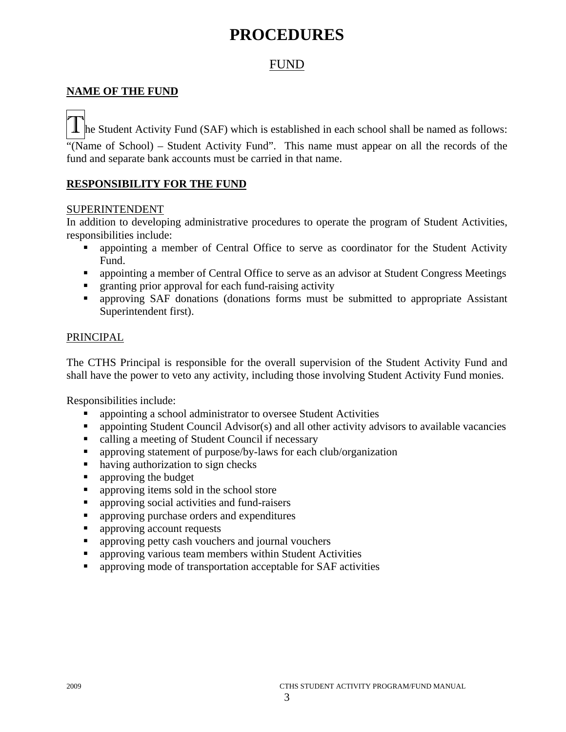# PROCEDURES

## FUND

**NAME OF THE FUND**

The Student Activity Fund (SAF) which is established in each school shall be named as follows: "(Name of School) – Student Activity Fund". This name must appear on all the records of the fund and separate bank accounts must be carried in that name.

**RESPONSIBILITY FOR THE FUND**

SUPERINTENDENT

In addition to developing administrative procedures to operate the program of Student Activities, responsibilities include:

- appointing a member of Central Office to serve as coordinator for the Student Activity Fund.
- appointing a member of Central Office to serve as an advisor at Student Congress Meetings
- granting prior approval for each fund-raising activity
- approving SAF donations (donations forms must be submitted to appropriate Assistant Superintendent first).

PRINCIPAL

The CTHS Principal is responsible for the overall supervision of the Student Activity Fund and shall have the power to veto any activity, including those involving Student Activity Fund monies.

Responsibilities include:

- appointing a school administrator to oversee Student Activities
- appointing Student Council Advisor(s) and all other activity advisors to available vacancies
- calling a meeting of Student Council if necessary
- approving statement of purpose/by-laws for each club/organization
- having authorization to sign checks
- approving the budget
- approving items sold in the school store
- approving social activities and fund-raisers
- approving purchase orders and expenditures
- approving account requests
- approving petty cash vouchers and journal vouchers
- approving various team members within Student Activities
- approving mode of transportation acceptable for SAF activities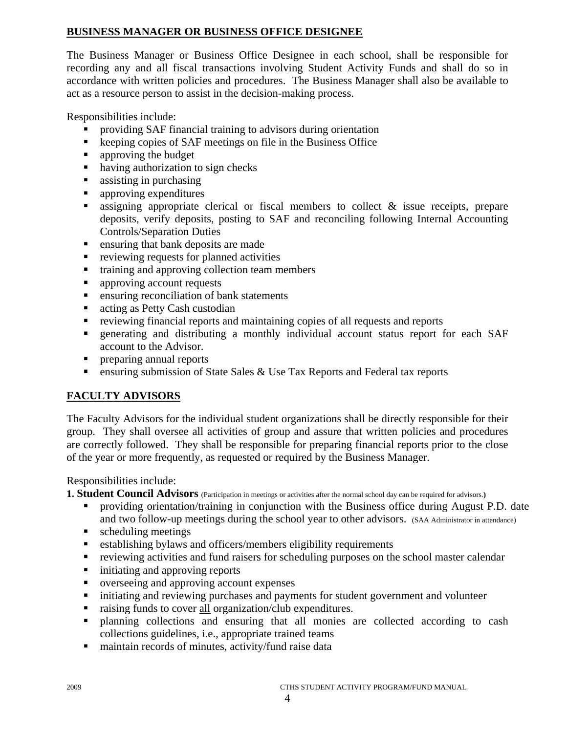## BUSINESS MANAGER OR BUSINESS OFFICE DESIGNEE

The Business Manager or Business Office Designee in each school, shall be responsible for recording any and all fiscal transactions involving Student Activity Funds and shall do so in accordance with written policies and procedures. The Business Manager shall also be available to act as a resource person to assist in the decision-making process.

Responsibilities include:

- providing SAF financial training to advisors during orientation
- keeping copies of SAF meetings on file in the Business Office
- approving the budget
- having authorization to sign checks
- assisting in purchasing
- approving expenditures
- assigning appropriate clerical or fiscal members to collect & issue receipts, prepare deposits, verify deposits, posting to SAF and reconciling following Internal Accounting Controls/Separation Duties
- ensuring that bank deposits are made
- reviewing requests for planned activities
- training and approving collection team members
- approving account requests
- ensuring reconciliation of bank statements
- acting as Petty Cash custodian
- reviewing financial reports and maintaining copies of all requests and reports
- generating and distributing a monthly individual account status report for each SAF account to the Advisor.
- preparing annual reports
- ensuring submission of State Sales & Use Tax Reports and Federal tax reports

## FACULTY ADVISORS

The Faculty Advisors for the individual student organizations shall be directly responsible for their group. They shall oversee all activities of group and assure that written policies and procedures are correctly followed. They shall be responsible for preparing financial reports prior to the close of the year or more frequently, as requested or required by the Business Manager.

Responsibilities include:

**1. Student Council Advisors** (Participation in meetings or activities after the normal school day can be required for advisors.)

- providing orientation/training in conjunction with the Business office during August P.D. date and two follow-up meetings during the school year to other advisors. (SAA Administrator in attendance)
- scheduling meetings
- establishing bylaws and officers/members eligibility requirements
- reviewing activities and fund raisers for scheduling purposes on the school master calendar
- initiating and approving reports
- overseeing and approving account expenses
- initiating and reviewing purchases and payments for student government and volunteer
- raising funds to cover <u>all</u> organization/club expenditures.
- planning collections and ensuring that all monies are collected according to cash collections guidelines, i.e., appropriate trained teams
- maintain records of minutes, activity/fund raise data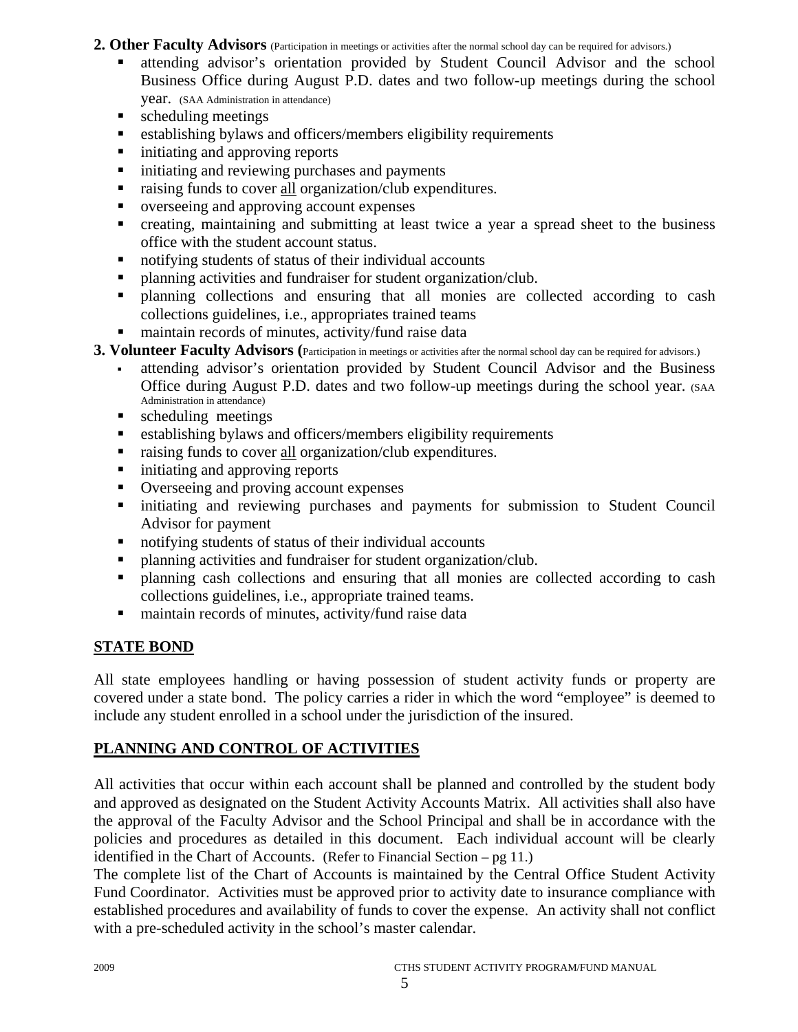**2. Other Faculty Advisors** (Participation in meetings or activities after the normal school day can be required for advisors.)

- attending advisor's orientation provided by Student Council Advisor and the school Business Office during August P.D. dates and two follow-up meetings during the school year. (SAA Administration in attendance)
- scheduling meetings
- establishing bylaws and officers/members eligibility requirements
- initiating and approving reports
- initiating and reviewing purchases and payments
- raising funds to cover <u>all</u> organization/club expenditures.
- overseeing and approving account expenses
- creating, maintaining and submitting at least twice a year a spread sheet to the business office with the student account status.
- notifying students of status of their individual accounts
- planning activities and fundraiser for student organization/club.
- planning collections and ensuring that all monies are collected according to cash collections guidelines, i.e., appropriates trained teams
- maintain records of minutes, activity/fund raise data

**3. Volunteer Faculty Advisors (**Participation in meetings or activities after the normal school day can be required for advisors.)

- attending advisor's orientation provided by Student Council Advisor and the Business Office during August P.D. dates and two follow-up meetings during the school year. (SAA Administration in attendance)
- scheduling meetings
- establishing bylaws and officers/members eligibility requirements
- raising funds to cover <u>all</u> organization/club expenditures.
- initiating and approving reports
- Overseeing and proving account expenses
- initiating and reviewing purchases and payments for submission to Student Council Advisor for payment
- notifying students of status of their individual accounts
- planning activities and fundraiser for student organization/club.
- planning cash collections and ensuring that all monies are collected according to cash collections guidelines, i.e., appropriate trained teams.
- maintain records of minutes, activity/fund raise data

## STATE BOND

All state employees handling or having possession of student activity funds or property are covered under a state bond. The policy carries a rider in which the word "employee" is deemed to include any student enrolled in a school under the jurisdiction of the insured.

## PLANNING AND CONTROL OF ACTIVITIES

All activities that occur within each account shall be planned and controlled by the student body and approved as designated on the Student Activity Accounts Matrix. All activities shall also have the approval of the Faculty Advisor and the School Principal and shall be in accordance with the policies and procedures as detailed in this document. Each individual account will be clearly identified in the Chart of Accounts. (Refer to Financial Section – pg 11.)
The complete list of the Chart of Accounts is maintained by the Central Office Student Activity Fund Coordinator. Activities must be approved prior to activity date to insurance compliance with established procedures and availability of funds to cover the expense. An activity shall not conflict with a pre-scheduled activity in the school's master calendar.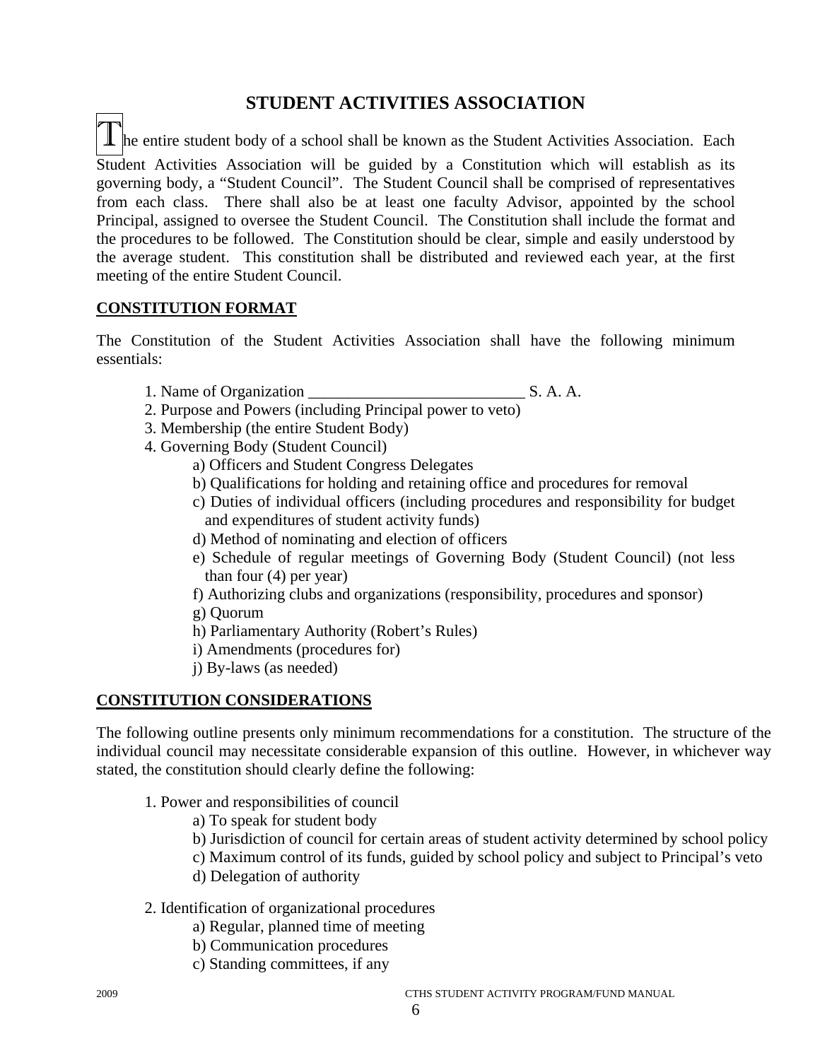# STUDENT ACTIVITIES ASSOCIATION

The entire student body of a school shall be known as the Student Activities Association. Each Student Activities Association will be guided by a Constitution which will establish as its governing body, a "Student Council". The Student Council shall be comprised of representatives from each class. There shall also be at least one faculty Advisor, appointed by the school Principal, assigned to oversee the Student Council. The Constitution shall include the format and the procedures to be followed. The Constitution should be clear, simple and easily understood by the average student. This constitution shall be distributed and reviewed each year, at the first meeting of the entire Student Council.

**CONSTITUTION FORMAT**

The Constitution of the Student Activities Association shall have the following minimum essentials:

1. Name of Organization ___________________________ S. A. A.
2. Purpose and Powers (including Principal power to veto)
3. Membership (the entire Student Body)
4. Governing Body (Student Council)
   - a) Officers and Student Congress Delegates
   - b) Qualifications for holding and retaining office and procedures for removal
   - c) Duties of individual officers (including procedures and responsibility for budget and expenditures of student activity funds)
   - d) Method of nominating and election of officers
   - e) Schedule of regular meetings of Governing Body (Student Council) (not less than four (4) per year)
   - f) Authorizing clubs and organizations (responsibility, procedures and sponsor)
   - g) Quorum
   - h) Parliamentary Authority (Robert's Rules)
   - i) Amendments (procedures for)
   - j) By-laws (as needed)

**CONSTITUTION CONSIDERATIONS**

The following outline presents only minimum recommendations for a constitution. The structure of the individual council may necessitate considerable expansion of this outline. However, in whichever way stated, the constitution should clearly define the following:

1. Power and responsibilities of council
   - a) To speak for student body
   - b) Jurisdiction of council for certain areas of student activity determined by school policy
   - c) Maximum control of its funds, guided by school policy and subject to Principal's veto
   - d) Delegation of authority

2. Identification of organizational procedures
   - a) Regular, planned time of meeting
   - b) Communication procedures
   - c) Standing committees, if any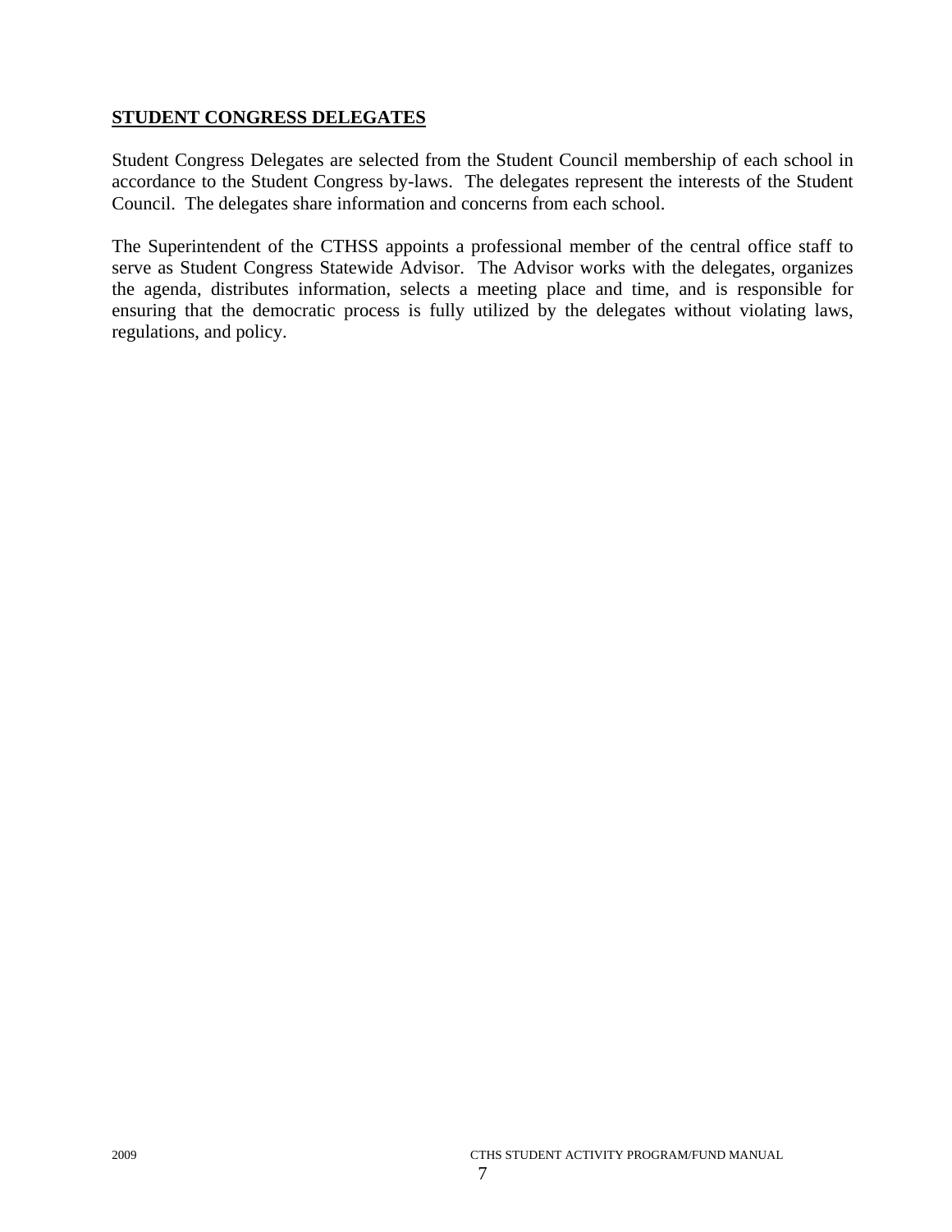## STUDENT CONGRESS DELEGATES

Student Congress Delegates are selected from the Student Council membership of each school in accordance to the Student Congress by-laws. The delegates represent the interests of the Student Council. The delegates share information and concerns from each school.

The Superintendent of the CTHSS appoints a professional member of the central office staff to serve as Student Congress Statewide Advisor. The Advisor works with the delegates, organizes the agenda, distributes information, selects a meeting place and time, and is responsible for ensuring that the democratic process is fully utilized by the delegates without violating laws, regulations, and policy.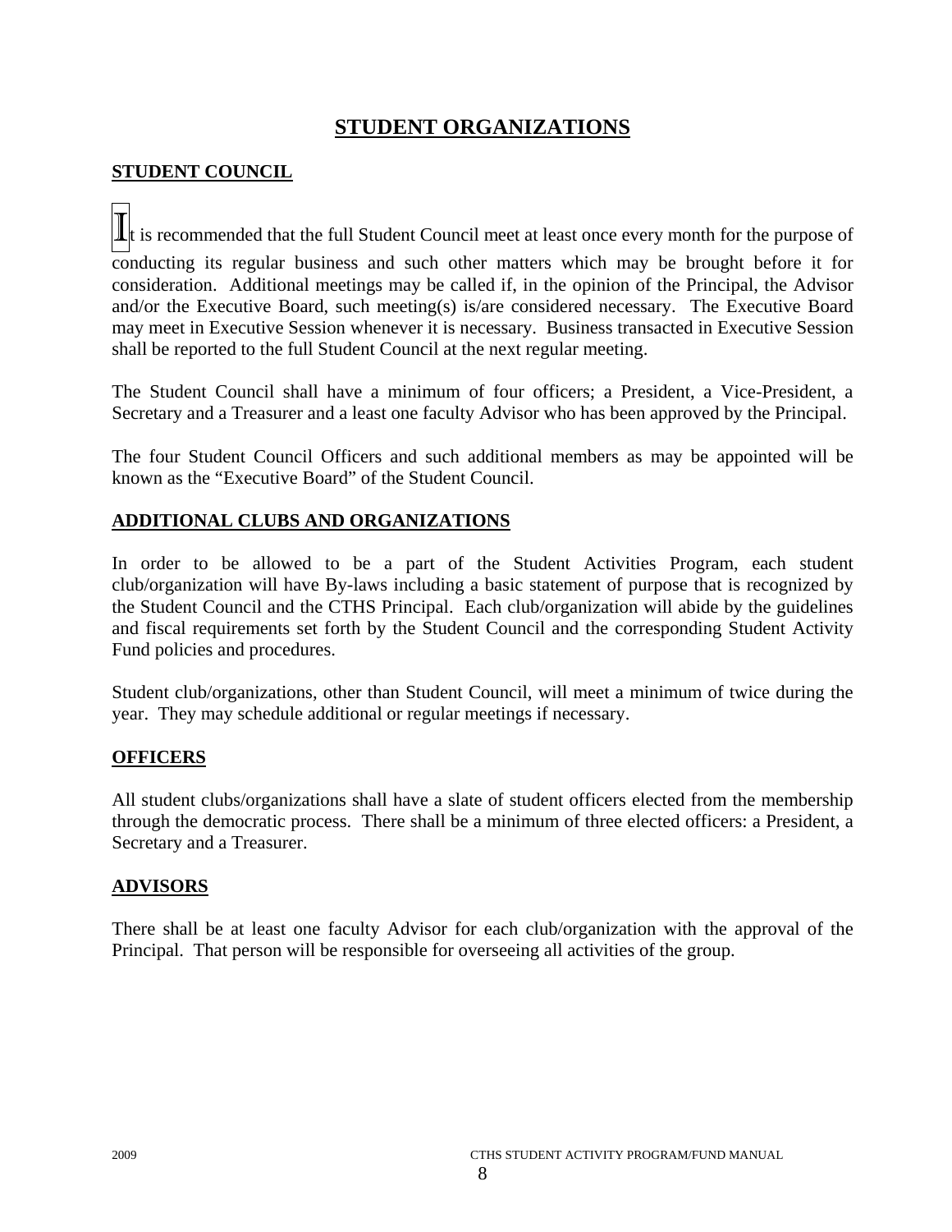# STUDENT ORGANIZATIONS

## STUDENT COUNCIL

It is recommended that the full Student Council meet at least once every month for the purpose of conducting its regular business and such other matters which may be brought before it for consideration. Additional meetings may be called if, in the opinion of the Principal, the Advisor and/or the Executive Board, such meeting(s) is/are considered necessary. The Executive Board may meet in Executive Session whenever it is necessary. Business transacted in Executive Session shall be reported to the full Student Council at the next regular meeting.

The Student Council shall have a minimum of four officers; a President, a Vice-President, a Secretary and a Treasurer and a least one faculty Advisor who has been approved by the Principal.

The four Student Council Officers and such additional members as may be appointed will be known as the "Executive Board" of the Student Council.

## ADDITIONAL CLUBS AND ORGANIZATIONS

In order to be allowed to be a part of the Student Activities Program, each student club/organization will have By-laws including a basic statement of purpose that is recognized by the Student Council and the CTHS Principal. Each club/organization will abide by the guidelines and fiscal requirements set forth by the Student Council and the corresponding Student Activity Fund policies and procedures.

Student club/organizations, other than Student Council, will meet a minimum of twice during the year. They may schedule additional or regular meetings if necessary.

## OFFICERS

All student clubs/organizations shall have a slate of student officers elected from the membership through the democratic process. There shall be a minimum of three elected officers: a President, a Secretary and a Treasurer.

## ADVISORS

There shall be at least one faculty Advisor for each club/organization with the approval of the Principal. That person will be responsible for overseeing all activities of the group.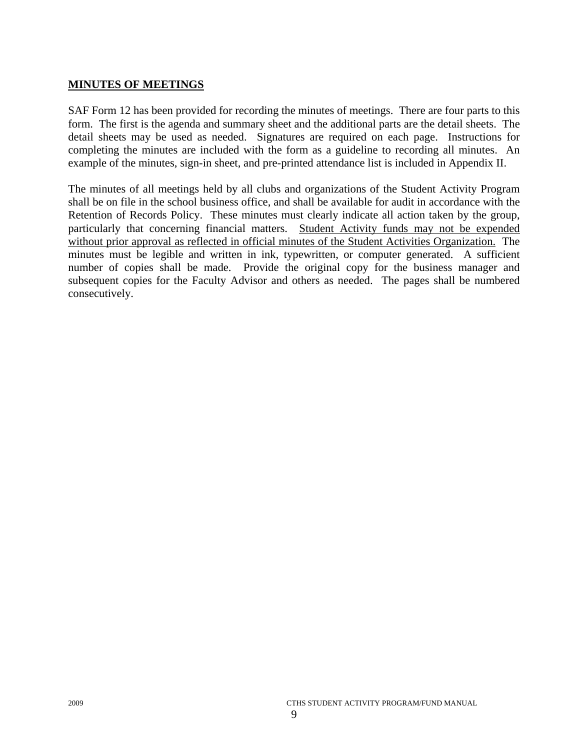## MINUTES OF MEETINGS

SAF Form 12 has been provided for recording the minutes of meetings. There are four parts to this form. The first is the agenda and summary sheet and the additional parts are the detail sheets. The detail sheets may be used as needed. Signatures are required on each page. Instructions for completing the minutes are included with the form as a guideline to recording all minutes. An example of the minutes, sign-in sheet, and pre-printed attendance list is included in Appendix II.

The minutes of all meetings held by all clubs and organizations of the Student Activity Program shall be on file in the school business office, and shall be available for audit in accordance with the Retention of Records Policy. These minutes must clearly indicate all action taken by the group, particularly that concerning financial matters. Student Activity funds may not be expended without prior approval as reflected in official minutes of the Student Activities Organization. The minutes must be legible and written in ink, typewritten, or computer generated. A sufficient number of copies shall be made. Provide the original copy for the business manager and subsequent copies for the Faculty Advisor and others as needed. The pages shall be numbered consecutively.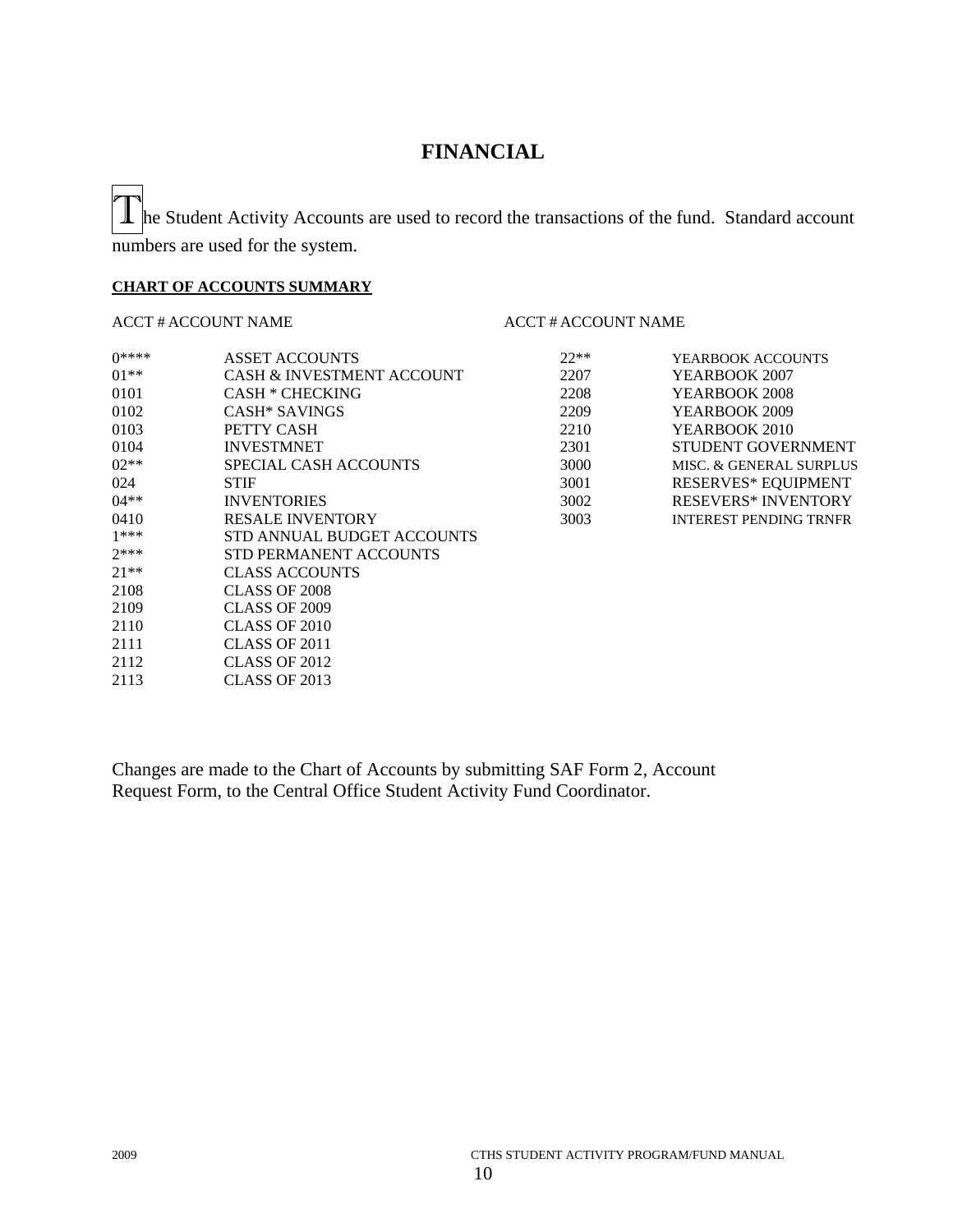# FINANCIAL

The Student Activity Accounts are used to record the transactions of the fund. Standard account numbers are used for the system.

**CHART OF ACCOUNTS SUMMARY**

| ACCT # | ACCOUNT NAME | ACCT # | ACCOUNT NAME |
|---|---|---|---|
| 0**** | ASSET ACCOUNTS | 22** | YEARBOOK ACCOUNTS |
| 01** | CASH & INVESTMENT ACCOUNT | 2207 | YEARBOOK 2007 |
| 0101 | CASH * CHECKING | 2208 | YEARBOOK 2008 |
| 0102 | CASH* SAVINGS | 2209 | YEARBOOK 2009 |
| 0103 | PETTY CASH | 2210 | YEARBOOK 2010 |
| 0104 | INVESTMNET | 2301 | STUDENT GOVERNMENT |
| 02** | SPECIAL CASH ACCOUNTS | 3000 | MISC. & GENERAL SURPLUS |
| 024 | STIF | 3001 | RESERVES* EQUIPMENT |
| 04** | INVENTORIES | 3002 | RESEVERS* INVENTORY |
| 0410 | RESALE INVENTORY | 3003 | INTEREST PENDING TRNFR |
| 1*** | STD ANNUAL BUDGET ACCOUNTS | | |
| 2*** | STD PERMANENT ACCOUNTS | | |
| 21** | CLASS ACCOUNTS | | |
| 2108 | CLASS OF 2008 | | |
| 2109 | CLASS OF 2009 | | |
| 2110 | CLASS OF 2010 | | |
| 2111 | CLASS OF 2011 | | |
| 2112 | CLASS OF 2012 | | |
| 2113 | CLASS OF 2013 | | |

Changes are made to the Chart of Accounts by submitting SAF Form 2, Account Request Form, to the Central Office Student Activity Fund Coordinator.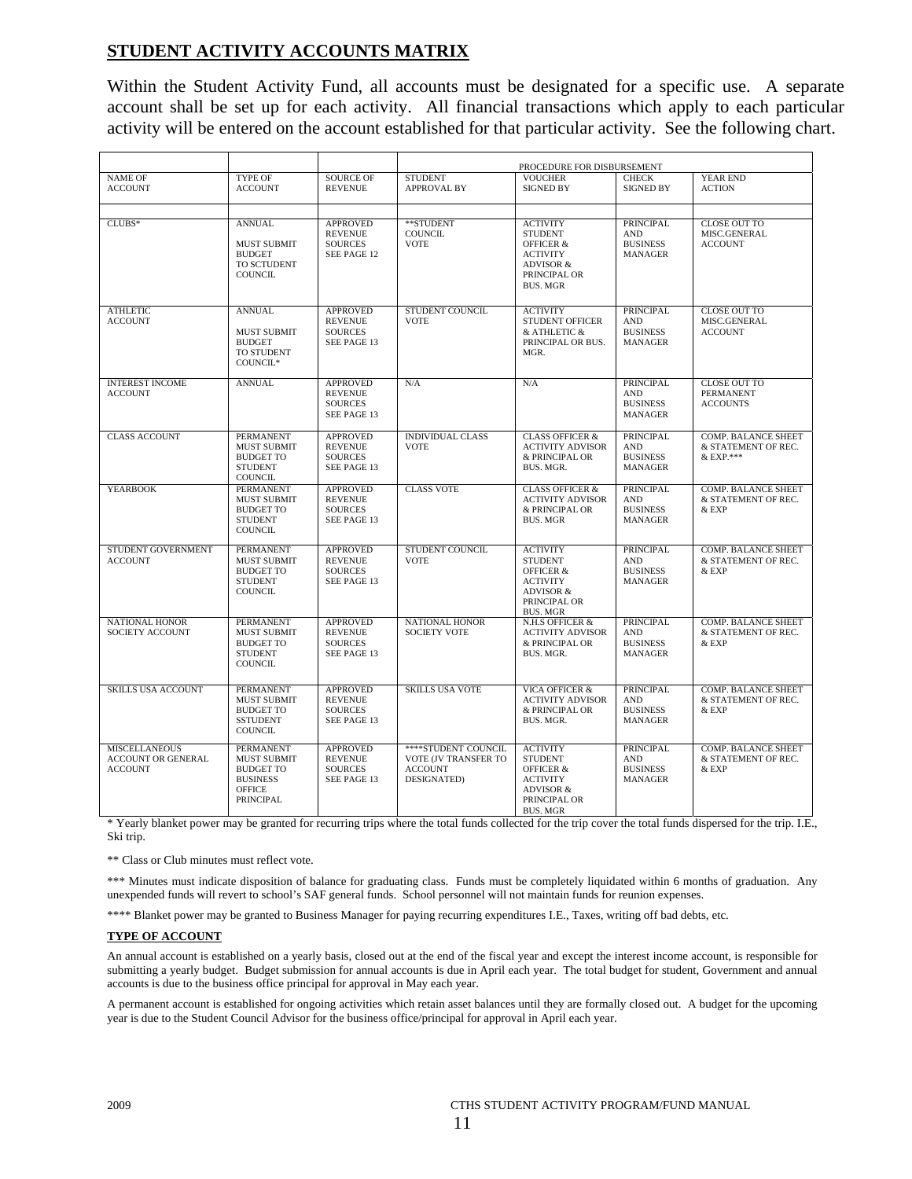## STUDENT ACTIVITY ACCOUNTS MATRIX

Within the Student Activity Fund, all accounts must be designated for a specific use. A separate account shall be set up for each activity. All financial transactions which apply to each particular activity will be entered on the account established for that particular activity. See the following chart.

| | | | PROCEDURE FOR DISBURSEMENT | | | |
|---|---|---|---|---|---|---|
| NAME OF ACCOUNT | TYPE OF ACCOUNT | SOURCE OF REVENUE | STUDENT APPROVAL BY | VOUCHER SIGNED BY | CHECK SIGNED BY | YEAR END ACTION |
| CLUBS* | ANNUAL<br><br>MUST SUBMIT BUDGET TO SCTUDENT COUNCIL | APPROVED REVENUE SOURCES SEE PAGE 12 | **STUDENT COUNCIL VOTE | ACTIVITY STUDENT OFFICER & ACTIVITY ADVISOR & PRINCIPAL OR BUS. MGR | PRINCIPAL AND BUSINESS MANAGER | CLOSE OUT TO MISC.GENERAL ACCOUNT |
| ATHLETIC ACCOUNT | ANNUAL<br><br>MUST SUBMIT BUDGET TO STUDENT COUNCIL* | APPROVED REVENUE SOURCES SEE PAGE 13 | STUDENT COUNCIL VOTE | ACTIVITY STUDENT OFFICER & ATHLETIC & PRINCIPAL OR BUS. MGR. | PRINCIPAL AND BUSINESS MANAGER | CLOSE OUT TO MISC.GENERAL ACCOUNT |
| INTEREST INCOME ACCOUNT | ANNUAL | APPROVED REVENUE SOURCES SEE PAGE 13 | N/A | N/A | PRINCIPAL AND BUSINESS MANAGER | CLOSE OUT TO PERMANENT ACCOUNTS |
| CLASS ACCOUNT | PERMANENT MUST SUBMIT BUDGET TO STUDENT COUNCIL | APPROVED REVENUE SOURCES SEE PAGE 13 | INDIVIDUAL CLASS VOTE | CLASS OFFICER & ACTIVITY ADVISOR & PRINCIPAL OR BUS. MGR. | PRINCIPAL AND BUSINESS MANAGER | COMP. BALANCE SHEET & STATEMENT OF REC. & EXP.*** |
| YEARBOOK | PERMANENT MUST SUBMIT BUDGET TO STUDENT COUNCIL | APPROVED REVENUE SOURCES SEE PAGE 13 | CLASS VOTE | CLASS OFFICER & ACTIVITY ADVISOR & PRINCIPAL OR BUS. MGR | PRINCIPAL AND BUSINESS MANAGER | COMP. BALANCE SHEET & STATEMENT OF REC. & EXP |
| STUDENT GOVERNMENT ACCOUNT | PERMANENT MUST SUBMIT BUDGET TO STUDENT COUNCIL | APPROVED REVENUE SOURCES SEE PAGE 13 | STUDENT COUNCIL VOTE | ACTIVITY STUDENT OFFICER & ACTIVITY ADVISOR & PRINCIPAL OR BUS. MGR | PRINCIPAL AND BUSINESS MANAGER | COMP. BALANCE SHEET & STATEMENT OF REC. & EXP |
| NATIONAL HONOR SOCIETY ACCOUNT | PERMANENT MUST SUBMIT BUDGET TO STUDENT COUNCIL | APPROVED REVENUE SOURCES SEE PAGE 13 | NATIONAL HONOR SOCIETY VOTE | N.H.S OFFICER & ACTIVITY ADVISOR & PRINCIPAL OR BUS. MGR. | PRINCIPAL AND BUSINESS MANAGER | COMP. BALANCE SHEET & STATEMENT OF REC. & EXP |
| SKILLS USA ACCOUNT | PERMANENT MUST SUBMIT BUDGET TO SSTUDENT COUNCIL | APPROVED REVENUE SOURCES SEE PAGE 13 | SKILLS USA VOTE | VICA OFFICER & ACTIVITY ADVISOR & PRINCIPAL OR BUS. MGR. | PRINCIPAL AND BUSINESS MANAGER | COMP. BALANCE SHEET & STATEMENT OF REC. & EXP |
| MISCELLANEOUS ACCOUNT OR GENERAL ACCOUNT | PERMANENT MUST SUBMIT BUDGET TO BUSINESS OFFICE PRINCIPAL | APPROVED REVENUE SOURCES SEE PAGE 13 | ****STUDENT COUNCIL VOTE (JV TRANSFER TO ACCOUNT DESIGNATED) | ACTIVITY STUDENT OFFICER & ACTIVITY ADVISOR & PRINCIPAL OR BUS. MGR | PRINCIPAL AND BUSINESS MANAGER | COMP. BALANCE SHEET & STATEMENT OF REC. & EXP |

\* Yearly blanket power may be granted for recurring trips where the total funds collected for the trip cover the total funds dispersed for the trip. I.E., Ski trip.

\*\* Class or Club minutes must reflect vote.

\*\*\* Minutes must indicate disposition of balance for graduating class. Funds must be completely liquidated within 6 months of graduation. Any unexpended funds will revert to school's SAF general funds. School personnel will not maintain funds for reunion expenses.

\*\*\*\* Blanket power may be granted to Business Manager for paying recurring expenditures I.E., Taxes, writing off bad debts, etc.

**TYPE OF ACCOUNT**

An annual account is established on a yearly basis, closed out at the end of the fiscal year and except the interest income account, is responsible for submitting a yearly budget. Budget submission for annual accounts is due in April each year. The total budget for student, Government and annual accounts is due to the business office principal for approval in May each year.

A permanent account is established for ongoing activities which retain asset balances until they are formally closed out. A budget for the upcoming year is due to the Student Council Advisor for the business office/principal for approval in April each year.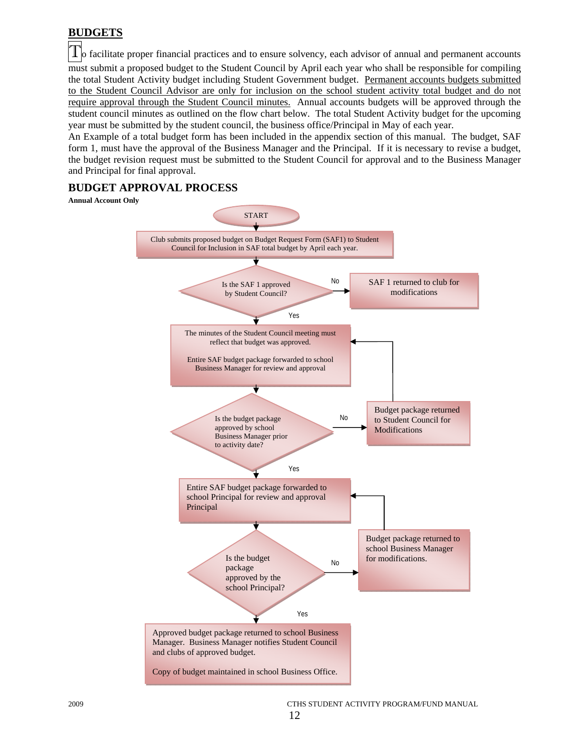## BUDGETS

To facilitate proper financial practices and to ensure solvency, each advisor of annual and permanent accounts must submit a proposed budget to the Student Council by April each year who shall be responsible for compiling the total Student Activity budget including Student Government budget. <u>Permanent accounts budgets submitted to the Student Council Advisor are only for inclusion on the school student activity total budget and do not require approval through the Student Council minutes.</u> Annual accounts budgets will be approved through the student council minutes as outlined on the flow chart below. The total Student Activity budget for the upcoming year must be submitted by the student council, the business office/Principal in May of each year.

An Example of a total budget form has been included in the appendix section of this manual. The budget, SAF form 1, must have the approval of the Business Manager and the Principal. If it is necessary to revise a budget, the budget revision request must be submitted to the Student Council for approval and to the Business Manager and Principal for final approval.

## BUDGET APPROVAL PROCESS

**Annual Account Only**

START

Club submits proposed budget on Budget Request Form (SAF1) to Student Council for Inclusion in SAF total budget by April each year.

Is the SAF 1 approved by Student Council?
- No → SAF 1 returned to club for modifications
- Yes ↓

The minutes of the Student Council meeting must reflect that budget was approved.

Entire SAF budget package forwarded to school Business Manager for review and approval

Is the budget package approved by school Business Manager prior to activity date?
- No → Budget package returned to Student Council for Modifications (returns to previous step)
- Yes ↓

Entire SAF budget package forwarded to school Principal for review and approval Principal

Is the budget package approved by the school Principal?
- No → Budget package returned to school Business Manager for modifications. (returns to previous step)
- Yes ↓

Approved budget package returned to school Business Manager. Business Manager notifies Student Council and clubs of approved budget.

Copy of budget maintained in school Business Office.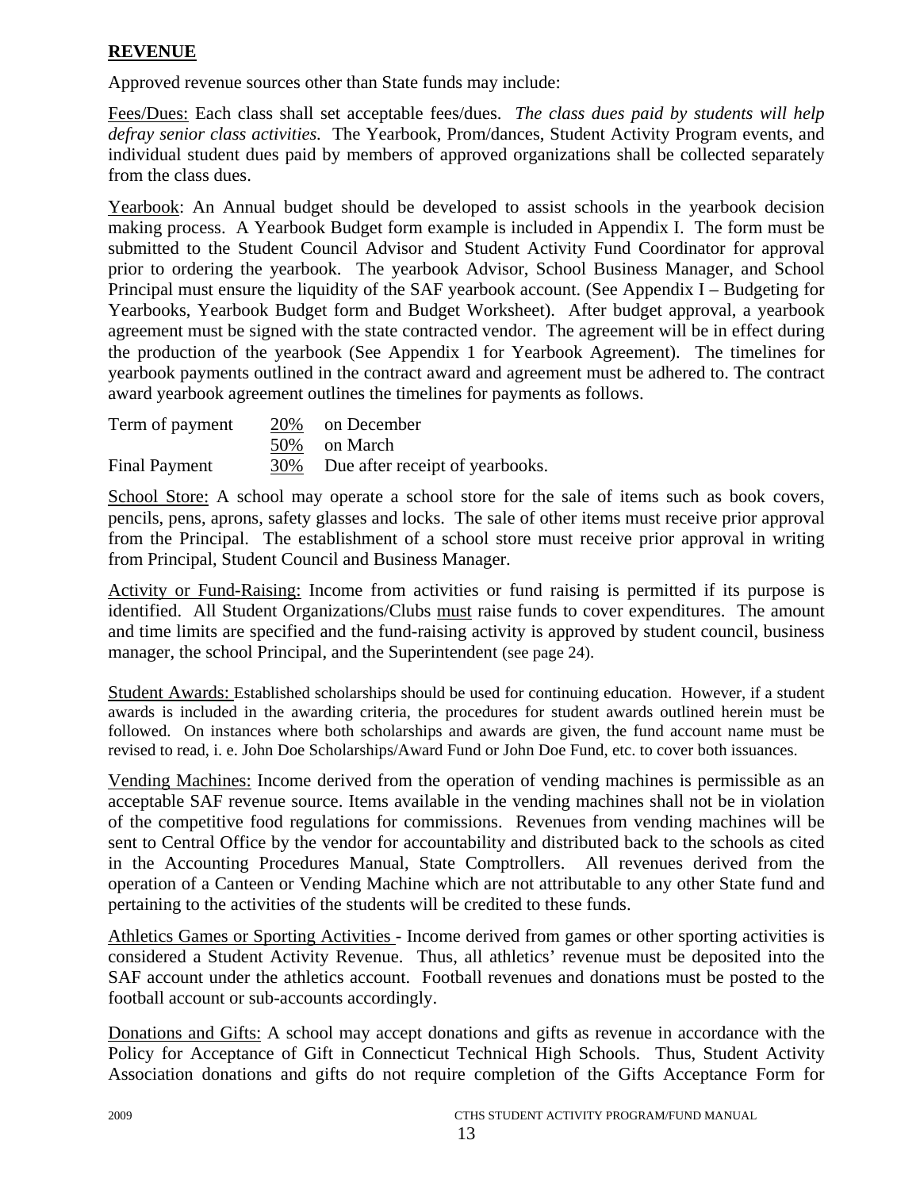**REVENUE**

Approved revenue sources other than State funds may include:

Fees/Dues: Each class shall set acceptable fees/dues. *The class dues paid by students will help defray senior class activities.* The Yearbook, Prom/dances, Student Activity Program events, and individual student dues paid by members of approved organizations shall be collected separately from the class dues.

Yearbook: An Annual budget should be developed to assist schools in the yearbook decision making process. A Yearbook Budget form example is included in Appendix I. The form must be submitted to the Student Council Advisor and Student Activity Fund Coordinator for approval prior to ordering the yearbook. The yearbook Advisor, School Business Manager, and School Principal must ensure the liquidity of the SAF yearbook account. (See Appendix I – Budgeting for Yearbooks, Yearbook Budget form and Budget Worksheet). After budget approval, a yearbook agreement must be signed with the state contracted vendor. The agreement will be in effect during the production of the yearbook (See Appendix 1 for Yearbook Agreement). The timelines for yearbook payments outlined in the contract award and agreement must be adhered to. The contract award yearbook agreement outlines the timelines for payments as follows.

| | | |
|---|---|---|
| Term of payment | 20% | on December |
| | 50% | on March |
| Final Payment | 30% | Due after receipt of yearbooks. |

School Store: A school may operate a school store for the sale of items such as book covers, pencils, pens, aprons, safety glasses and locks. The sale of other items must receive prior approval from the Principal. The establishment of a school store must receive prior approval in writing from Principal, Student Council and Business Manager.

Activity or Fund-Raising: Income from activities or fund raising is permitted if its purpose is identified. All Student Organizations/Clubs must raise funds to cover expenditures. The amount and time limits are specified and the fund-raising activity is approved by student council, business manager, the school Principal, and the Superintendent (see page 24).

Student Awards: Established scholarships should be used for continuing education. However, if a student awards is included in the awarding criteria, the procedures for student awards outlined herein must be followed. On instances where both scholarships and awards are given, the fund account name must be revised to read, i. e. John Doe Scholarships/Award Fund or John Doe Fund, etc. to cover both issuances.

Vending Machines: Income derived from the operation of vending machines is permissible as an acceptable SAF revenue source. Items available in the vending machines shall not be in violation of the competitive food regulations for commissions. Revenues from vending machines will be sent to Central Office by the vendor for accountability and distributed back to the schools as cited in the Accounting Procedures Manual, State Comptrollers. All revenues derived from the operation of a Canteen or Vending Machine which are not attributable to any other State fund and pertaining to the activities of the students will be credited to these funds.

Athletics Games or Sporting Activities - Income derived from games or other sporting activities is considered a Student Activity Revenue. Thus, all athletics' revenue must be deposited into the SAF account under the athletics account. Football revenues and donations must be posted to the football account or sub-accounts accordingly.

Donations and Gifts: A school may accept donations and gifts as revenue in accordance with the Policy for Acceptance of Gift in Connecticut Technical High Schools. Thus, Student Activity Association donations and gifts do not require completion of the Gifts Acceptance Form for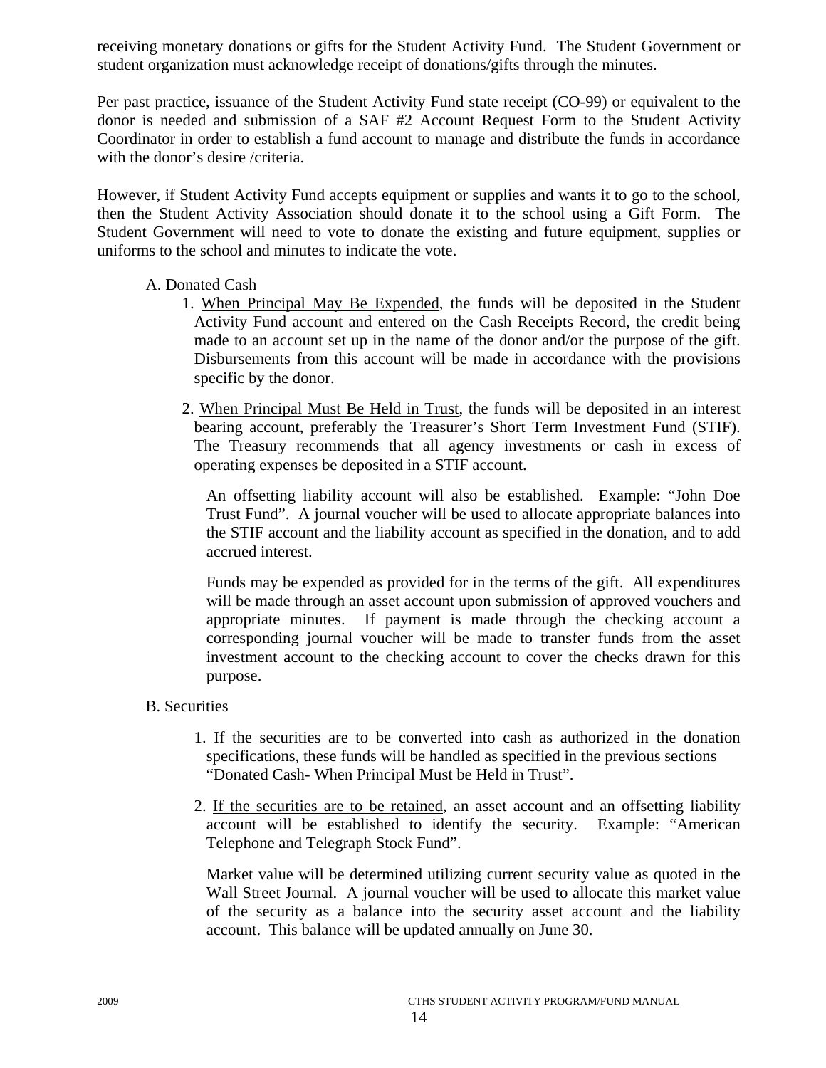receiving monetary donations or gifts for the Student Activity Fund. The Student Government or student organization must acknowledge receipt of donations/gifts through the minutes.

Per past practice, issuance of the Student Activity Fund state receipt (CO-99) or equivalent to the donor is needed and submission of a SAF #2 Account Request Form to the Student Activity Coordinator in order to establish a fund account to manage and distribute the funds in accordance with the donor's desire /criteria.

However, if Student Activity Fund accepts equipment or supplies and wants it to go to the school, then the Student Activity Association should donate it to the school using a Gift Form. The Student Government will need to vote to donate the existing and future equipment, supplies or uniforms to the school and minutes to indicate the vote.

A. Donated Cash

1. When Principal May Be Expended, the funds will be deposited in the Student Activity Fund account and entered on the Cash Receipts Record, the credit being made to an account set up in the name of the donor and/or the purpose of the gift. Disbursements from this account will be made in accordance with the provisions specific by the donor.

2. When Principal Must Be Held in Trust, the funds will be deposited in an interest bearing account, preferably the Treasurer's Short Term Investment Fund (STIF). The Treasury recommends that all agency investments or cash in excess of operating expenses be deposited in a STIF account.

   An offsetting liability account will also be established. Example: "John Doe Trust Fund". A journal voucher will be used to allocate appropriate balances into the STIF account and the liability account as specified in the donation, and to add accrued interest.

   Funds may be expended as provided for in the terms of the gift. All expenditures will be made through an asset account upon submission of approved vouchers and appropriate minutes. If payment is made through the checking account a corresponding journal voucher will be made to transfer funds from the asset investment account to the checking account to cover the checks drawn for this purpose.

B. Securities

1. If the securities are to be converted into cash as authorized in the donation specifications, these funds will be handled as specified in the previous sections "Donated Cash- When Principal Must be Held in Trust".

2. If the securities are to be retained, an asset account and an offsetting liability account will be established to identify the security. Example: "American Telephone and Telegraph Stock Fund".

   Market value will be determined utilizing current security value as quoted in the Wall Street Journal. A journal voucher will be used to allocate this market value of the security as a balance into the security asset account and the liability account. This balance will be updated annually on June 30.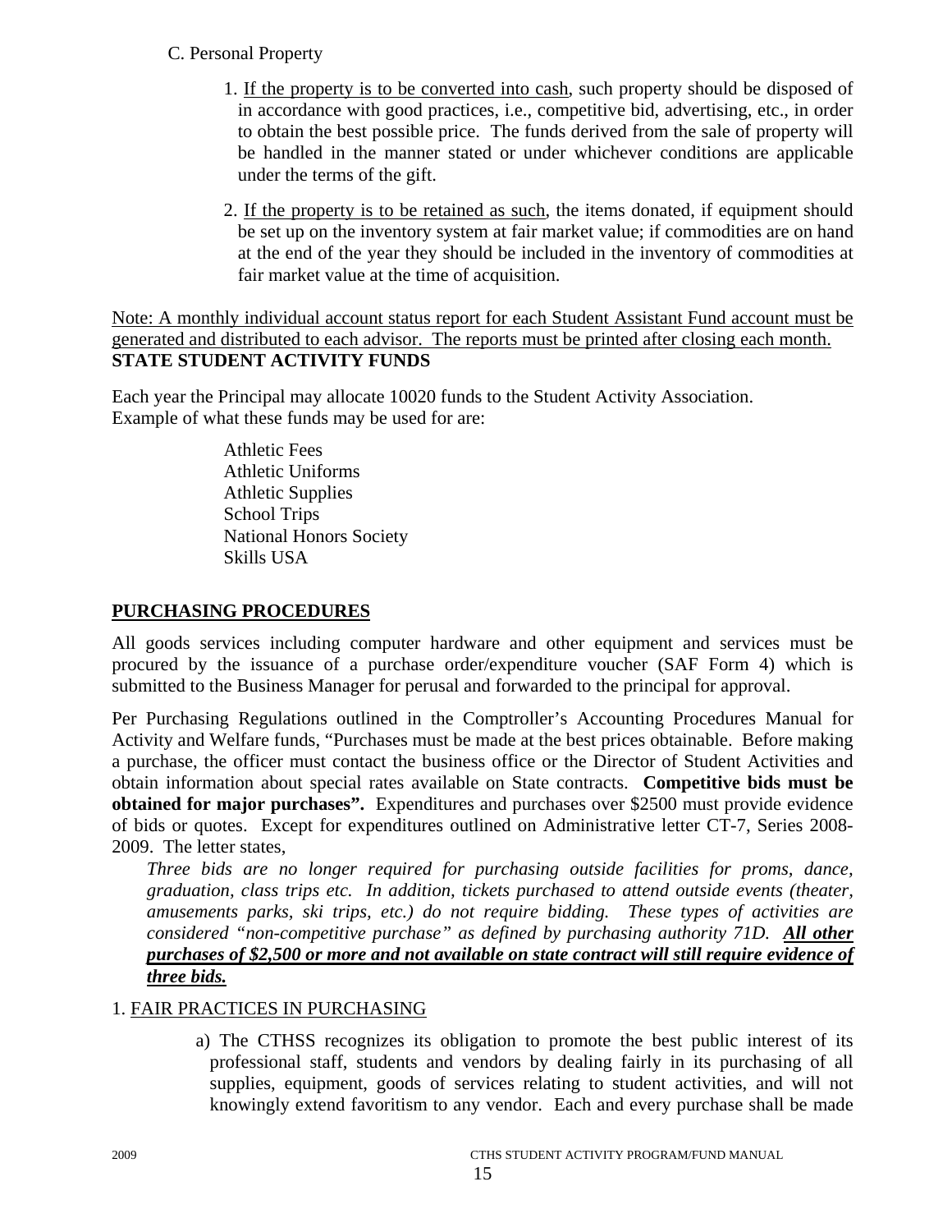C. Personal Property

1. If the property is to be converted into cash, such property should be disposed of in accordance with good practices, i.e., competitive bid, advertising, etc., in order to obtain the best possible price. The funds derived from the sale of property will be handled in the manner stated or under whichever conditions are applicable under the terms of the gift.

2. If the property is to be retained as such, the items donated, if equipment should be set up on the inventory system at fair market value; if commodities are on hand at the end of the year they should be included in the inventory of commodities at fair market value at the time of acquisition.

Note: A monthly individual account status report for each Student Assistant Fund account must be generated and distributed to each advisor. The reports must be printed after closing each month.

**STATE STUDENT ACTIVITY FUNDS**

Each year the Principal may allocate 10020 funds to the Student Activity Association. Example of what these funds may be used for are:

Athletic Fees
Athletic Uniforms
Athletic Supplies
School Trips
National Honors Society
Skills USA

## PURCHASING PROCEDURES

All goods services including computer hardware and other equipment and services must be procured by the issuance of a purchase order/expenditure voucher (SAF Form 4) which is submitted to the Business Manager for perusal and forwarded to the principal for approval.

Per Purchasing Regulations outlined in the Comptroller's Accounting Procedures Manual for Activity and Welfare funds, "Purchases must be made at the best prices obtainable. Before making a purchase, the officer must contact the business office or the Director of Student Activities and obtain information about special rates available on State contracts. **Competitive bids must be obtained for major purchases".** Expenditures and purchases over $2500 must provide evidence of bids or quotes. Except for expenditures outlined on Administrative letter CT-7, Series 2008-2009. The letter states,

*Three bids are no longer required for purchasing outside facilities for proms, dance, graduation, class trips etc. In addition, tickets purchased to attend outside events (theater, amusements parks, ski trips, etc.) do not require bidding. These types of activities are considered "non-competitive purchase" as defined by purchasing authority 71D.* ***All other purchases of $2,500 or more and not available on state contract will still require evidence of three bids.***

1. FAIR PRACTICES IN PURCHASING

a) The CTHSS recognizes its obligation to promote the best public interest of its professional staff, students and vendors by dealing fairly in its purchasing of all supplies, equipment, goods of services relating to student activities, and will not knowingly extend favoritism to any vendor. Each and every purchase shall be made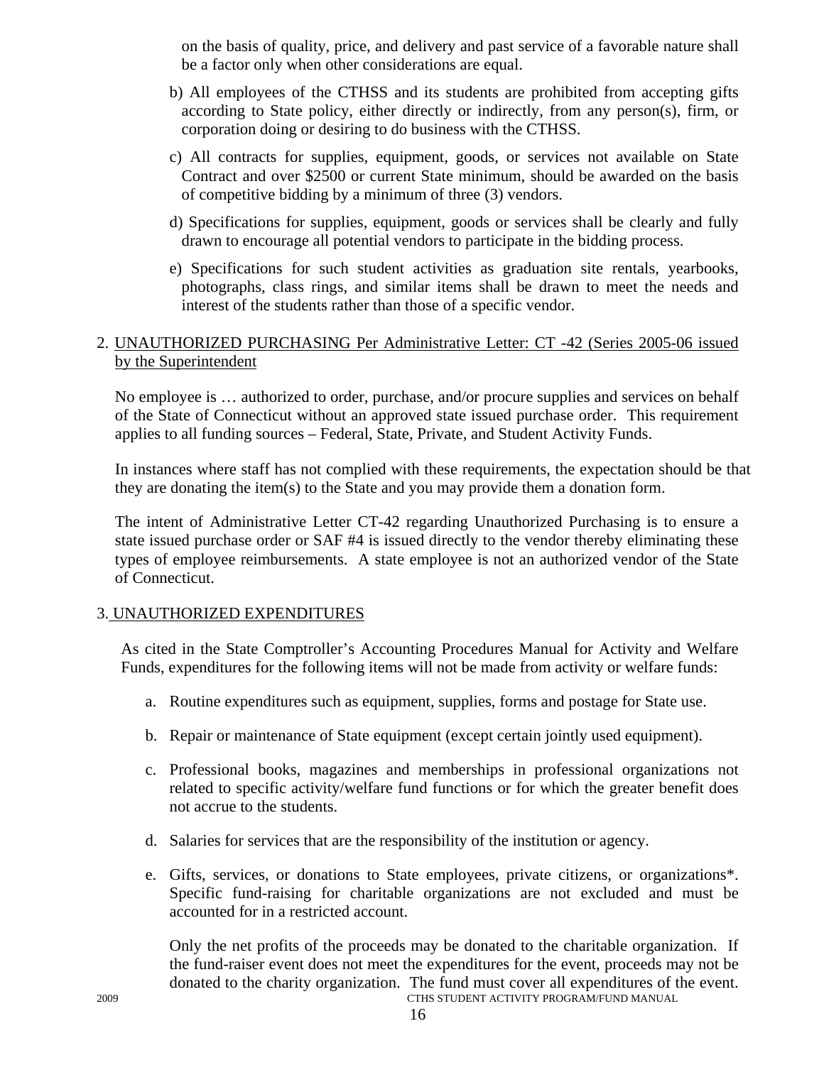on the basis of quality, price, and delivery and past service of a favorable nature shall be a factor only when other considerations are equal.

b) All employees of the CTHSS and its students are prohibited from accepting gifts according to State policy, either directly or indirectly, from any person(s), firm, or corporation doing or desiring to do business with the CTHSS.

c) All contracts for supplies, equipment, goods, or services not available on State Contract and over $2500 or current State minimum, should be awarded on the basis of competitive bidding by a minimum of three (3) vendors.

d) Specifications for supplies, equipment, goods or services shall be clearly and fully drawn to encourage all potential vendors to participate in the bidding process.

e) Specifications for such student activities as graduation site rentals, yearbooks, photographs, class rings, and similar items shall be drawn to meet the needs and interest of the students rather than those of a specific vendor.

2. UNAUTHORIZED PURCHASING Per Administrative Letter: CT -42 (Series 2005-06 issued by the Superintendent

No employee is … authorized to order, purchase, and/or procure supplies and services on behalf of the State of Connecticut without an approved state issued purchase order. This requirement applies to all funding sources – Federal, State, Private, and Student Activity Funds.

In instances where staff has not complied with these requirements, the expectation should be that they are donating the item(s) to the State and you may provide them a donation form.

The intent of Administrative Letter CT-42 regarding Unauthorized Purchasing is to ensure a state issued purchase order or SAF #4 is issued directly to the vendor thereby eliminating these types of employee reimbursements. A state employee is not an authorized vendor of the State of Connecticut.

3. UNAUTHORIZED EXPENDITURES

As cited in the State Comptroller's Accounting Procedures Manual for Activity and Welfare Funds, expenditures for the following items will not be made from activity or welfare funds:

a. Routine expenditures such as equipment, supplies, forms and postage for State use.

b. Repair or maintenance of State equipment (except certain jointly used equipment).

c. Professional books, magazines and memberships in professional organizations not related to specific activity/welfare fund functions or for which the greater benefit does not accrue to the students.

d. Salaries for services that are the responsibility of the institution or agency.

e. Gifts, services, or donations to State employees, private citizens, or organizations*. Specific fund-raising for charitable organizations are not excluded and must be accounted for in a restricted account.

   Only the net profits of the proceeds may be donated to the charitable organization. If the fund-raiser event does not meet the expenditures for the event, proceeds may not be donated to the charity organization. The fund must cover all expenditures of the event.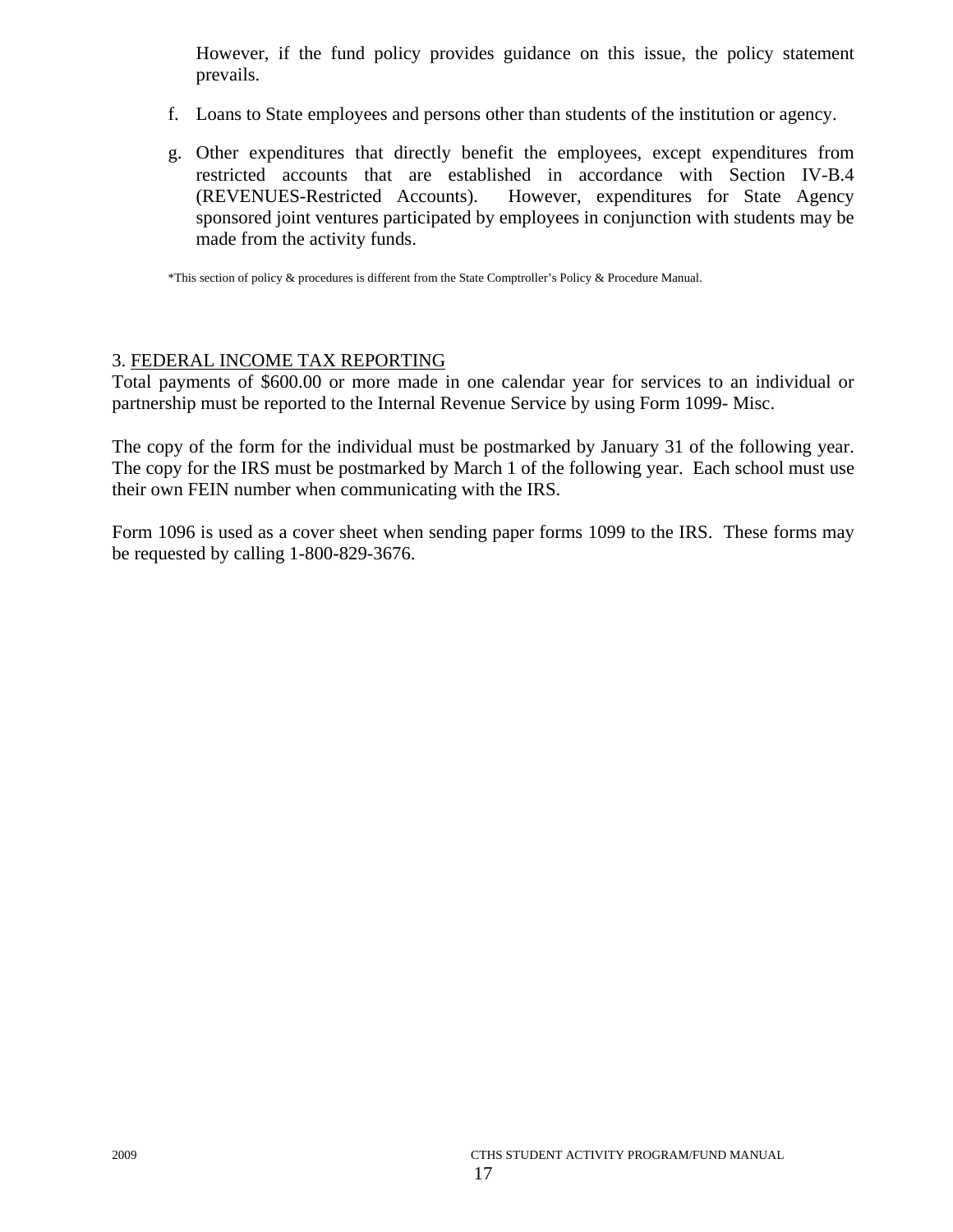However, if the fund policy provides guidance on this issue, the policy statement prevails.

f. Loans to State employees and persons other than students of the institution or agency.

g. Other expenditures that directly benefit the employees, except expenditures from restricted accounts that are established in accordance with Section IV-B.4 (REVENUES-Restricted Accounts). However, expenditures for State Agency sponsored joint ventures participated by employees in conjunction with students may be made from the activity funds.

*This section of policy & procedures is different from the State Comptroller's Policy & Procedure Manual.

3. <u>FEDERAL INCOME TAX REPORTING</u>

Total payments of $600.00 or more made in one calendar year for services to an individual or partnership must be reported to the Internal Revenue Service by using Form 1099- Misc.

The copy of the form for the individual must be postmarked by January 31 of the following year. The copy for the IRS must be postmarked by March 1 of the following year. Each school must use their own FEIN number when communicating with the IRS.

Form 1096 is used as a cover sheet when sending paper forms 1099 to the IRS. These forms may be requested by calling 1-800-829-3676.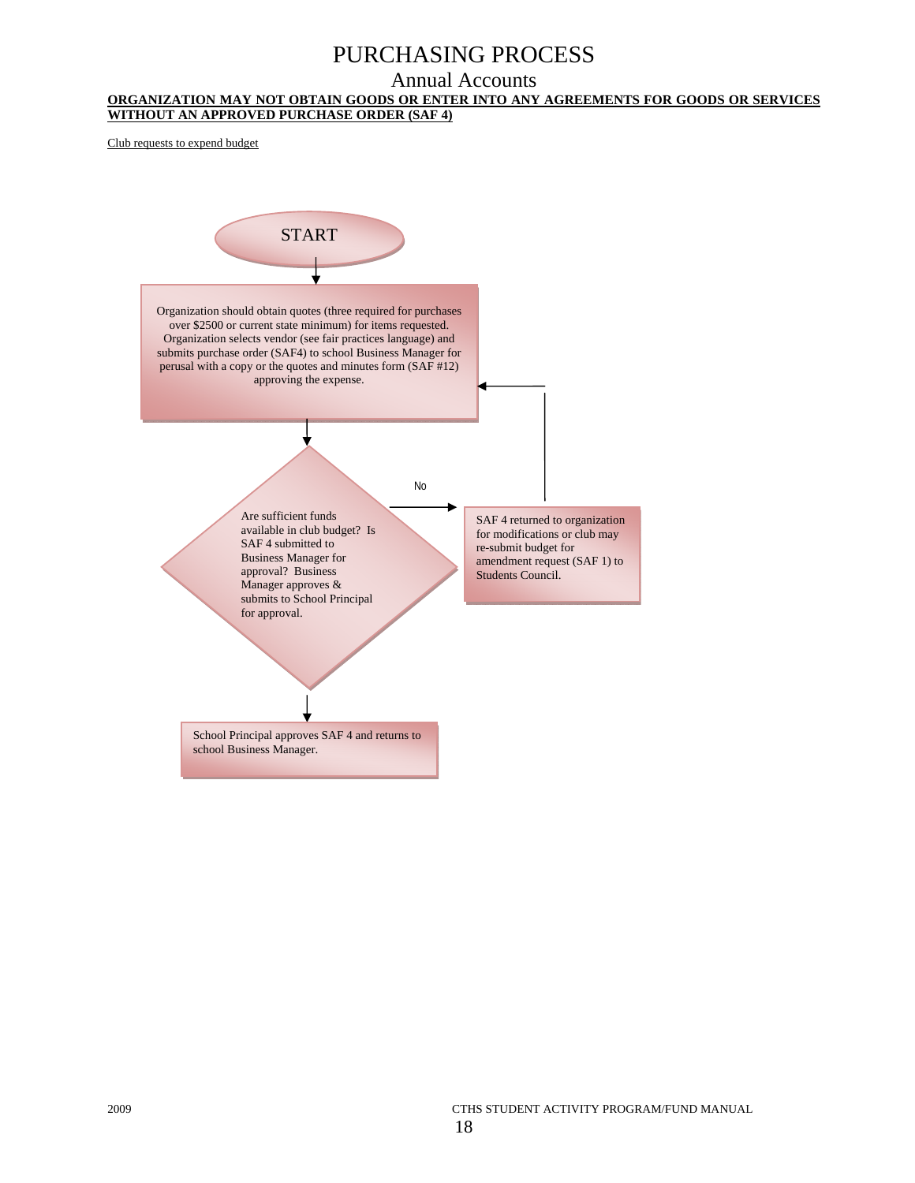# PURCHASING PROCESS

## Annual Accounts

**ORGANIZATION MAY NOT OBTAIN GOODS OR ENTER INTO ANY AGREEMENTS FOR GOODS OR SERVICES WITHOUT AN APPROVED PURCHASE ORDER (SAF 4)**

Club requests to expend budget

START

Organization should obtain quotes (three required for purchases over $2500 or current state minimum) for items requested. Organization selects vendor (see fair practices language) and submits purchase order (SAF4) to school Business Manager for perusal with a copy or the quotes and minutes form (SAF #12) approving the expense.

Are sufficient funds available in club budget? Is SAF 4 submitted to Business Manager for approval? Business Manager approves & submits to School Principal for approval.

No

SAF 4 returned to organization for modifications or club may re-submit budget for amendment request (SAF 1) to Students Council.

School Principal approves SAF 4 and returns to school Business Manager.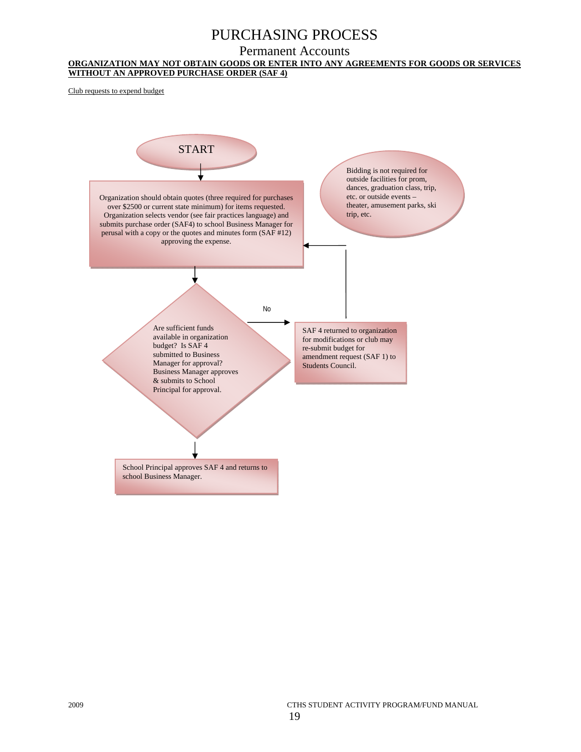# PURCHASING PROCESS

## Permanent Accounts

**ORGANIZATION MAY NOT OBTAIN GOODS OR ENTER INTO ANY AGREEMENTS FOR GOODS OR SERVICES WITHOUT AN APPROVED PURCHASE ORDER (SAF 4)**

Club requests to expend budget

START

Organization should obtain quotes (three required for purchases over $2500 or current state minimum) for items requested. Organization selects vendor (see fair practices language) and submits purchase order (SAF4) to school Business Manager for perusal with a copy or the quotes and minutes form (SAF #12) approving the expense.

Bidding is not required for outside facilities for prom, dances, graduation class, trip, etc. or outside events – theater, amusement parks, ski trip, etc.

Are sufficient funds available in organization budget? Is SAF 4 submitted to Business Manager for approval? Business Manager approves & submits to School Principal for approval.

No

SAF 4 returned to organization for modifications or club may re-submit budget for amendment request (SAF 1) to Students Council.

School Principal approves SAF 4 and returns to school Business Manager.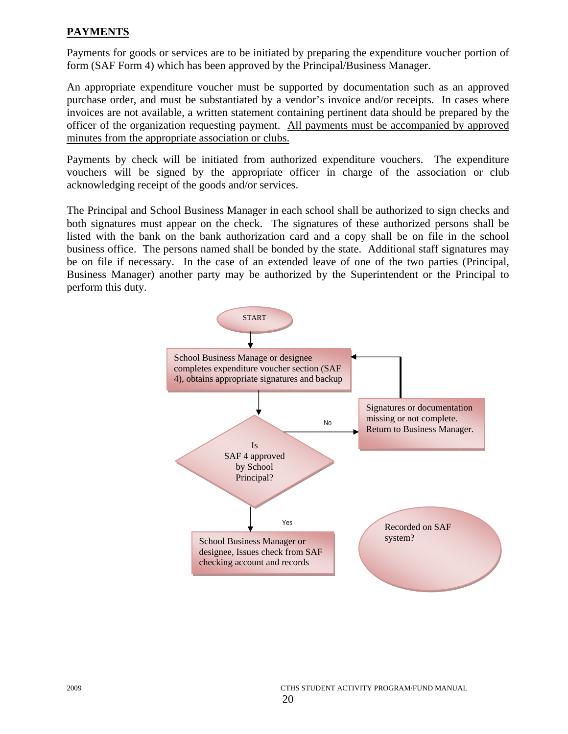## PAYMENTS

Payments for goods or services are to be initiated by preparing the expenditure voucher portion of form (SAF Form 4) which has been approved by the Principal/Business Manager.

An appropriate expenditure voucher must be supported by documentation such as an approved purchase order, and must be substantiated by a vendor's invoice and/or receipts. In cases where invoices are not available, a written statement containing pertinent data should be prepared by the officer of the organization requesting payment. <u>All payments must be accompanied by approved minutes from the appropriate association or clubs.</u>

Payments by check will be initiated from authorized expenditure vouchers. The expenditure vouchers will be signed by the appropriate officer in charge of the association or club acknowledging receipt of the goods and/or services.

The Principal and School Business Manager in each school shall be authorized to sign checks and both signatures must appear on the check. The signatures of these authorized persons shall be listed with the bank on the bank authorization card and a copy shall be on file in the school business office. The persons named shall be bonded by the state. Additional staff signatures may be on file if necessary. In the case of an extended leave of one of the two parties (Principal, Business Manager) another party may be authorized by the Superintendent or the Principal to perform this duty.

START

School Business Manage or designee completes expenditure voucher section (SAF 4), obtains appropriate signatures and backup

Is SAF 4 approved by School Principal?

No

Signatures or documentation missing or not complete. Return to Business Manager.

Yes

School Business Manager or designee, Issues check from SAF checking account and records

Recorded on SAF system?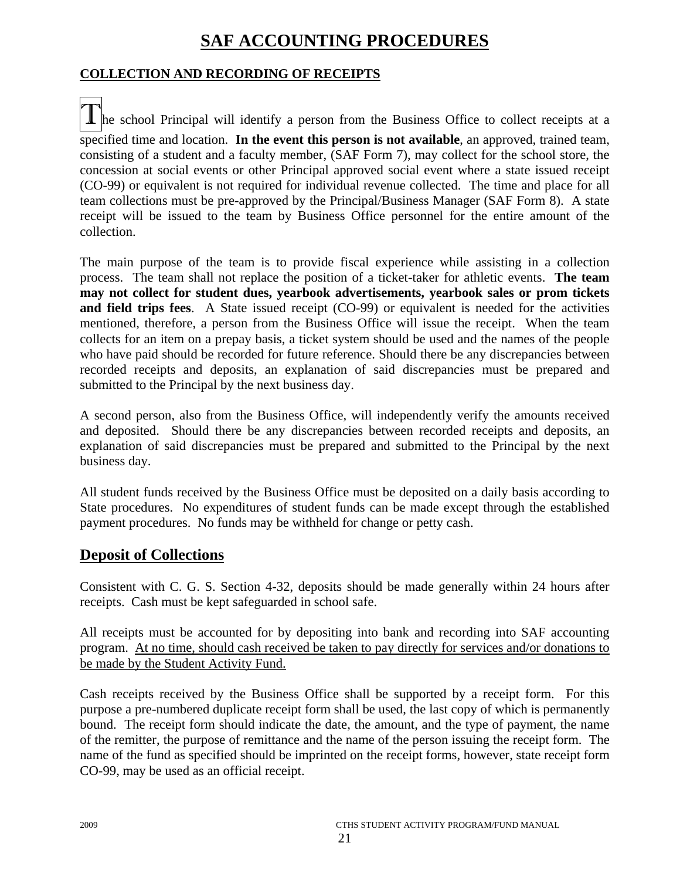# SAF ACCOUNTING PROCEDURES

## COLLECTION AND RECORDING OF RECEIPTS

The school Principal will identify a person from the Business Office to collect receipts at a specified time and location. **In the event this person is not available**, an approved, trained team, consisting of a student and a faculty member, (SAF Form 7), may collect for the school store, the concession at social events or other Principal approved social event where a state issued receipt (CO-99) or equivalent is not required for individual revenue collected. The time and place for all team collections must be pre-approved by the Principal/Business Manager (SAF Form 8). A state receipt will be issued to the team by Business Office personnel for the entire amount of the collection.

The main purpose of the team is to provide fiscal experience while assisting in a collection process. The team shall not replace the position of a ticket-taker for athletic events. **The team may not collect for student dues, yearbook advertisements, yearbook sales or prom tickets and field trips fees**. A State issued receipt (CO-99) or equivalent is needed for the activities mentioned, therefore, a person from the Business Office will issue the receipt. When the team collects for an item on a prepay basis, a ticket system should be used and the names of the people who have paid should be recorded for future reference. Should there be any discrepancies between recorded receipts and deposits, an explanation of said discrepancies must be prepared and submitted to the Principal by the next business day.

A second person, also from the Business Office, will independently verify the amounts received and deposited. Should there be any discrepancies between recorded receipts and deposits, an explanation of said discrepancies must be prepared and submitted to the Principal by the next business day.

All student funds received by the Business Office must be deposited on a daily basis according to State procedures. No expenditures of student funds can be made except through the established payment procedures. No funds may be withheld for change or petty cash.

## Deposit of Collections

Consistent with C. G. S. Section 4-32, deposits should be made generally within 24 hours after receipts. Cash must be kept safeguarded in school safe.

All receipts must be accounted for by depositing into bank and recording into SAF accounting program. <u>At no time, should cash received be taken to pay directly for services and/or donations to be made by the Student Activity Fund.</u>

Cash receipts received by the Business Office shall be supported by a receipt form. For this purpose a pre-numbered duplicate receipt form shall be used, the last copy of which is permanently bound. The receipt form should indicate the date, the amount, and the type of payment, the name of the remitter, the purpose of remittance and the name of the person issuing the receipt form. The name of the fund as specified should be imprinted on the receipt forms, however, state receipt form CO-99, may be used as an official receipt.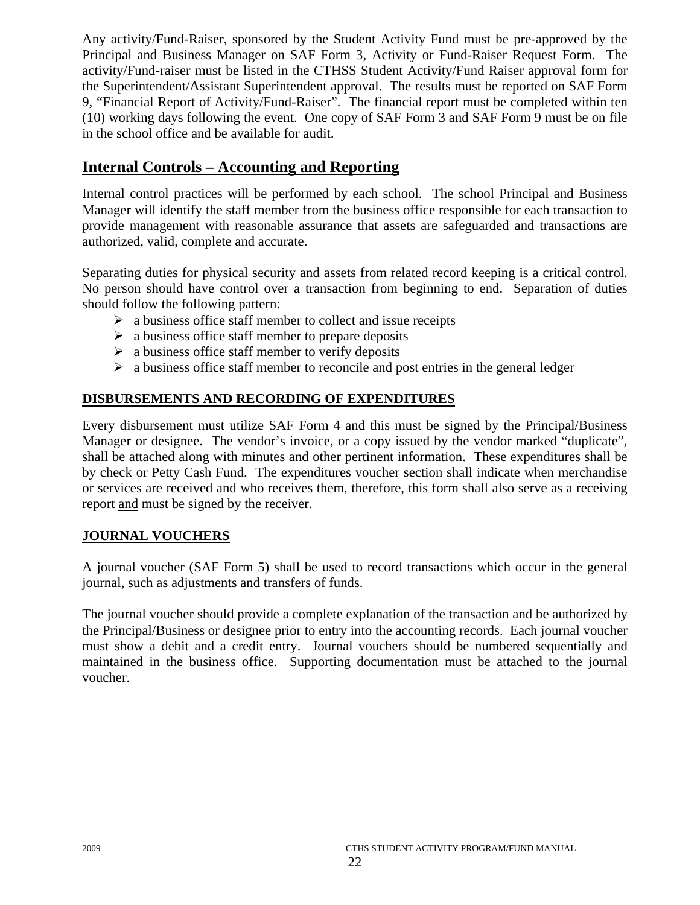Any activity/Fund-Raiser, sponsored by the Student Activity Fund must be pre-approved by the Principal and Business Manager on SAF Form 3, Activity or Fund-Raiser Request Form. The activity/Fund-raiser must be listed in the CTHSS Student Activity/Fund Raiser approval form for the Superintendent/Assistant Superintendent approval. The results must be reported on SAF Form 9, "Financial Report of Activity/Fund-Raiser". The financial report must be completed within ten (10) working days following the event. One copy of SAF Form 3 and SAF Form 9 must be on file in the school office and be available for audit.

## Internal Controls – Accounting and Reporting

Internal control practices will be performed by each school. The school Principal and Business Manager will identify the staff member from the business office responsible for each transaction to provide management with reasonable assurance that assets are safeguarded and transactions are authorized, valid, complete and accurate.

Separating duties for physical security and assets from related record keeping is a critical control. No person should have control over a transaction from beginning to end. Separation of duties should follow the following pattern:

- a business office staff member to collect and issue receipts
- a business office staff member to prepare deposits
- a business office staff member to verify deposits
- a business office staff member to reconcile and post entries in the general ledger

### DISBURSEMENTS AND RECORDING OF EXPENDITURES

Every disbursement must utilize SAF Form 4 and this must be signed by the Principal/Business Manager or designee. The vendor's invoice, or a copy issued by the vendor marked "duplicate", shall be attached along with minutes and other pertinent information. These expenditures shall be by check or Petty Cash Fund. The expenditures voucher section shall indicate when merchandise or services are received and who receives them, therefore, this form shall also serve as a receiving report and must be signed by the receiver.

### JOURNAL VOUCHERS

A journal voucher (SAF Form 5) shall be used to record transactions which occur in the general journal, such as adjustments and transfers of funds.

The journal voucher should provide a complete explanation of the transaction and be authorized by the Principal/Business or designee prior to entry into the accounting records. Each journal voucher must show a debit and a credit entry. Journal vouchers should be numbered sequentially and maintained in the business office. Supporting documentation must be attached to the journal voucher.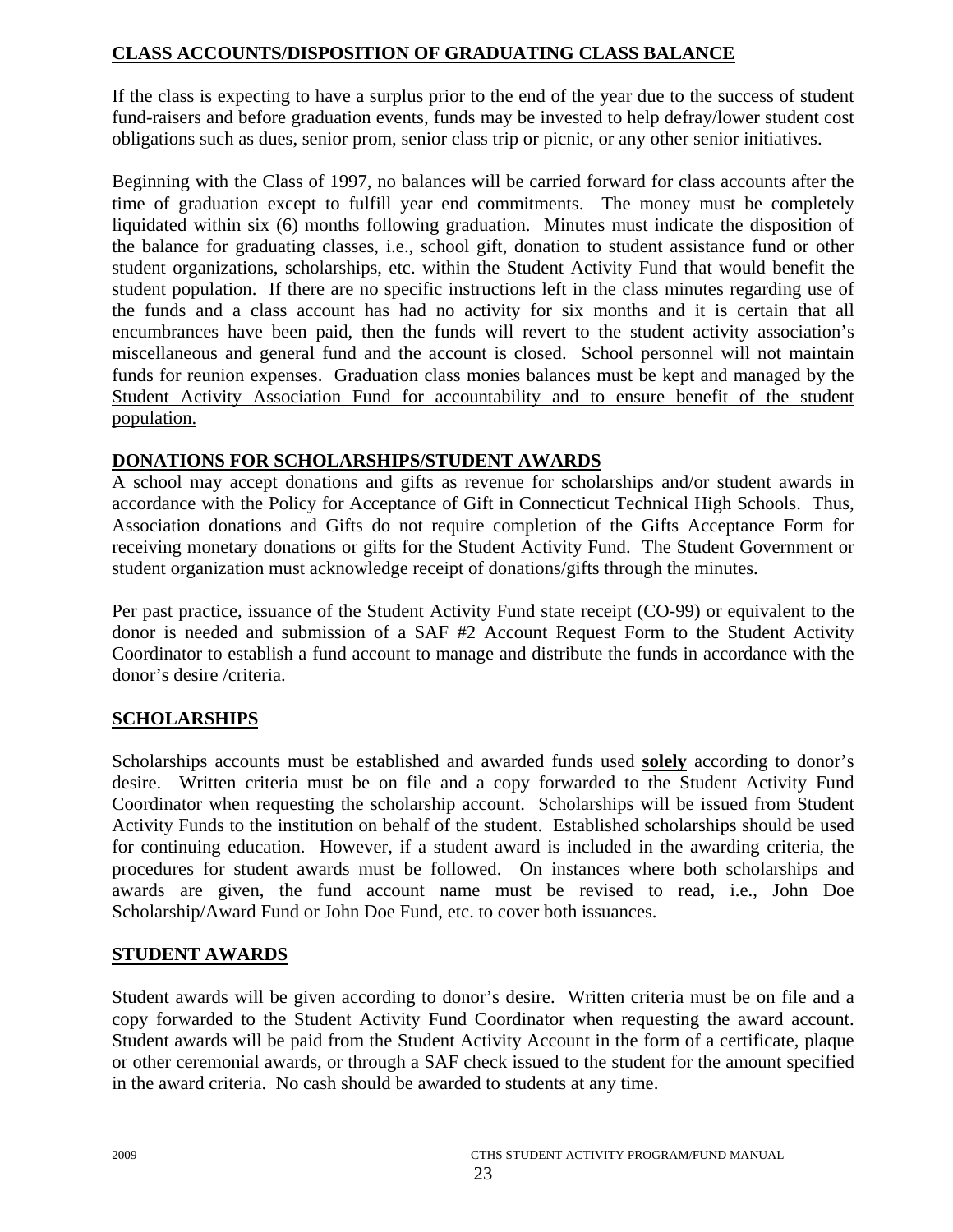## CLASS ACCOUNTS/DISPOSITION OF GRADUATING CLASS BALANCE

If the class is expecting to have a surplus prior to the end of the year due to the success of student fund-raisers and before graduation events, funds may be invested to help defray/lower student cost obligations such as dues, senior prom, senior class trip or picnic, or any other senior initiatives.

Beginning with the Class of 1997, no balances will be carried forward for class accounts after the time of graduation except to fulfill year end commitments. The money must be completely liquidated within six (6) months following graduation. Minutes must indicate the disposition of the balance for graduating classes, i.e., school gift, donation to student assistance fund or other student organizations, scholarships, etc. within the Student Activity Fund that would benefit the student population. If there are no specific instructions left in the class minutes regarding use of the funds and a class account has had no activity for six months and it is certain that all encumbrances have been paid, then the funds will revert to the student activity association's miscellaneous and general fund and the account is closed. School personnel will not maintain funds for reunion expenses. <u>Graduation class monies balances must be kept and managed by the Student Activity Association Fund for accountability and to ensure benefit of the student population.</u>

## DONATIONS FOR SCHOLARSHIPS/STUDENT AWARDS

A school may accept donations and gifts as revenue for scholarships and/or student awards in accordance with the Policy for Acceptance of Gift in Connecticut Technical High Schools. Thus, Association donations and Gifts do not require completion of the Gifts Acceptance Form for receiving monetary donations or gifts for the Student Activity Fund. The Student Government or student organization must acknowledge receipt of donations/gifts through the minutes.

Per past practice, issuance of the Student Activity Fund state receipt (CO-99) or equivalent to the donor is needed and submission of a SAF #2 Account Request Form to the Student Activity Coordinator to establish a fund account to manage and distribute the funds in accordance with the donor's desire /criteria.

## SCHOLARSHIPS

Scholarships accounts must be established and awarded funds used **<u>solely</u>** according to donor's desire. Written criteria must be on file and a copy forwarded to the Student Activity Fund Coordinator when requesting the scholarship account. Scholarships will be issued from Student Activity Funds to the institution on behalf of the student. Established scholarships should be used for continuing education. However, if a student award is included in the awarding criteria, the procedures for student awards must be followed. On instances where both scholarships and awards are given, the fund account name must be revised to read, i.e., John Doe Scholarship/Award Fund or John Doe Fund, etc. to cover both issuances.

## STUDENT AWARDS

Student awards will be given according to donor's desire. Written criteria must be on file and a copy forwarded to the Student Activity Fund Coordinator when requesting the award account. Student awards will be paid from the Student Activity Account in the form of a certificate, plaque or other ceremonial awards, or through a SAF check issued to the student for the amount specified in the award criteria. No cash should be awarded to students at any time.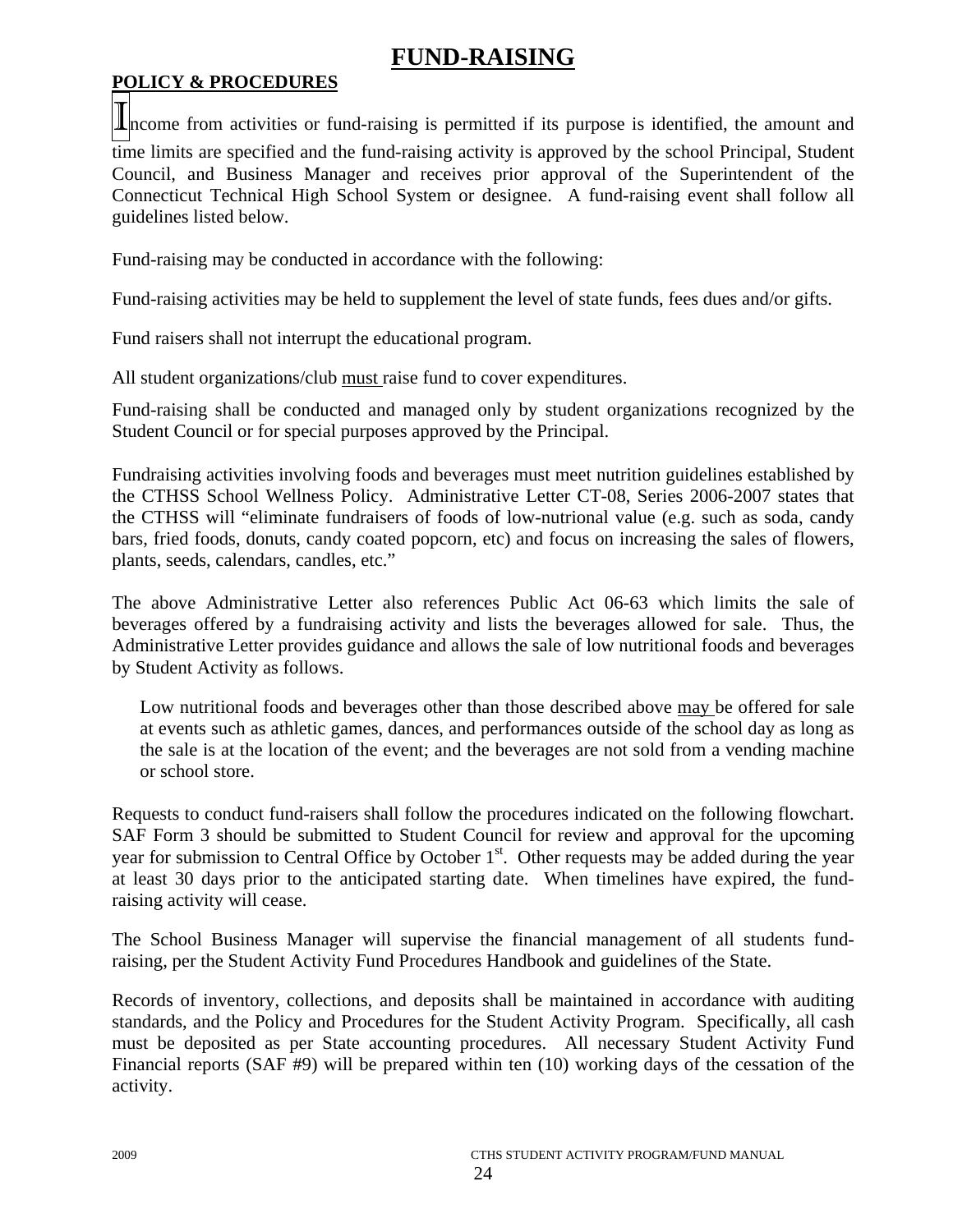# FUND-RAISING

## POLICY & PROCEDURES

Income from activities or fund-raising is permitted if its purpose is identified, the amount and time limits are specified and the fund-raising activity is approved by the school Principal, Student Council, and Business Manager and receives prior approval of the Superintendent of the Connecticut Technical High School System or designee. A fund-raising event shall follow all guidelines listed below.

Fund-raising may be conducted in accordance with the following:

Fund-raising activities may be held to supplement the level of state funds, fees dues and/or gifts.

Fund raisers shall not interrupt the educational program.

All student organizations/club <u>must</u> raise fund to cover expenditures.

Fund-raising shall be conducted and managed only by student organizations recognized by the Student Council or for special purposes approved by the Principal.

Fundraising activities involving foods and beverages must meet nutrition guidelines established by the CTHSS School Wellness Policy. Administrative Letter CT-08, Series 2006-2007 states that the CTHSS will "eliminate fundraisers of foods of low-nutrional value (e.g. such as soda, candy bars, fried foods, donuts, candy coated popcorn, etc) and focus on increasing the sales of flowers, plants, seeds, calendars, candles, etc."

The above Administrative Letter also references Public Act 06-63 which limits the sale of beverages offered by a fundraising activity and lists the beverages allowed for sale. Thus, the Administrative Letter provides guidance and allows the sale of low nutritional foods and beverages by Student Activity as follows.

> Low nutritional foods and beverages other than those described above <u>may</u> be offered for sale at events such as athletic games, dances, and performances outside of the school day as long as the sale is at the location of the event; and the beverages are not sold from a vending machine or school store.

Requests to conduct fund-raisers shall follow the procedures indicated on the following flowchart. SAF Form 3 should be submitted to Student Council for review and approval for the upcoming year for submission to Central Office by October 1st. Other requests may be added during the year at least 30 days prior to the anticipated starting date. When timelines have expired, the fund-raising activity will cease.

The School Business Manager will supervise the financial management of all students fund-raising, per the Student Activity Fund Procedures Handbook and guidelines of the State.

Records of inventory, collections, and deposits shall be maintained in accordance with auditing standards, and the Policy and Procedures for the Student Activity Program. Specifically, all cash must be deposited as per State accounting procedures. All necessary Student Activity Fund Financial reports (SAF #9) will be prepared within ten (10) working days of the cessation of the activity.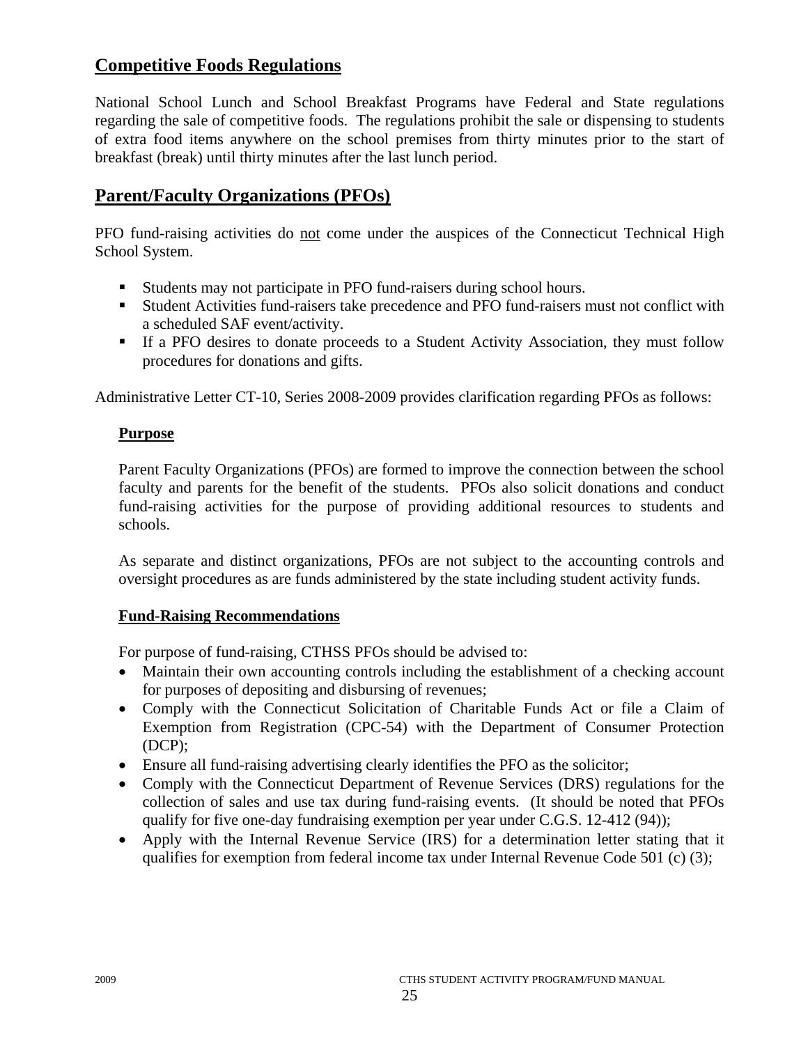## Competitive Foods Regulations

National School Lunch and School Breakfast Programs have Federal and State regulations regarding the sale of competitive foods. The regulations prohibit the sale or dispensing to students of extra food items anywhere on the school premises from thirty minutes prior to the start of breakfast (break) until thirty minutes after the last lunch period.

## Parent/Faculty Organizations (PFOs)

PFO fund-raising activities do not come under the auspices of the Connecticut Technical High School System.

- Students may not participate in PFO fund-raisers during school hours.
- Student Activities fund-raisers take precedence and PFO fund-raisers must not conflict with a scheduled SAF event/activity.
- If a PFO desires to donate proceeds to a Student Activity Association, they must follow procedures for donations and gifts.

Administrative Letter CT-10, Series 2008-2009 provides clarification regarding PFOs as follows:

### Purpose

Parent Faculty Organizations (PFOs) are formed to improve the connection between the school faculty and parents for the benefit of the students. PFOs also solicit donations and conduct fund-raising activities for the purpose of providing additional resources to students and schools.

As separate and distinct organizations, PFOs are not subject to the accounting controls and oversight procedures as are funds administered by the state including student activity funds.

### Fund-Raising Recommendations

For purpose of fund-raising, CTHSS PFOs should be advised to:

- Maintain their own accounting controls including the establishment of a checking account for purposes of depositing and disbursing of revenues;
- Comply with the Connecticut Solicitation of Charitable Funds Act or file a Claim of Exemption from Registration (CPC-54) with the Department of Consumer Protection (DCP);
- Ensure all fund-raising advertising clearly identifies the PFO as the solicitor;
- Comply with the Connecticut Department of Revenue Services (DRS) regulations for the collection of sales and use tax during fund-raising events. (It should be noted that PFOs qualify for five one-day fundraising exemption per year under C.G.S. 12-412 (94));
- Apply with the Internal Revenue Service (IRS) for a determination letter stating that it qualifies for exemption from federal income tax under Internal Revenue Code 501 (c) (3);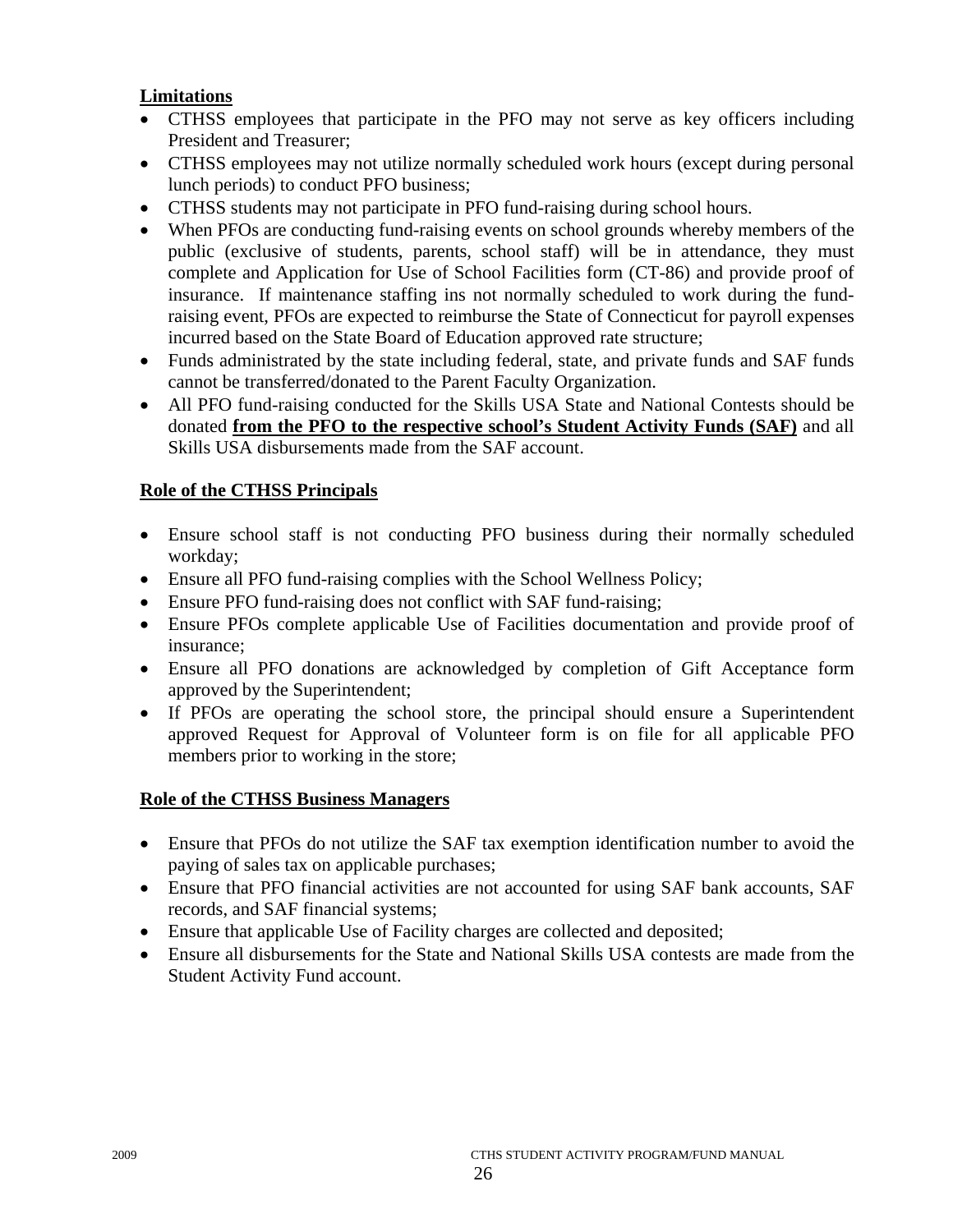**Limitations**

- CTHSS employees that participate in the PFO may not serve as key officers including President and Treasurer;
- CTHSS employees may not utilize normally scheduled work hours (except during personal lunch periods) to conduct PFO business;
- CTHSS students may not participate in PFO fund-raising during school hours.
- When PFOs are conducting fund-raising events on school grounds whereby members of the public (exclusive of students, parents, school staff) will be in attendance, they must complete and Application for Use of School Facilities form (CT-86) and provide proof of insurance. If maintenance staffing ins not normally scheduled to work during the fund-raising event, PFOs are expected to reimburse the State of Connecticut for payroll expenses incurred based on the State Board of Education approved rate structure;
- Funds administrated by the state including federal, state, and private funds and SAF funds cannot be transferred/donated to the Parent Faculty Organization.
- All PFO fund-raising conducted for the Skills USA State and National Contests should be donated **from the PFO to the respective school's Student Activity Funds (SAF)** and all Skills USA disbursements made from the SAF account.

**Role of the CTHSS Principals**

- Ensure school staff is not conducting PFO business during their normally scheduled workday;
- Ensure all PFO fund-raising complies with the School Wellness Policy;
- Ensure PFO fund-raising does not conflict with SAF fund-raising;
- Ensure PFOs complete applicable Use of Facilities documentation and provide proof of insurance;
- Ensure all PFO donations are acknowledged by completion of Gift Acceptance form approved by the Superintendent;
- If PFOs are operating the school store, the principal should ensure a Superintendent approved Request for Approval of Volunteer form is on file for all applicable PFO members prior to working in the store;

**Role of the CTHSS Business Managers**

- Ensure that PFOs do not utilize the SAF tax exemption identification number to avoid the paying of sales tax on applicable purchases;
- Ensure that PFO financial activities are not accounted for using SAF bank accounts, SAF records, and SAF financial systems;
- Ensure that applicable Use of Facility charges are collected and deposited;
- Ensure all disbursements for the State and National Skills USA contests are made from the Student Activity Fund account.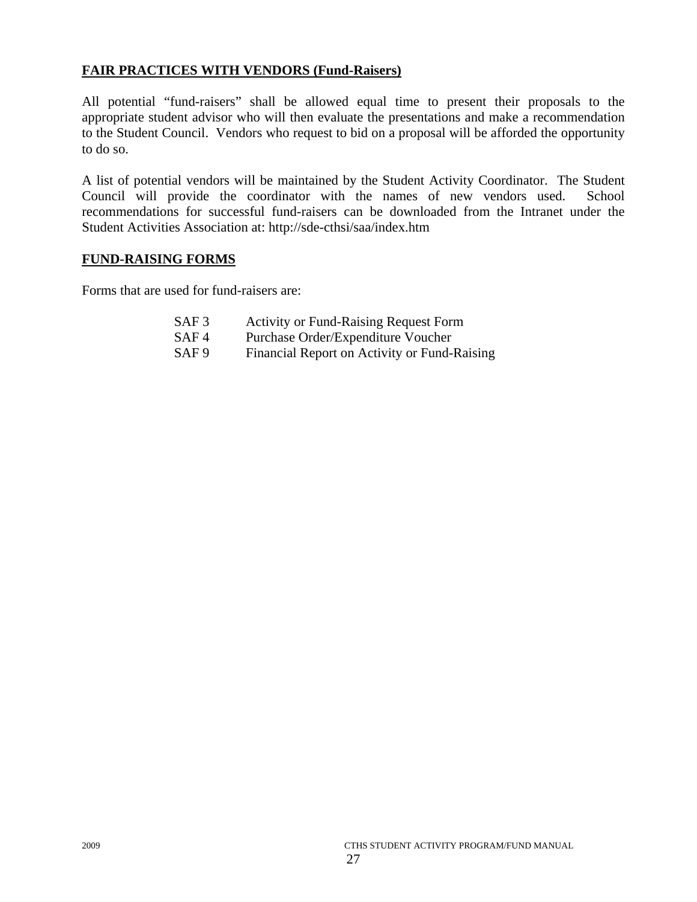## FAIR PRACTICES WITH VENDORS (Fund-Raisers)

All potential "fund-raisers" shall be allowed equal time to present their proposals to the appropriate student advisor who will then evaluate the presentations and make a recommendation to the Student Council. Vendors who request to bid on a proposal will be afforded the opportunity to do so.

A list of potential vendors will be maintained by the Student Activity Coordinator. The Student Council will provide the coordinator with the names of new vendors used. School recommendations for successful fund-raisers can be downloaded from the Intranet under the Student Activities Association at: http://sde-cthsi/saa/index.htm

## FUND-RAISING FORMS

Forms that are used for fund-raisers are:

| | |
|---|---|
| SAF 3 | Activity or Fund-Raising Request Form |
| SAF 4 | Purchase Order/Expenditure Voucher |
| SAF 9 | Financial Report on Activity or Fund-Raising |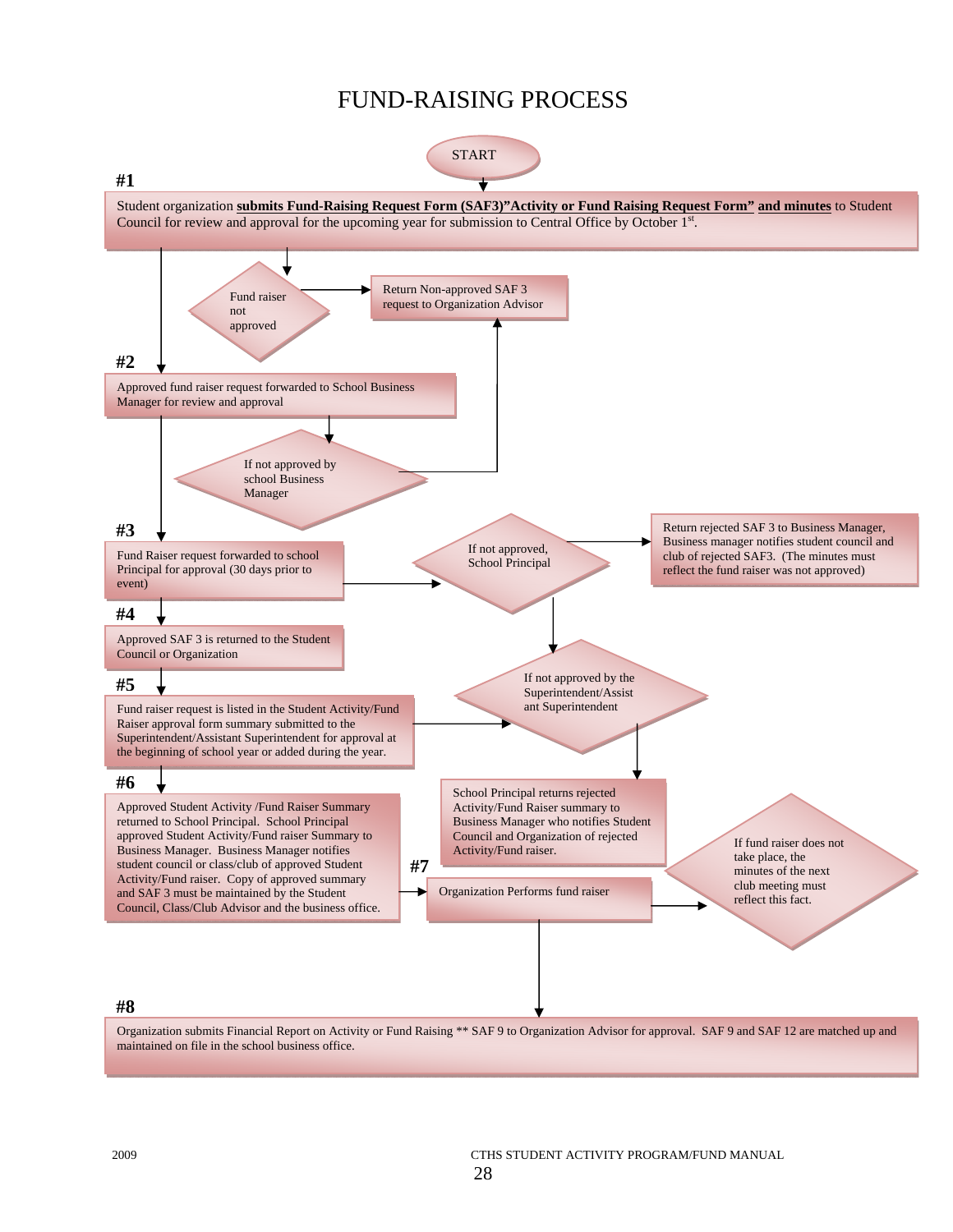# FUND-RAISING PROCESS

START

**#1**

Student organization **<u>submits Fund-Raising Request Form (SAF3)"Activity or Fund Raising Request Form"</u>** **<u>and minutes</u>** to Student Council for review and approval for the upcoming year for submission to Central Office by October 1st.

Fund raiser not approved → Return Non-approved SAF 3 request to Organization Advisor

**#2**

Approved fund raiser request forwarded to School Business Manager for review and approval

If not approved by school Business Manager → Return Non-approved SAF 3 request to Organization Advisor

**#3**

Fund Raiser request forwarded to school Principal for approval (30 days prior to event)

If not approved, School Principal → Return rejected SAF 3 to Business Manager, Business manager notifies student council and club of rejected SAF3. (The minutes must reflect the fund raiser was not approved)

**#4**

Approved SAF 3 is returned to the Student Council or Organization

**#5**

Fund raiser request is listed in the Student Activity/Fund Raiser approval form summary submitted to the Superintendent/Assistant Superintendent for approval at the beginning of school year or added during the year.

If not approved by the Superintendent/Assistant Superintendent → School Principal returns rejected Activity/Fund Raiser summary to Business Manager who notifies Student Council and Organization of rejected Activity/Fund raiser.

**#6**

Approved Student Activity /Fund Raiser Summary returned to School Principal. School Principal approved Student Activity/Fund raiser Summary to Business Manager. Business Manager notifies student council or class/club of approved Student Activity/Fund raiser. Copy of approved summary and SAF 3 must be maintained by the Student Council, Class/Club Advisor and the business office.

**#7**

Organization Performs fund raiser

If fund raiser does not take place, the minutes of the next club meeting must reflect this fact.

**#8**

Organization submits Financial Report on Activity or Fund Raising ** SAF 9 to Organization Advisor for approval. SAF 9 and SAF 12 are matched up and maintained on file in the school business office.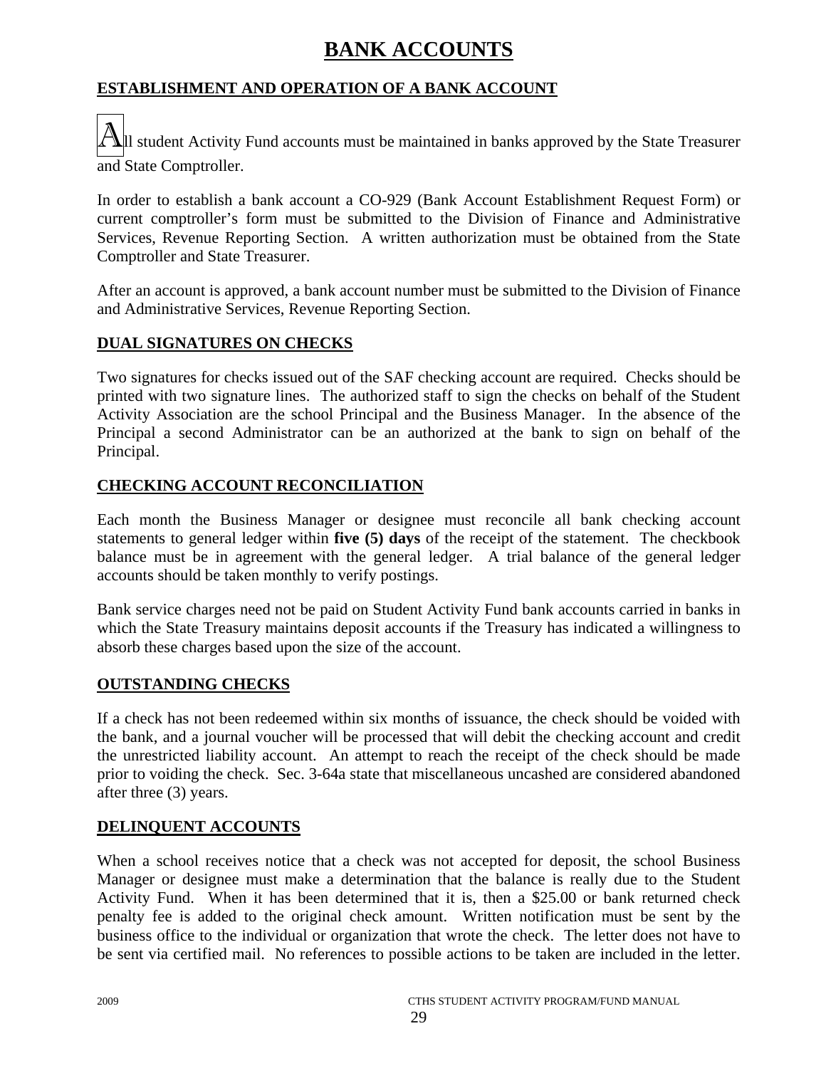# BANK ACCOUNTS

## ESTABLISHMENT AND OPERATION OF A BANK ACCOUNT

All student Activity Fund accounts must be maintained in banks approved by the State Treasurer and State Comptroller.

In order to establish a bank account a CO-929 (Bank Account Establishment Request Form) or current comptroller's form must be submitted to the Division of Finance and Administrative Services, Revenue Reporting Section. A written authorization must be obtained from the State Comptroller and State Treasurer.

After an account is approved, a bank account number must be submitted to the Division of Finance and Administrative Services, Revenue Reporting Section.

## DUAL SIGNATURES ON CHECKS

Two signatures for checks issued out of the SAF checking account are required. Checks should be printed with two signature lines. The authorized staff to sign the checks on behalf of the Student Activity Association are the school Principal and the Business Manager. In the absence of the Principal a second Administrator can be an authorized at the bank to sign on behalf of the Principal.

## CHECKING ACCOUNT RECONCILIATION

Each month the Business Manager or designee must reconcile all bank checking account statements to general ledger within **five (5) days** of the receipt of the statement. The checkbook balance must be in agreement with the general ledger. A trial balance of the general ledger accounts should be taken monthly to verify postings.

Bank service charges need not be paid on Student Activity Fund bank accounts carried in banks in which the State Treasury maintains deposit accounts if the Treasury has indicated a willingness to absorb these charges based upon the size of the account.

## OUTSTANDING CHECKS

If a check has not been redeemed within six months of issuance, the check should be voided with the bank, and a journal voucher will be processed that will debit the checking account and credit the unrestricted liability account. An attempt to reach the receipt of the check should be made prior to voiding the check. Sec. 3-64a state that miscellaneous uncashed are considered abandoned after three (3) years.

## DELINQUENT ACCOUNTS

When a school receives notice that a check was not accepted for deposit, the school Business Manager or designee must make a determination that the balance is really due to the Student Activity Fund. When it has been determined that it is, then a $25.00 or bank returned check penalty fee is added to the original check amount. Written notification must be sent by the business office to the individual or organization that wrote the check. The letter does not have to be sent via certified mail. No references to possible actions to be taken are included in the letter.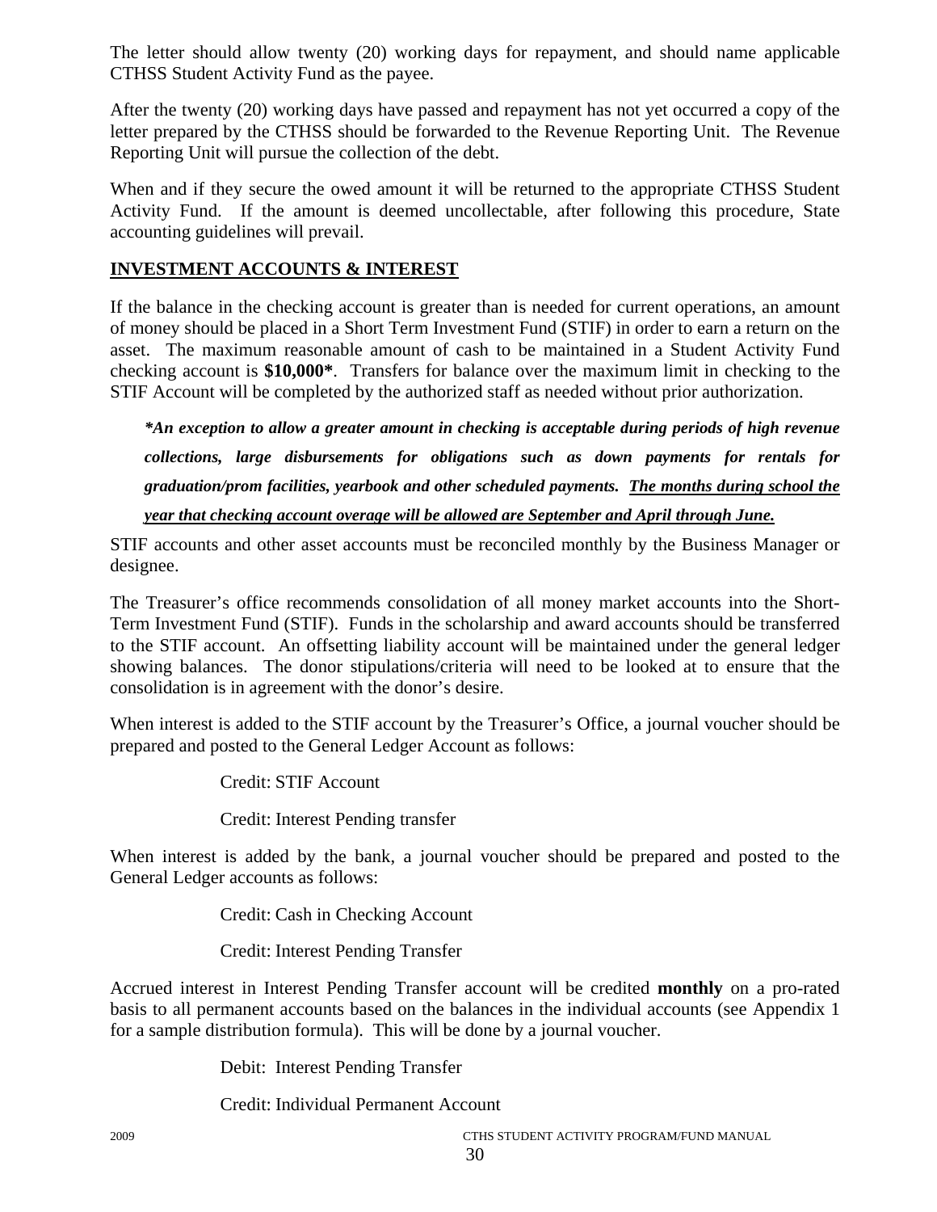The letter should allow twenty (20) working days for repayment, and should name applicable CTHSS Student Activity Fund as the payee.

After the twenty (20) working days have passed and repayment has not yet occurred a copy of the letter prepared by the CTHSS should be forwarded to the Revenue Reporting Unit. The Revenue Reporting Unit will pursue the collection of the debt.

When and if they secure the owed amount it will be returned to the appropriate CTHSS Student Activity Fund. If the amount is deemed uncollectable, after following this procedure, State accounting guidelines will prevail.

## INVESTMENT ACCOUNTS & INTEREST

If the balance in the checking account is greater than is needed for current operations, an amount of money should be placed in a Short Term Investment Fund (STIF) in order to earn a return on the asset. The maximum reasonable amount of cash to be maintained in a Student Activity Fund checking account is **$10,000***. Transfers for balance over the maximum limit in checking to the STIF Account will be completed by the authorized staff as needed without prior authorization.

> ***\*An exception to allow a greater amount in checking is acceptable during periods of high revenue collections, large disbursements for obligations such as down payments for rentals for graduation/prom facilities, yearbook and other scheduled payments. <u>The months during school the year that checking account overage will be allowed are September and April through June.</u>***

STIF accounts and other asset accounts must be reconciled monthly by the Business Manager or designee.

The Treasurer's office recommends consolidation of all money market accounts into the Short-Term Investment Fund (STIF). Funds in the scholarship and award accounts should be transferred to the STIF account. An offsetting liability account will be maintained under the general ledger showing balances. The donor stipulations/criteria will need to be looked at to ensure that the consolidation is in agreement with the donor's desire.

When interest is added to the STIF account by the Treasurer's Office, a journal voucher should be prepared and posted to the General Ledger Account as follows:

Credit: STIF Account

Credit: Interest Pending transfer

When interest is added by the bank, a journal voucher should be prepared and posted to the General Ledger accounts as follows:

Credit: Cash in Checking Account

Credit: Interest Pending Transfer

Accrued interest in Interest Pending Transfer account will be credited **monthly** on a pro-rated basis to all permanent accounts based on the balances in the individual accounts (see Appendix 1 for a sample distribution formula). This will be done by a journal voucher.

Debit: Interest Pending Transfer

Credit: Individual Permanent Account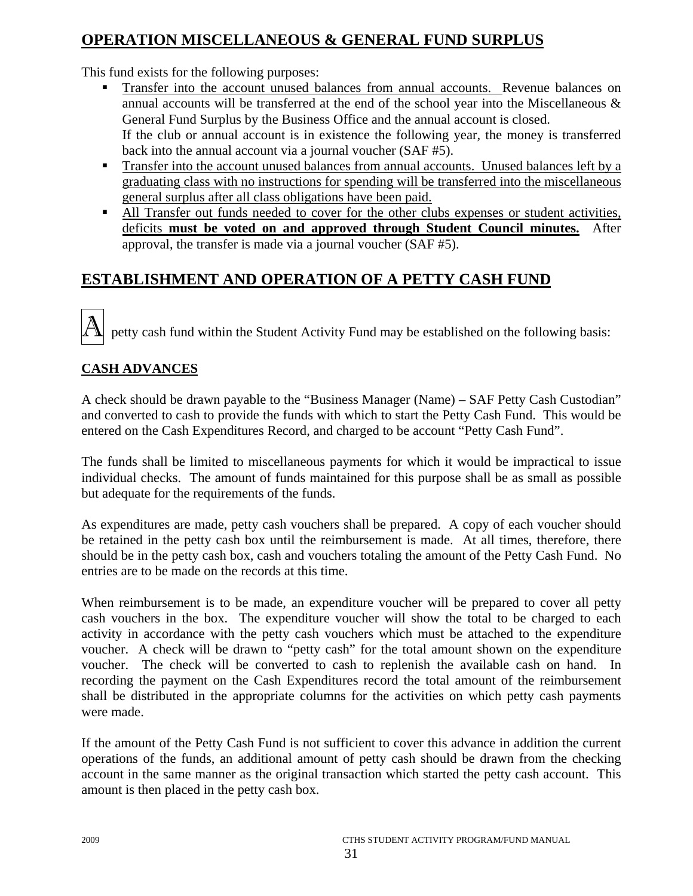## OPERATION MISCELLANEOUS & GENERAL FUND SURPLUS

This fund exists for the following purposes:

- Transfer into the account unused balances from annual accounts. Revenue balances on annual accounts will be transferred at the end of the school year into the Miscellaneous & General Fund Surplus by the Business Office and the annual account is closed. If the club or annual account is in existence the following year, the money is transferred back into the annual account via a journal voucher (SAF #5).
- Transfer into the account unused balances from annual accounts. Unused balances left by a graduating class with no instructions for spending will be transferred into the miscellaneous general surplus after all class obligations have been paid.
- All Transfer out funds needed to cover for the other clubs expenses or student activities, deficits **must be voted on and approved through Student Council minutes.** After approval, the transfer is made via a journal voucher (SAF #5).

## ESTABLISHMENT AND OPERATION OF A PETTY CASH FUND

A petty cash fund within the Student Activity Fund may be established on the following basis:

### CASH ADVANCES

A check should be drawn payable to the "Business Manager (Name) – SAF Petty Cash Custodian" and converted to cash to provide the funds with which to start the Petty Cash Fund. This would be entered on the Cash Expenditures Record, and charged to be account "Petty Cash Fund".

The funds shall be limited to miscellaneous payments for which it would be impractical to issue individual checks. The amount of funds maintained for this purpose shall be as small as possible but adequate for the requirements of the funds.

As expenditures are made, petty cash vouchers shall be prepared. A copy of each voucher should be retained in the petty cash box until the reimbursement is made. At all times, therefore, there should be in the petty cash box, cash and vouchers totaling the amount of the Petty Cash Fund. No entries are to be made on the records at this time.

When reimbursement is to be made, an expenditure voucher will be prepared to cover all petty cash vouchers in the box. The expenditure voucher will show the total to be charged to each activity in accordance with the petty cash vouchers which must be attached to the expenditure voucher. A check will be drawn to "petty cash" for the total amount shown on the expenditure voucher. The check will be converted to cash to replenish the available cash on hand. In recording the payment on the Cash Expenditures record the total amount of the reimbursement shall be distributed in the appropriate columns for the activities on which petty cash payments were made.

If the amount of the Petty Cash Fund is not sufficient to cover this advance in addition the current operations of the funds, an additional amount of petty cash should be drawn from the checking account in the same manner as the original transaction which started the petty cash account. This amount is then placed in the petty cash box.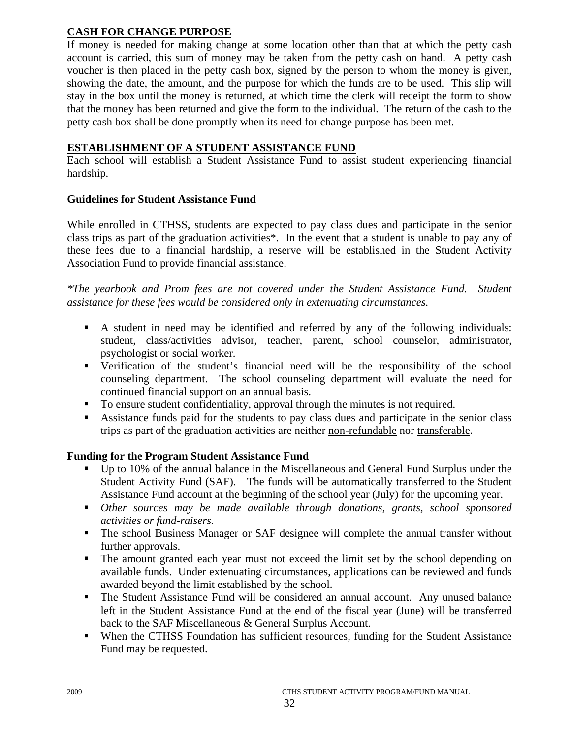## CASH FOR CHANGE PURPOSE

If money is needed for making change at some location other than that at which the petty cash account is carried, this sum of money may be taken from the petty cash on hand. A petty cash voucher is then placed in the petty cash box, signed by the person to whom the money is given, showing the date, the amount, and the purpose for which the funds are to be used. This slip will stay in the box until the money is returned, at which time the clerk will receipt the form to show that the money has been returned and give the form to the individual. The return of the cash to the petty cash box shall be done promptly when its need for change purpose has been met.

## ESTABLISHMENT OF A STUDENT ASSISTANCE FUND

Each school will establish a Student Assistance Fund to assist student experiencing financial hardship.

### Guidelines for Student Assistance Fund

While enrolled in CTHSS, students are expected to pay class dues and participate in the senior class trips as part of the graduation activities*. In the event that a student is unable to pay any of these fees due to a financial hardship, a reserve will be established in the Student Activity Association Fund to provide financial assistance.

*\*The yearbook and Prom fees are not covered under the Student Assistance Fund. Student assistance for these fees would be considered only in extenuating circumstances.*

- A student in need may be identified and referred by any of the following individuals: student, class/activities advisor, teacher, parent, school counselor, administrator, psychologist or social worker.
- Verification of the student's financial need will be the responsibility of the school counseling department. The school counseling department will evaluate the need for continued financial support on an annual basis.
- To ensure student confidentiality, approval through the minutes is not required.
- Assistance funds paid for the students to pay class dues and participate in the senior class trips as part of the graduation activities are neither non-refundable nor transferable.

### Funding for the Program Student Assistance Fund

- Up to 10% of the annual balance in the Miscellaneous and General Fund Surplus under the Student Activity Fund (SAF). The funds will be automatically transferred to the Student Assistance Fund account at the beginning of the school year (July) for the upcoming year.
- *Other sources may be made available through donations, grants, school sponsored activities or fund-raisers.*
- The school Business Manager or SAF designee will complete the annual transfer without further approvals.
- The amount granted each year must not exceed the limit set by the school depending on available funds. Under extenuating circumstances, applications can be reviewed and funds awarded beyond the limit established by the school.
- The Student Assistance Fund will be considered an annual account. Any unused balance left in the Student Assistance Fund at the end of the fiscal year (June) will be transferred back to the SAF Miscellaneous & General Surplus Account.
- When the CTHSS Foundation has sufficient resources, funding for the Student Assistance Fund may be requested.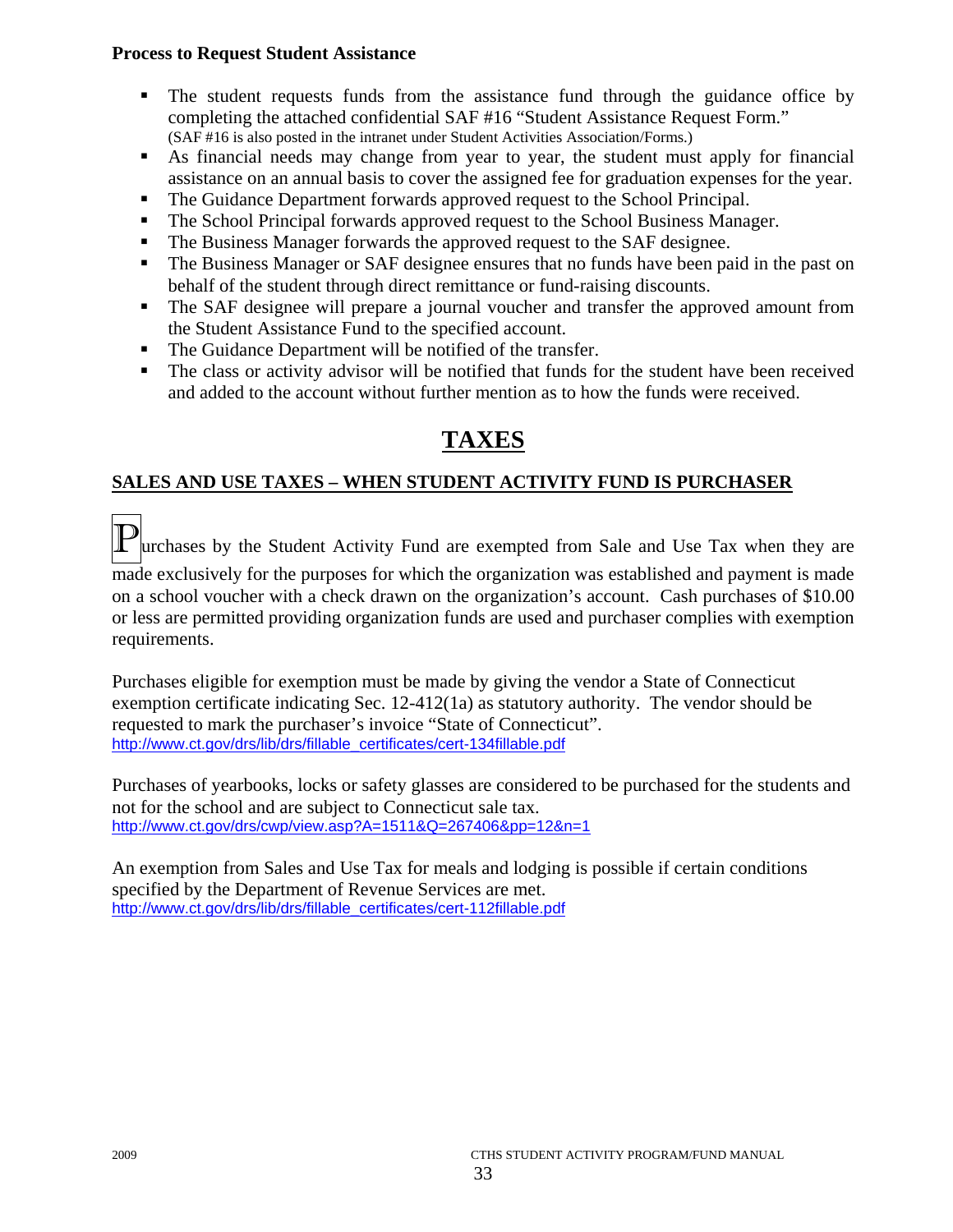**Process to Request Student Assistance**

- The student requests funds from the assistance fund through the guidance office by completing the attached confidential SAF #16 "Student Assistance Request Form." (SAF #16 is also posted in the intranet under Student Activities Association/Forms.)
- As financial needs may change from year to year, the student must apply for financial assistance on an annual basis to cover the assigned fee for graduation expenses for the year.
- The Guidance Department forwards approved request to the School Principal.
- The School Principal forwards approved request to the School Business Manager.
- The Business Manager forwards the approved request to the SAF designee.
- The Business Manager or SAF designee ensures that no funds have been paid in the past on behalf of the student through direct remittance or fund-raising discounts.
- The SAF designee will prepare a journal voucher and transfer the approved amount from the Student Assistance Fund to the specified account.
- The Guidance Department will be notified of the transfer.
- The class or activity advisor will be notified that funds for the student have been received and added to the account without further mention as to how the funds were received.

# TAXES

## SALES AND USE TAXES – WHEN STUDENT ACTIVITY FUND IS PURCHASER

Purchases by the Student Activity Fund are exempted from Sale and Use Tax when they are made exclusively for the purposes for which the organization was established and payment is made on a school voucher with a check drawn on the organization's account. Cash purchases of $10.00 or less are permitted providing organization funds are used and purchaser complies with exemption requirements.

Purchases eligible for exemption must be made by giving the vendor a State of Connecticut exemption certificate indicating Sec. 12-412(1a) as statutory authority. The vendor should be requested to mark the purchaser's invoice "State of Connecticut".
http://www.ct.gov/drs/lib/drs/fillable_certificates/cert-134fillable.pdf

Purchases of yearbooks, locks or safety glasses are considered to be purchased for the students and not for the school and are subject to Connecticut sale tax.
http://www.ct.gov/drs/cwp/view.asp?A=1511&Q=267406&pp=12&n=1

An exemption from Sales and Use Tax for meals and lodging is possible if certain conditions specified by the Department of Revenue Services are met.
http://www.ct.gov/drs/lib/drs/fillable_certificates/cert-112fillable.pdf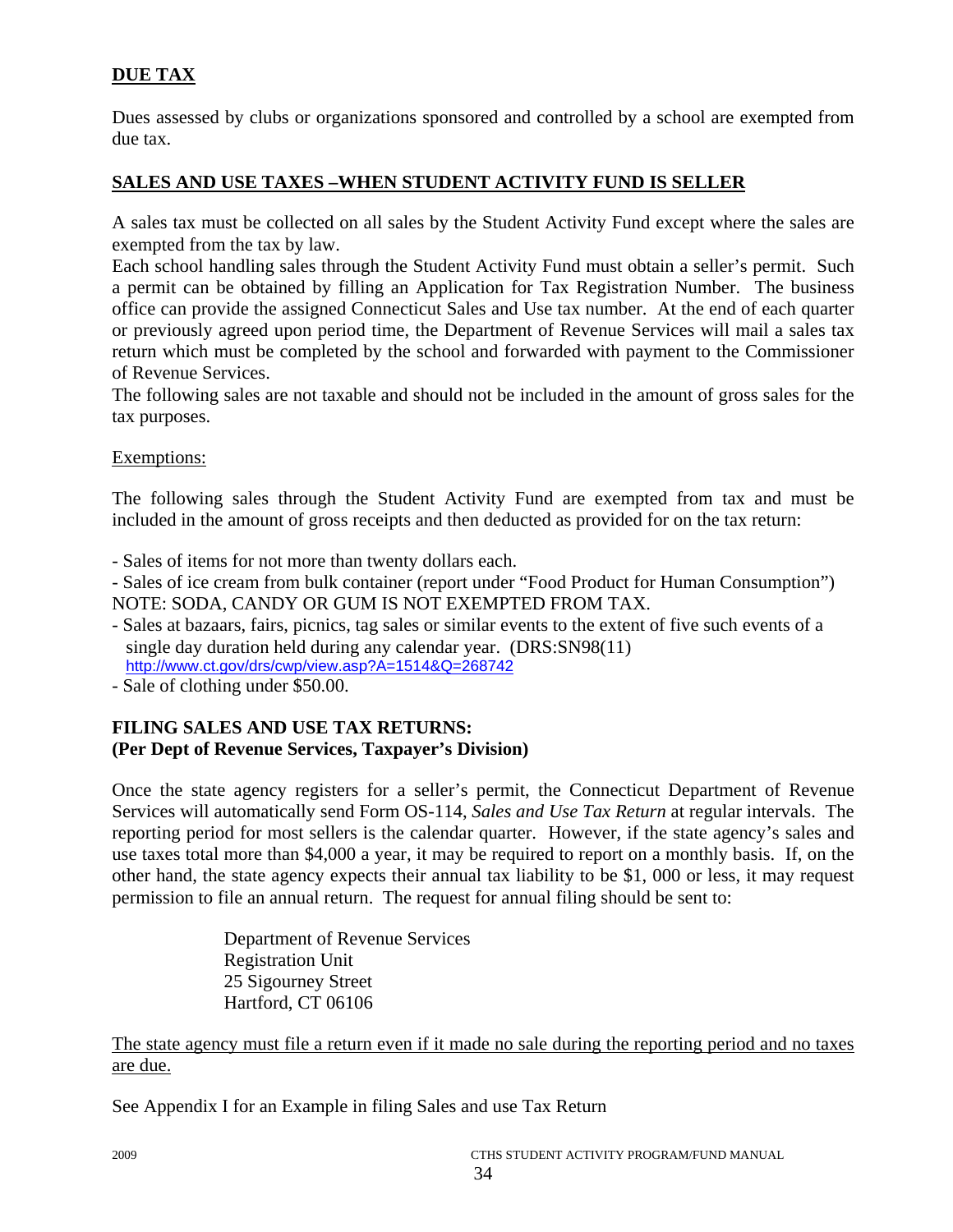**DUE TAX**

Dues assessed by clubs or organizations sponsored and controlled by a school are exempted from due tax.

**SALES AND USE TAXES –WHEN STUDENT ACTIVITY FUND IS SELLER**

A sales tax must be collected on all sales by the Student Activity Fund except where the sales are exempted from the tax by law.
Each school handling sales through the Student Activity Fund must obtain a seller's permit. Such a permit can be obtained by filling an Application for Tax Registration Number. The business office can provide the assigned Connecticut Sales and Use tax number. At the end of each quarter or previously agreed upon period time, the Department of Revenue Services will mail a sales tax return which must be completed by the school and forwarded with payment to the Commissioner of Revenue Services.
The following sales are not taxable and should not be included in the amount of gross sales for the tax purposes.

Exemptions:

The following sales through the Student Activity Fund are exempted from tax and must be included in the amount of gross receipts and then deducted as provided for on the tax return:

- Sales of items for not more than twenty dollars each.
- Sales of ice cream from bulk container (report under "Food Product for Human Consumption")
NOTE: SODA, CANDY OR GUM IS NOT EXEMPTED FROM TAX.
- Sales at bazaars, fairs, picnics, tag sales or similar events to the extent of five such events of a single day duration held during any calendar year. (DRS:SN98(11) http://www.ct.gov/drs/cwp/view.asp?A=1514&Q=268742
- Sale of clothing under $50.00.

**FILING SALES AND USE TAX RETURNS:**
**(Per Dept of Revenue Services, Taxpayer's Division)**

Once the state agency registers for a seller's permit, the Connecticut Department of Revenue Services will automatically send Form OS-114, *Sales and Use Tax Return* at regular intervals. The reporting period for most sellers is the calendar quarter. However, if the state agency's sales and use taxes total more than $4,000 a year, it may be required to report on a monthly basis. If, on the other hand, the state agency expects their annual tax liability to be $1, 000 or less, it may request permission to file an annual return. The request for annual filing should be sent to:

Department of Revenue Services
Registration Unit
25 Sigourney Street
Hartford, CT 06106

The state agency must file a return even if it made no sale during the reporting period and no taxes are due.

See Appendix I for an Example in filing Sales and use Tax Return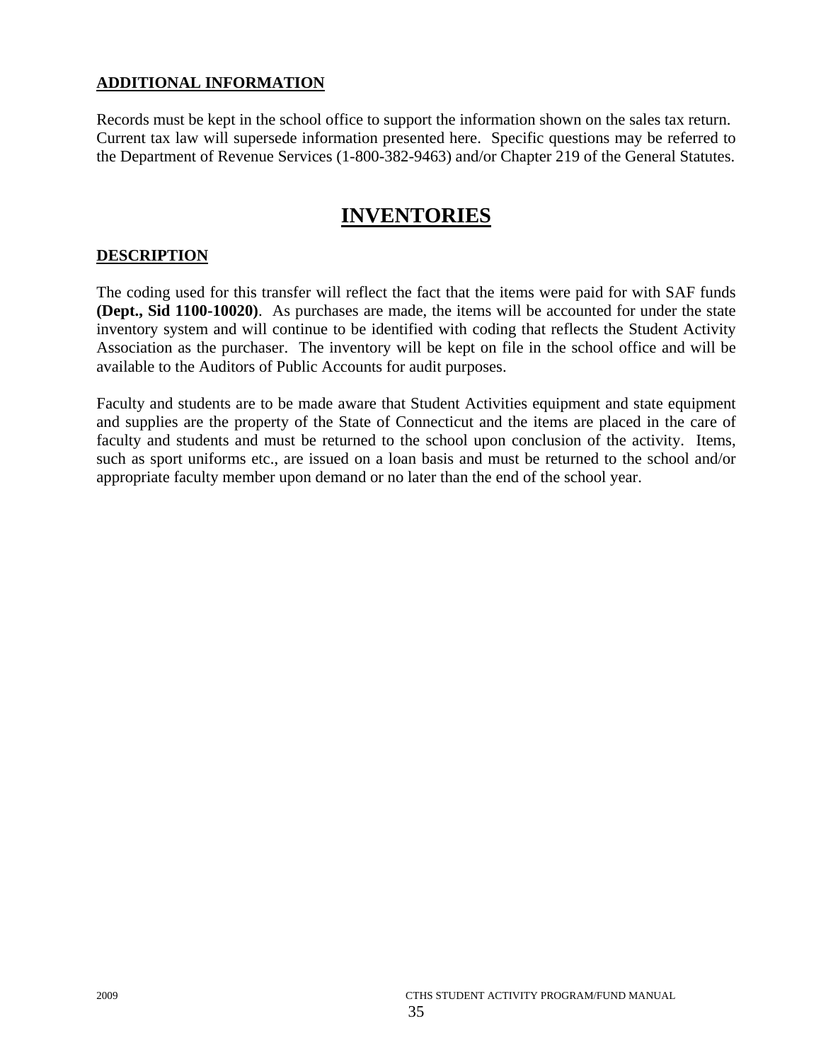### ADDITIONAL INFORMATION

Records must be kept in the school office to support the information shown on the sales tax return. Current tax law will supersede information presented here. Specific questions may be referred to the Department of Revenue Services (1-800-382-9463) and/or Chapter 219 of the General Statutes.

# INVENTORIES

### DESCRIPTION

The coding used for this transfer will reflect the fact that the items were paid for with SAF funds **(Dept., Sid 1100-10020)**. As purchases are made, the items will be accounted for under the state inventory system and will continue to be identified with coding that reflects the Student Activity Association as the purchaser. The inventory will be kept on file in the school office and will be available to the Auditors of Public Accounts for audit purposes.

Faculty and students are to be made aware that Student Activities equipment and state equipment and supplies are the property of the State of Connecticut and the items are placed in the care of faculty and students and must be returned to the school upon conclusion of the activity. Items, such as sport uniforms etc., are issued on a loan basis and must be returned to the school and/or appropriate faculty member upon demand or no later than the end of the school year.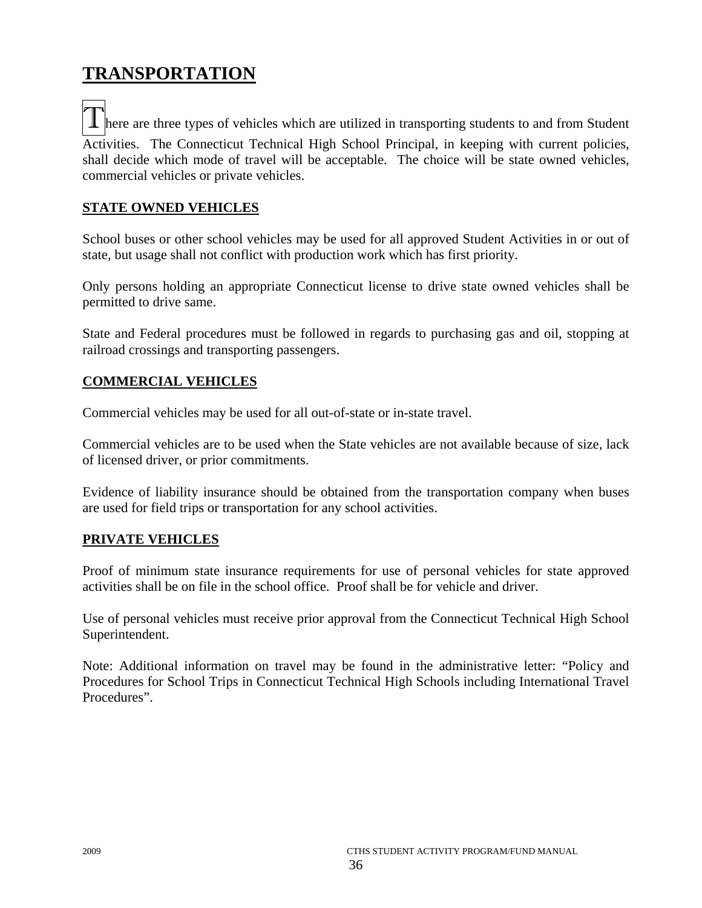# TRANSPORTATION

There are three types of vehicles which are utilized in transporting students to and from Student Activities. The Connecticut Technical High School Principal, in keeping with current policies, shall decide which mode of travel will be acceptable. The choice will be state owned vehicles, commercial vehicles or private vehicles.

## STATE OWNED VEHICLES

School buses or other school vehicles may be used for all approved Student Activities in or out of state, but usage shall not conflict with production work which has first priority.

Only persons holding an appropriate Connecticut license to drive state owned vehicles shall be permitted to drive same.

State and Federal procedures must be followed in regards to purchasing gas and oil, stopping at railroad crossings and transporting passengers.

## COMMERCIAL VEHICLES

Commercial vehicles may be used for all out-of-state or in-state travel.

Commercial vehicles are to be used when the State vehicles are not available because of size, lack of licensed driver, or prior commitments.

Evidence of liability insurance should be obtained from the transportation company when buses are used for field trips or transportation for any school activities.

## PRIVATE VEHICLES

Proof of minimum state insurance requirements for use of personal vehicles for state approved activities shall be on file in the school office. Proof shall be for vehicle and driver.

Use of personal vehicles must receive prior approval from the Connecticut Technical High School Superintendent.

Note: Additional information on travel may be found in the administrative letter: "Policy and Procedures for School Trips in Connecticut Technical High Schools including International Travel Procedures".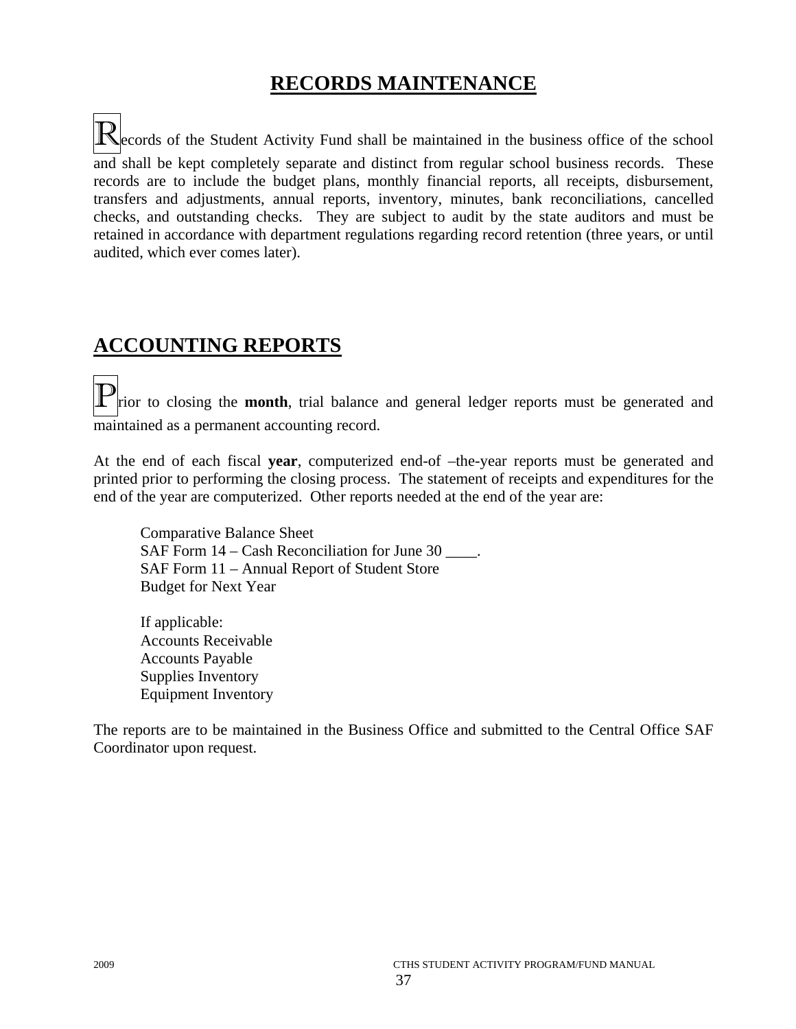## RECORDS MAINTENANCE

Records of the Student Activity Fund shall be maintained in the business office of the school and shall be kept completely separate and distinct from regular school business records. These records are to include the budget plans, monthly financial reports, all receipts, disbursement, transfers and adjustments, annual reports, inventory, minutes, bank reconciliations, cancelled checks, and outstanding checks. They are subject to audit by the state auditors and must be retained in accordance with department regulations regarding record retention (three years, or until audited, which ever comes later).

## ACCOUNTING REPORTS

Prior to closing the **month**, trial balance and general ledger reports must be generated and maintained as a permanent accounting record.

At the end of each fiscal **year**, computerized end-of –the-year reports must be generated and printed prior to performing the closing process. The statement of receipts and expenditures for the end of the year are computerized. Other reports needed at the end of the year are:

Comparative Balance Sheet
SAF Form 14 – Cash Reconciliation for June 30 ____.
SAF Form 11 – Annual Report of Student Store
Budget for Next Year

If applicable:
Accounts Receivable
Accounts Payable
Supplies Inventory
Equipment Inventory

The reports are to be maintained in the Business Office and submitted to the Central Office SAF Coordinator upon request.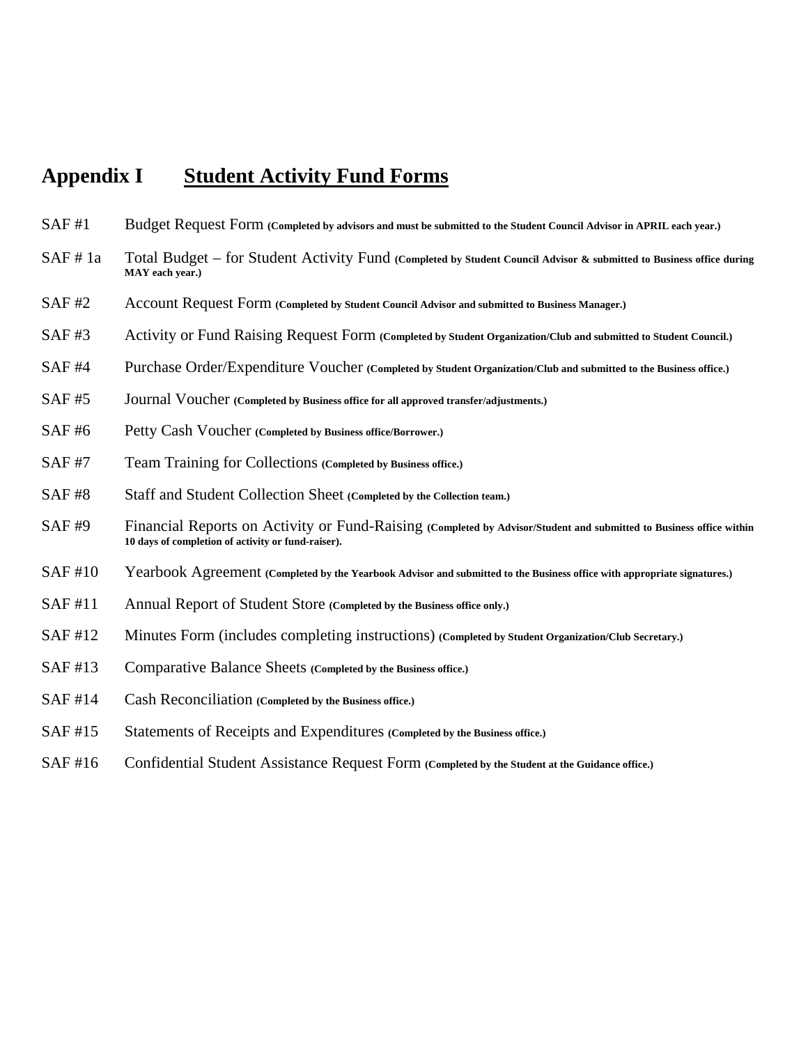# Appendix I Student Activity Fund Forms

SAF #1 Budget Request Form **(Completed by advisors and must be submitted to the Student Council Advisor in APRIL each year.)**

SAF # 1a Total Budget – for Student Activity Fund **(Completed by Student Council Advisor & submitted to Business office during MAY each year.)**

SAF #2 Account Request Form **(Completed by Student Council Advisor and submitted to Business Manager.)**

SAF #3 Activity or Fund Raising Request Form **(Completed by Student Organization/Club and submitted to Student Council.)**

SAF #4 Purchase Order/Expenditure Voucher **(Completed by Student Organization/Club and submitted to the Business office.)**

SAF #5 Journal Voucher **(Completed by Business office for all approved transfer/adjustments.)**

SAF #6 Petty Cash Voucher **(Completed by Business office/Borrower.)**

SAF #7 Team Training for Collections **(Completed by Business office.)**

SAF #8 Staff and Student Collection Sheet **(Completed by the Collection team.)**

SAF #9 Financial Reports on Activity or Fund-Raising **(Completed by Advisor/Student and submitted to Business office within 10 days of completion of activity or fund-raiser).**

SAF #10 Yearbook Agreement **(Completed by the Yearbook Advisor and submitted to the Business office with appropriate signatures.)**

SAF #11 Annual Report of Student Store **(Completed by the Business office only.)**

SAF #12 Minutes Form (includes completing instructions) **(Completed by Student Organization/Club Secretary.)**

SAF #13 Comparative Balance Sheets **(Completed by the Business office.)**

SAF #14 Cash Reconciliation **(Completed by the Business office.)**

SAF #15 Statements of Receipts and Expenditures **(Completed by the Business office.)**

SAF #16 Confidential Student Assistance Request Form **(Completed by the Student at the Guidance office.)**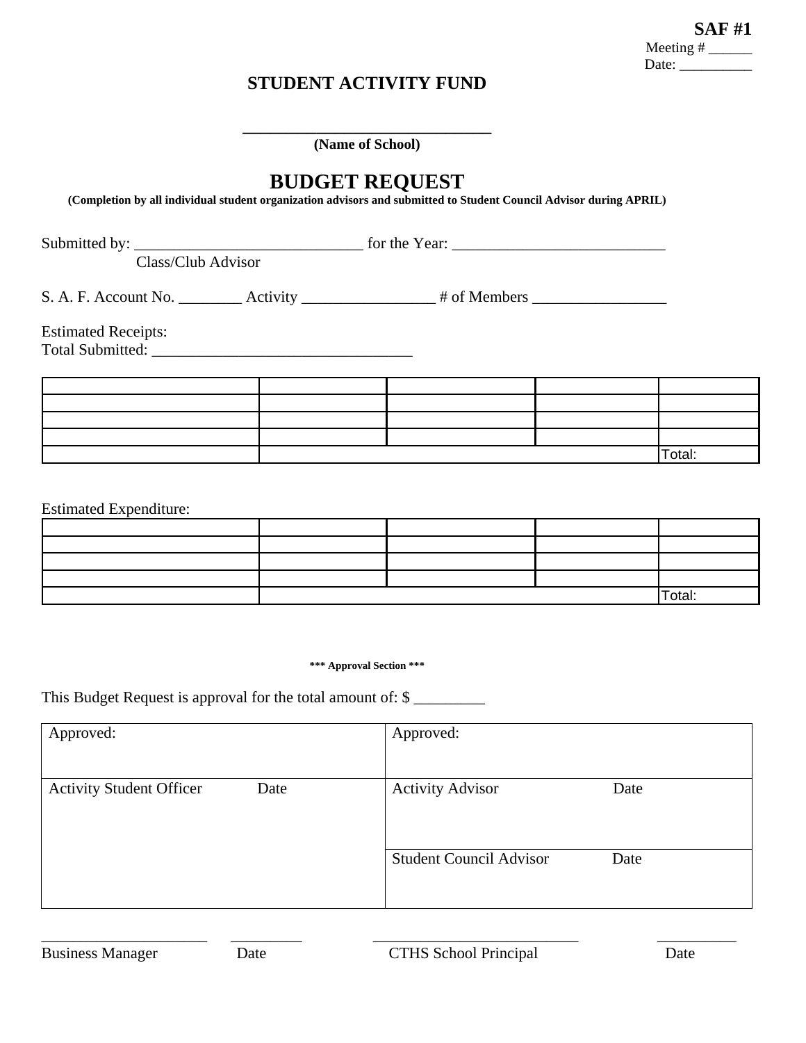**SAF #1**

Meeting # ______

Date: __________

## STUDENT ACTIVITY FUND

______________________________

**(Name of School)**

# BUDGET REQUEST

**(Completion by all individual student organization advisors and submitted to Student Council Advisor during APRIL)**

Submitted by: _____________________________ for the Year: ___________________________

Class/Club Advisor

S. A. F. Account No. ________ Activity _________________ # of Members _________________

Estimated Receipts:

Total Submitted: _________________________________

| | | | | |
|---|---|---|---|---|
| | | | | |
| | | | | |
| | | | | |
| | | | | |
| | | | | Total: |

Estimated Expenditure:

| | | | | |
|---|---|---|---|---|
| | | | | |
| | | | | |
| | | | | |
| | | | | |
| | | | | Total: |

**\*\*\* Approval Section \*\*\***

This Budget Request is approval for the total amount of: $ _________

| Approved: | Approved: |
|---|---|
| Activity Student Officer Date | Activity Advisor Date |
| | Student Council Advisor Date |

______________________ _________ ____________________________ __________

Business Manager Date CTHS School Principal Date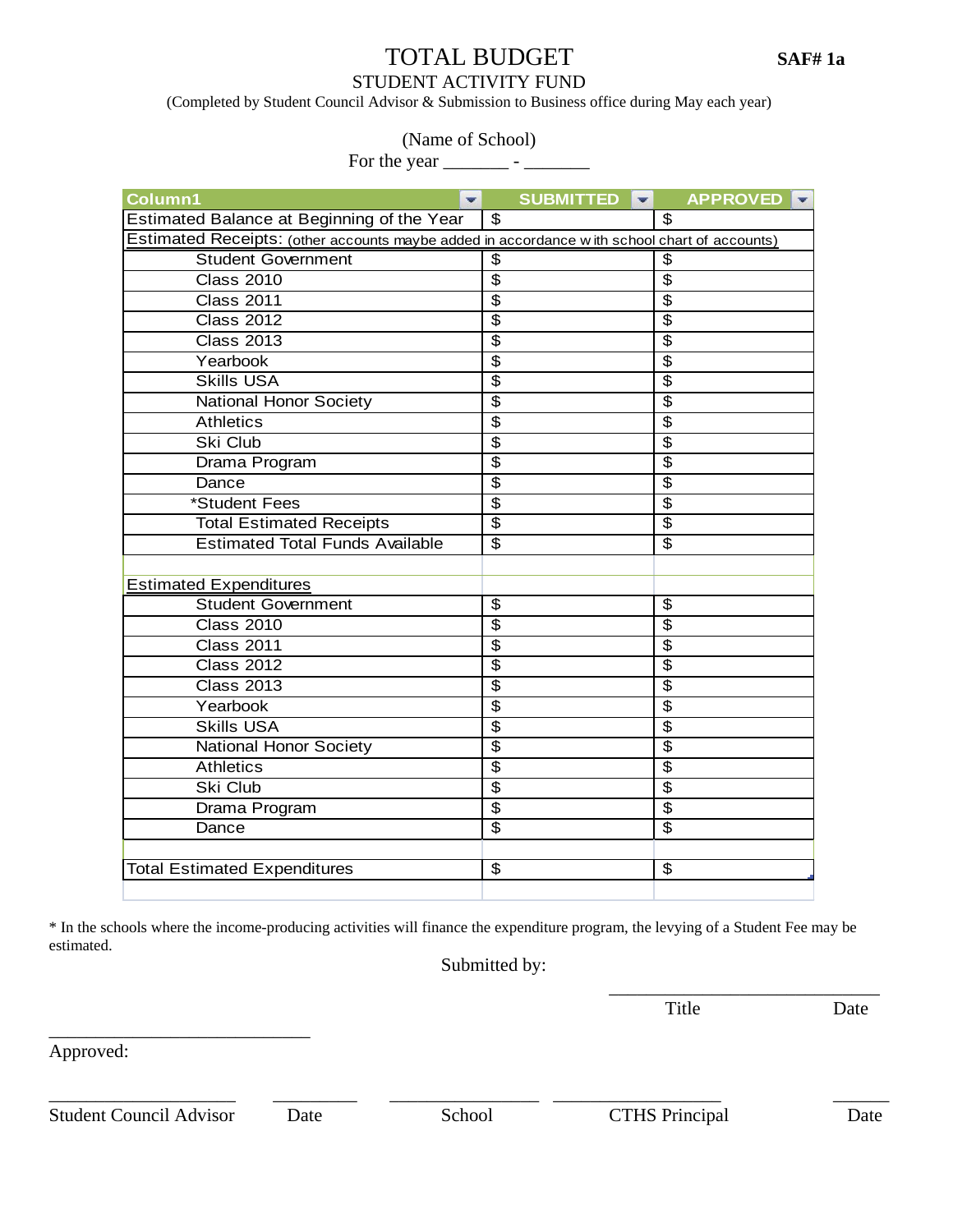# TOTAL BUDGET

**SAF# 1a**

STUDENT ACTIVITY FUND

(Completed by Student Council Advisor & Submission to Business office during May each year)

(Name of School)

For the year _______ - _______

| Column1 | SUBMITTED | APPROVED |
|---|---|---|
| Estimated Balance at Beginning of the Year | $ | $ |
| Estimated Receipts: (other accounts maybe added in accordance with school chart of accounts) | | |
| Student Government | $ | $ |
| Class 2010 | $ | $ |
| Class 2011 | $ | $ |
| Class 2012 | $ | $ |
| Class 2013 | $ | $ |
| Yearbook | $ | $ |
| Skills USA | $ | $ |
| National Honor Society | $ | $ |
| Athletics | $ | $ |
| Ski Club | $ | $ |
| Drama Program | $ | $ |
| Dance | $ | $ |
| *Student Fees | $ | $ |
| Total Estimated Receipts | $ | $ |
| Estimated Total Funds Available | $ | $ |
| | | |
| Estimated Expenditures | | |
| Student Government | $ | $ |
| Class 2010 | $ | $ |
| Class 2011 | $ | $ |
| Class 2012 | $ | $ |
| Class 2013 | $ | $ |
| Yearbook | $ | $ |
| Skills USA | $ | $ |
| National Honor Society | $ | $ |
| Athletics | $ | $ |
| Ski Club | $ | $ |
| Drama Program | $ | $ |
| Dance | $ | $ |
| | | |
| Total Estimated Expenditures | $ | $ |

* In the schools where the income-producing activities will finance the expenditure program, the levying of a Student Fee may be estimated.

Submitted by:

_____________________________ Title Date

_____________________________

Approved:

____________________ Student Council Advisor ________ Date ______________ School ________________ CTHS Principal _____ Date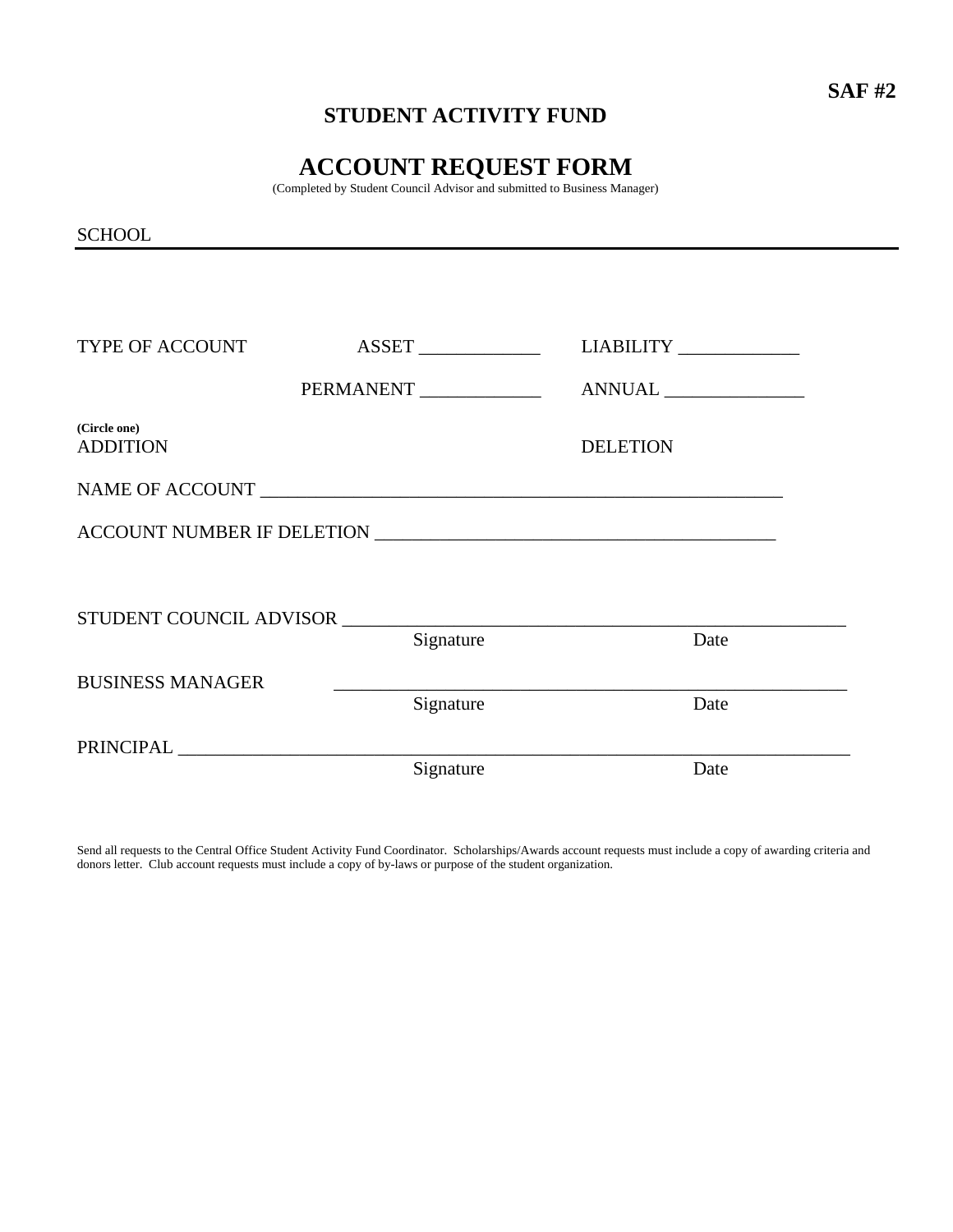**SAF #2**

# STUDENT ACTIVITY FUND

# ACCOUNT REQUEST FORM

(Completed by Student Council Advisor and submitted to Business Manager)

SCHOOL

---

TYPE OF ACCOUNT ASSET _____________ LIABILITY _____________

PERMANENT _____________ ANNUAL _______________

**(Circle one)**
ADDITION DELETION

NAME OF ACCOUNT ___________________________________________________________

ACCOUNT NUMBER IF DELETION ___________________________________________

STUDENT COUNCIL ADVISOR _______________________________________________________
Signature Date

BUSINESS MANAGER _______________________________________________________
Signature Date

PRINCIPAL ___________________________________________________________________________
Signature Date

Send all requests to the Central Office Student Activity Fund Coordinator. Scholarships/Awards account requests must include a copy of awarding criteria and donors letter. Club account requests must include a copy of by-laws or purpose of the student organization.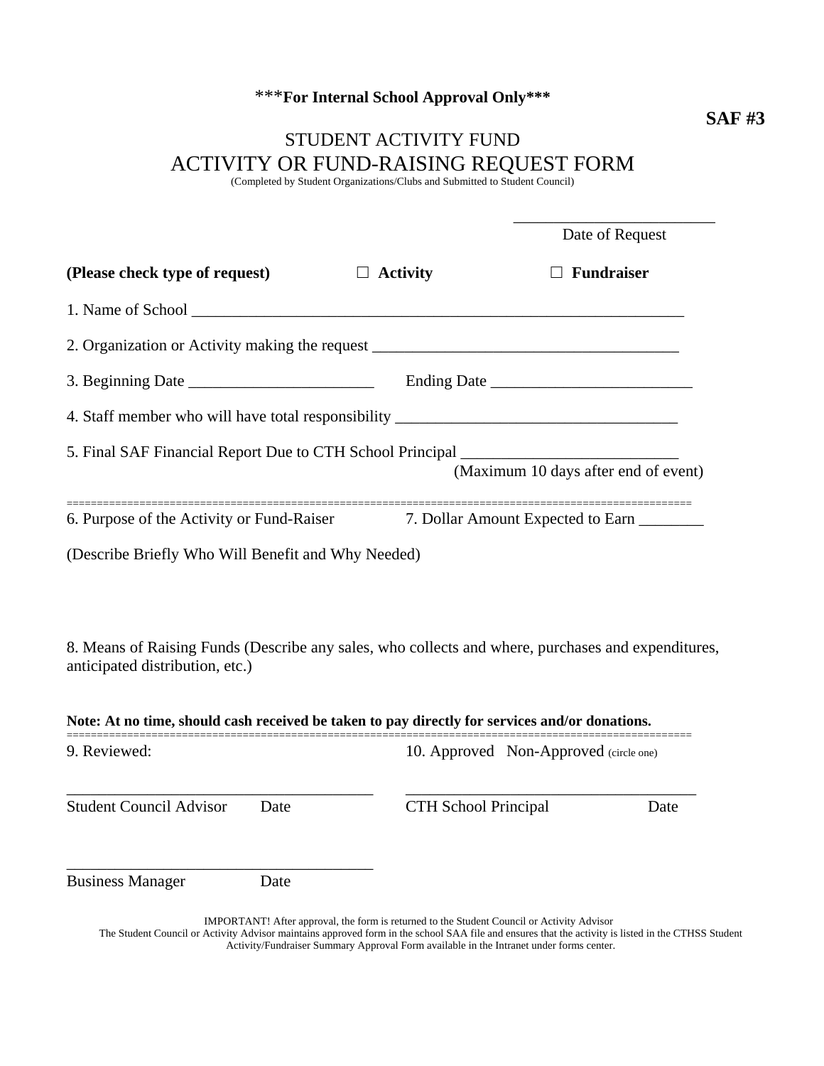***For Internal School Approval Only***

**SAF #3**

# STUDENT ACTIVITY FUND
# ACTIVITY OR FUND-RAISING REQUEST FORM

(Completed by Student Organizations/Clubs and Submitted to Student Council)

_________________________
Date of Request

**(Please check type of request)** ☐ **Activity** ☐ **Fundraiser**

1. Name of School _______________________________________________________________

2. Organization or Activity making the request _____________________________________

3. Beginning Date _______________________ Ending Date ________________________

4. Staff member who will have total responsibility __________________________________

5. Final SAF Financial Report Due to CTH School Principal __________________________
(Maximum 10 days after end of event)

==========================================================================================

6. Purpose of the Activity or Fund-Raiser 7. Dollar Amount Expected to Earn ________

(Describe Briefly Who Will Benefit and Why Needed)

8. Means of Raising Funds (Describe any sales, who collects and where, purchases and expenditures, anticipated distribution, etc.)

**Note: At no time, should cash received be taken to pay directly for services and/or donations.**

==========================================================================================

9. Reviewed: 10. Approved Non-Approved (circle one)

_______________________________________ _____________________________________
Student Council Advisor Date CTH School Principal Date

_______________________________________
Business Manager Date

IMPORTANT! After approval, the form is returned to the Student Council or Activity Advisor
The Student Council or Activity Advisor maintains approved form in the school SAA file and ensures that the activity is listed in the CTHSS Student Activity/Fundraiser Summary Approval Form available in the Intranet under forms center.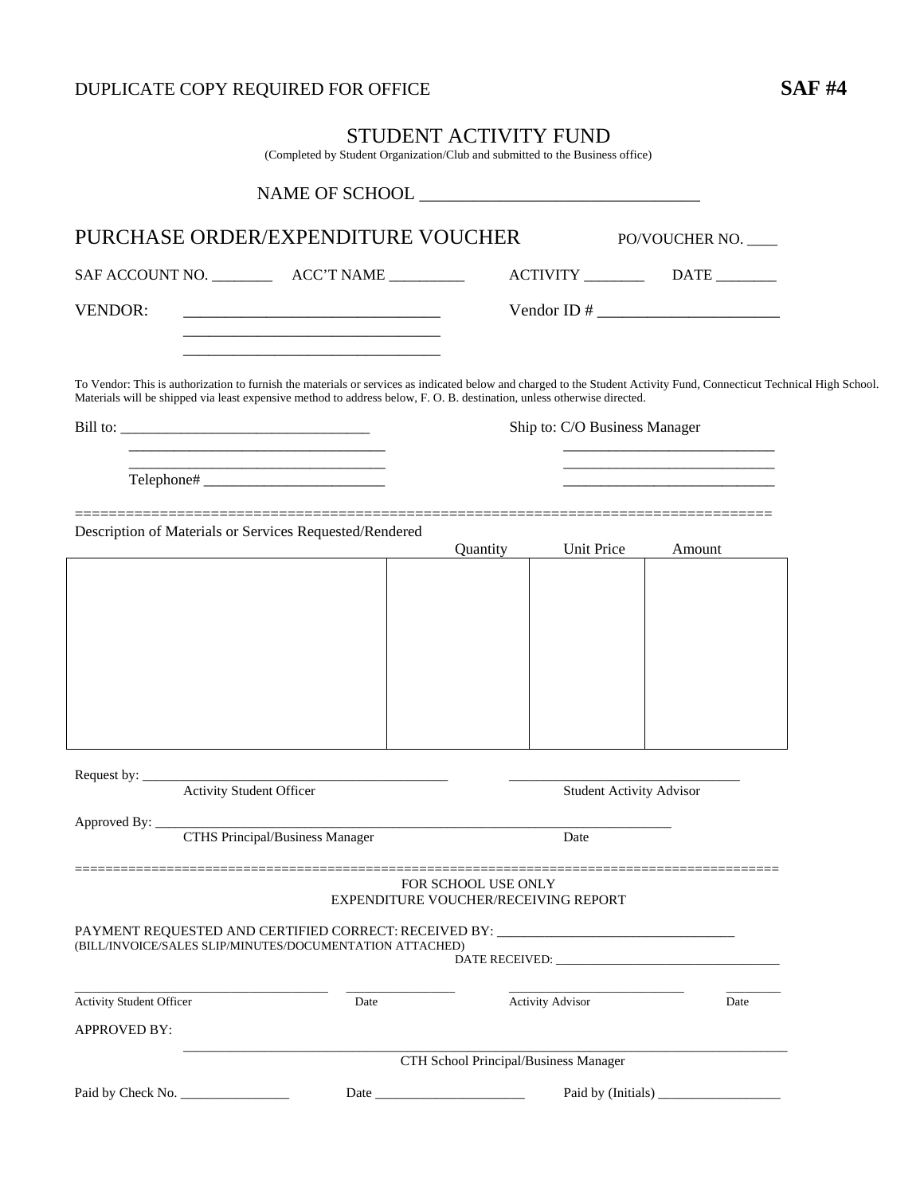DUPLICATE COPY REQUIRED FOR OFFICE **SAF #4**

# STUDENT ACTIVITY FUND

(Completed by Student Organization/Club and submitted to the Business office)

NAME OF SCHOOL ________________________________

## PURCHASE ORDER/EXPENDITURE VOUCHER

PO/VOUCHER NO. ____

SAF ACCOUNT NO. ________ ACC'T NAME __________ ACTIVITY ________ DATE ________

VENDOR: ________________________________ Vendor ID # ______________________

________________________________

________________________________

To Vendor: This is authorization to furnish the materials or services as indicated below and charged to the Student Activity Fund, Connecticut Technical High School. Materials will be shipped via least expensive method to address below, F. O. B. destination, unless otherwise directed.

Bill to: ________________________________

________________________________

________________________________

Telephone# ________________________

Ship to: C/O Business Manager

____________________________

____________________________

____________________________

================================================================================

Description of Materials or Services Requested/Rendered

| Description | Quantity | Unit Price | Amount |
|---|---|---|---|
| | | | |

Request by: ____________________________________________ _________________________________

Activity Student Officer — Student Activity Advisor

Approved By: ______________________________________________________________________________

CTHS Principal/Business Manager — Date

================================================================================

FOR SCHOOL USE ONLY
EXPENDITURE VOUCHER/RECEIVING REPORT

PAYMENT REQUESTED AND CERTIFIED CORRECT: RECEIVED BY: __________________________________
(BILL/INVOICE/SALES SLIP/MINUTES/DOCUMENTATION ATTACHED)

DATE RECEIVED: ___________________________________

______________________________________ ________________ ____________________________ ________

Activity Student Officer — Date — Activity Advisor — Date

APPROVED BY:

______________________________________________________________________________

CTH School Principal/Business Manager

Paid by Check No. ________________ Date ______________________ Paid by (Initials) __________________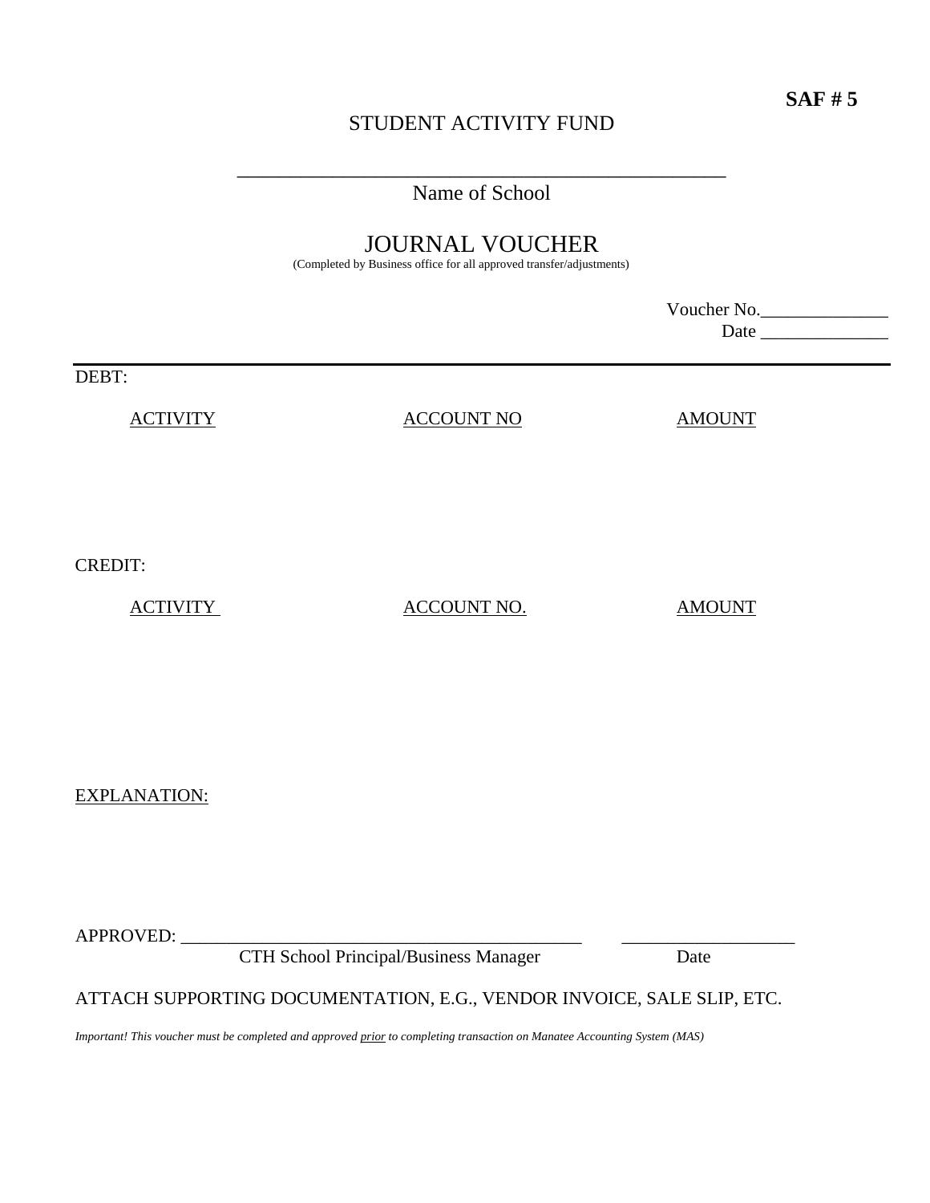**SAF # 5**

STUDENT ACTIVITY FUND

\_\_\_\_\_\_\_\_\_\_\_\_\_\_\_\_\_\_\_\_\_\_\_\_\_\_\_\_\_\_\_\_\_\_\_\_\_\_\_\_\_\_\_\_\_\_\_\_\_\_

Name of School

# JOURNAL VOUCHER

(Completed by Business office for all approved transfer/adjustments)

Voucher No.\_\_\_\_\_\_\_\_\_\_\_\_\_\_

Date \_\_\_\_\_\_\_\_\_\_\_\_\_\_

---

DEBT:

| ACTIVITY | ACCOUNT NO | AMOUNT |
|---|---|---|
| | | |

CREDIT:

| ACTIVITY | ACCOUNT NO. | AMOUNT |
|---|---|---|
| | | |

EXPLANATION:

APPROVED: \_\_\_\_\_\_\_\_\_\_\_\_\_\_\_\_\_\_\_\_\_\_\_\_\_\_\_\_\_\_\_\_\_\_\_\_\_\_\_\_\_\_\_\_ \_\_\_\_\_\_\_\_\_\_\_\_\_\_\_\_\_\_\_

CTH School Principal/Business Manager Date

ATTACH SUPPORTING DOCUMENTATION, E.G., VENDOR INVOICE, SALE SLIP, ETC.

*Important! This voucher must be completed and approved prior to completing transaction on Manatee Accounting System (MAS)*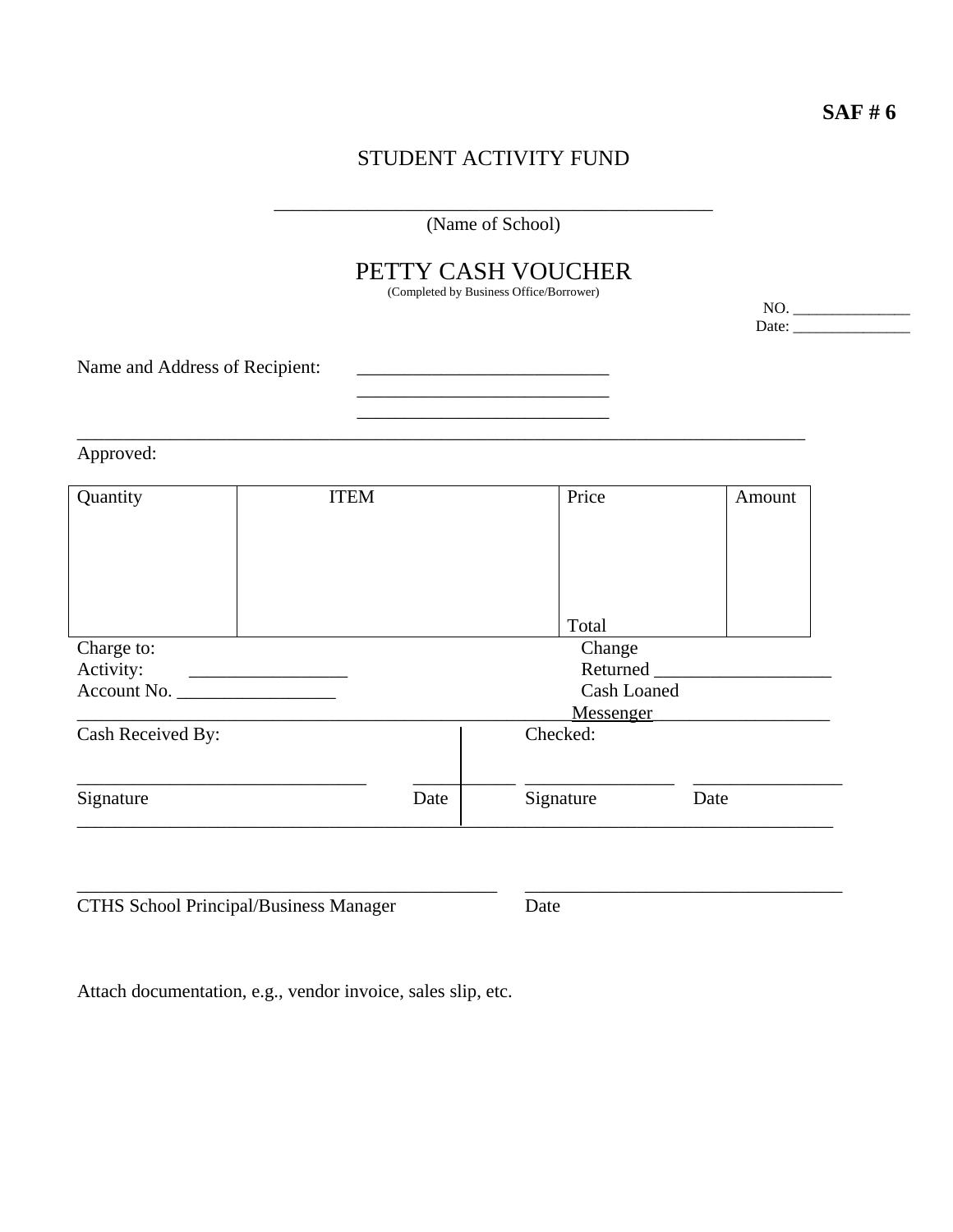**SAF # 6**

STUDENT ACTIVITY FUND

_______________________________________________
(Name of School)

# PETTY CASH VOUCHER

(Completed by Business Office/Borrower)

NO. _______________
Date: _______________

Name and Address of Recipient: ___________________________
___________________________
___________________________

Approved:

| Quantity | ITEM | Price | Amount |
|---|---|---|---|
| | | Total | |

Charge to:
Activity: _________________
Account No. _________________

Change
Returned ___________________
Cash Loaned
Messenger ___________________

| Cash Received By: | | Checked: | |
|---|---|---|---|
| _______________________________ | ___________ | ________________ | ________________ |
| Signature | Date | Signature | Date |

_____________________________________________ ___________________________________
CTHS School Principal/Business Manager Date

Attach documentation, e.g., vendor invoice, sales slip, etc.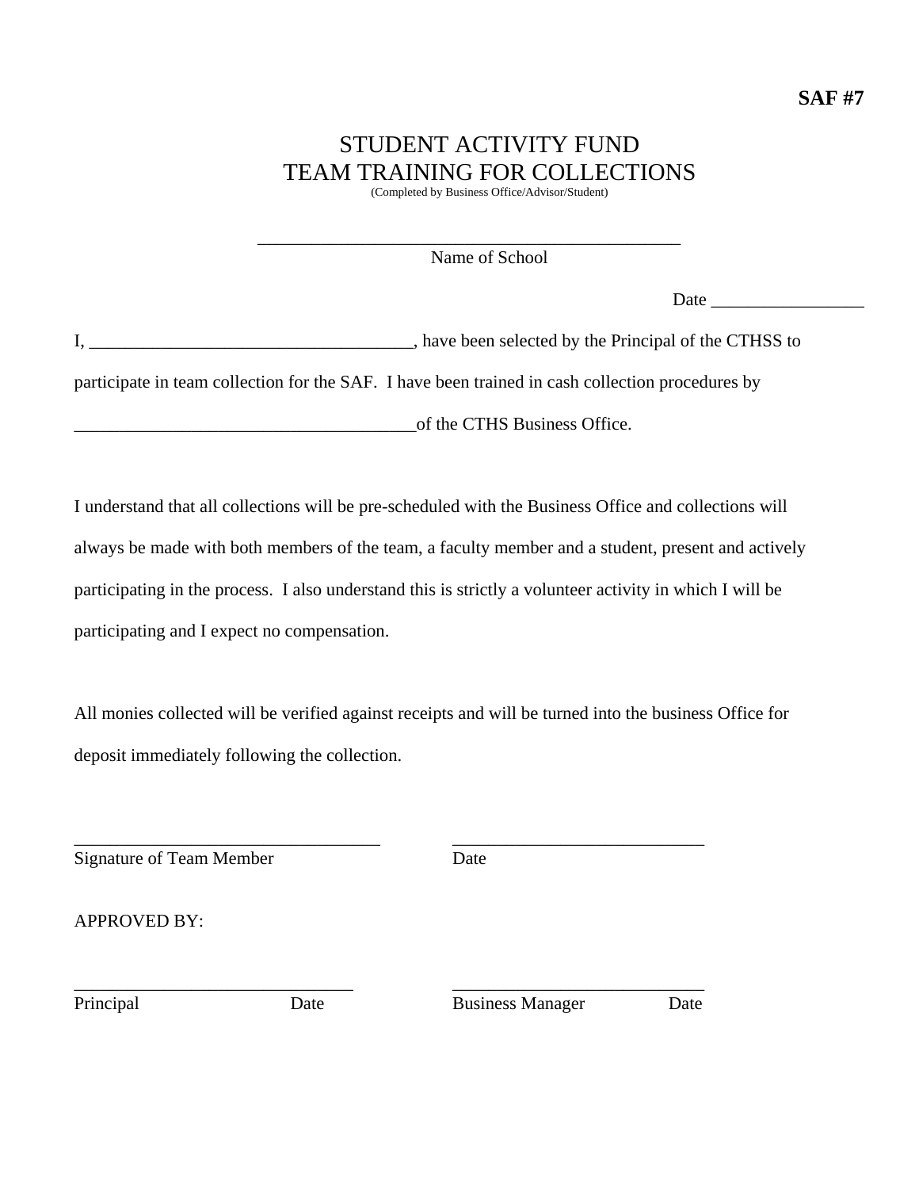**SAF #7**

# STUDENT ACTIVITY FUND
# TEAM TRAINING FOR COLLECTIONS

(Completed by Business Office/Advisor/Student)

\_\_\_\_\_\_\_\_\_\_\_\_\_\_\_\_\_\_\_\_\_\_\_\_\_\_\_\_\_\_\_\_\_\_\_\_\_\_\_\_\_\_\_\_\_\_\_\_
Name of School

Date \_\_\_\_\_\_\_\_\_\_\_\_\_\_\_\_\_

I, \_\_\_\_\_\_\_\_\_\_\_\_\_\_\_\_\_\_\_\_\_\_\_\_\_\_\_\_\_\_\_\_\_\_\_\_\_, have been selected by the Principal of the CTHSS to participate in team collection for the SAF. I have been trained in cash collection procedures by \_\_\_\_\_\_\_\_\_\_\_\_\_\_\_\_\_\_\_\_\_\_\_\_\_\_\_\_\_\_\_\_\_\_\_\_\_\_of the CTHS Business Office.

I understand that all collections will be pre-scheduled with the Business Office and collections will always be made with both members of the team, a faculty member and a student, present and actively participating in the process. I also understand this is strictly a volunteer activity in which I will be participating and I expect no compensation.

All monies collected will be verified against receipts and will be turned into the business Office for deposit immediately following the collection.

\_\_\_\_\_\_\_\_\_\_\_\_\_\_\_\_\_\_\_\_\_\_\_\_\_\_\_\_\_\_\_\_\_\_\_ \_\_\_\_\_\_\_\_\_\_\_\_\_\_\_\_\_\_\_\_\_\_\_\_\_\_\_\_\_
Signature of Team Member Date

APPROVED BY:

\_\_\_\_\_\_\_\_\_\_\_\_\_\_\_\_\_\_\_\_\_\_\_\_\_\_\_\_\_\_\_\_ \_\_\_\_\_\_\_\_\_\_\_\_\_\_\_\_\_\_\_\_\_\_\_\_\_\_\_\_\_
Principal Date Business Manager Date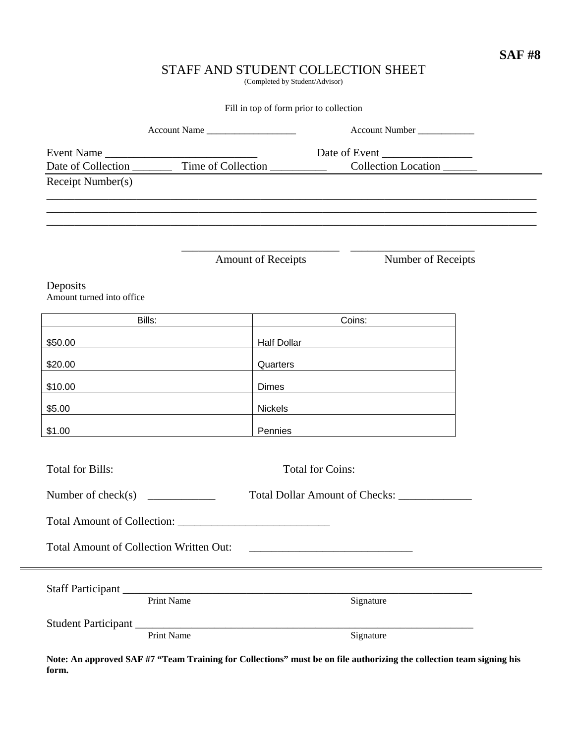**SAF #8**

# STAFF AND STUDENT COLLECTION SHEET

(Completed by Student/Advisor)

Fill in top of form prior to collection

Account Name ___________________ Account Number ____________

Event Name ___________________________ Date of Event ________________

Date of Collection _______ Time of Collection __________ Collection Location ______

Receipt Number(s)

________________________________________________________________________________________

________________________________________________________________________________________

________________________________________________________________________________________

___________________________ Amount of Receipts

______________________ Number of Receipts

Deposits

Amount turned into office

| Bills: | Coins: |
|---|---|
| $50.00 | Half Dollar |
| $20.00 | Quarters |
| $10.00 | Dimes |
| $5.00 | Nickels |
| $1.00 | Pennies |

Total for Bills: Total for Coins:

Number of check(s) ____________ Total Dollar Amount of Checks: _____________

Total Amount of Collection: ___________________________

Total Amount of Collection Written Out: _____________________________

---

Staff Participant _______________________________________________________________

Print Name Signature

Student Participant _____________________________________________________________

Print Name Signature

**Note: An approved SAF #7 "Team Training for Collections" must be on file authorizing the collection team signing his form.**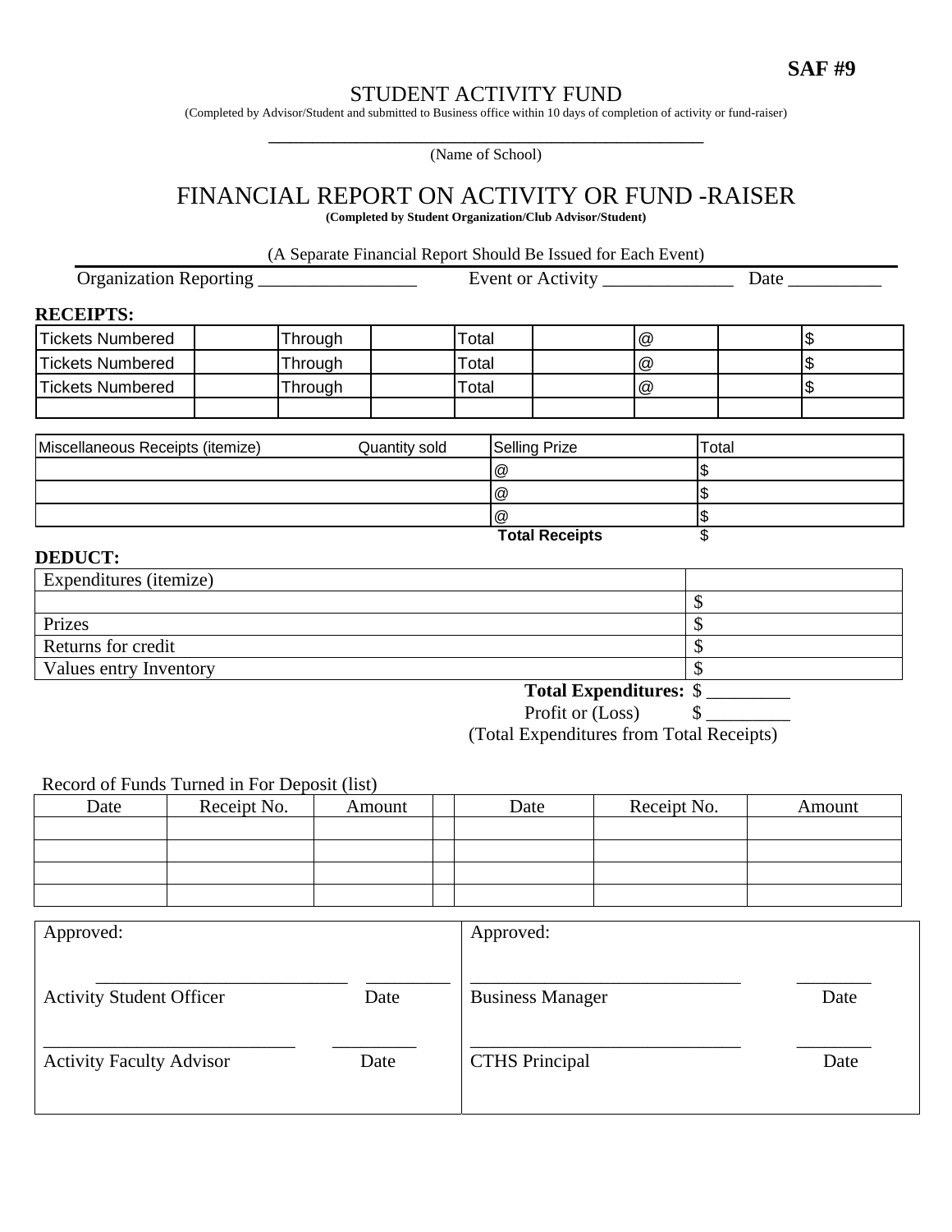**SAF #9**

# STUDENT ACTIVITY FUND

(Completed by Advisor/Student and submitted to Business office within 10 days of completion of activity or fund-raiser)

_______________________________________________
(Name of School)

# FINANCIAL REPORT ON ACTIVITY OR FUND -RAISER

**(Completed by Student Organization/Club Advisor/Student)**

(A Separate Financial Report Should Be Issued for Each Event)

Organization Reporting _________________ Event or Activity ______________ Date __________

**RECEIPTS:**

| Tickets Numbered | | Through | | Total | | @ | | $ |
|---|---|---|---|---|---|---|---|---|
| Tickets Numbered | | Through | | Total | | @ | | $ |
| Tickets Numbered | | Through | | Total | | @ | | $ |
| | | | | | | | | |

| Miscellaneous Receipts (itemize) Quantity sold | Selling Prize | Total |
|---|---|---|
| | @ | $ |
| | @ | $ |
| | @ | $ |
| | **Total Receipts** | $ |

**DEDUCT:**

| Expenditures (itemize) | |
|---|---|
| | $ |
| Prizes | $ |
| Returns for credit | $ |
| Values entry Inventory | $ |

**Total Expenditures:** $ _________

Profit or (Loss) $ _________

(Total Expenditures from Total Receipts)

Record of Funds Turned in For Deposit (list)

| Date | Receipt No. | Amount | | Date | Receipt No. | Amount |
|---|---|---|---|---|---|---|
| | | | | | | |
| | | | | | | |
| | | | | | | |
| | | | | | | |

Approved:

___________________________ _________
Activity Student Officer Date

___________________________ _________
Activity Faculty Advisor Date

Approved:

_____________________________ ________
Business Manager Date

_____________________________ ________
CTHS Principal Date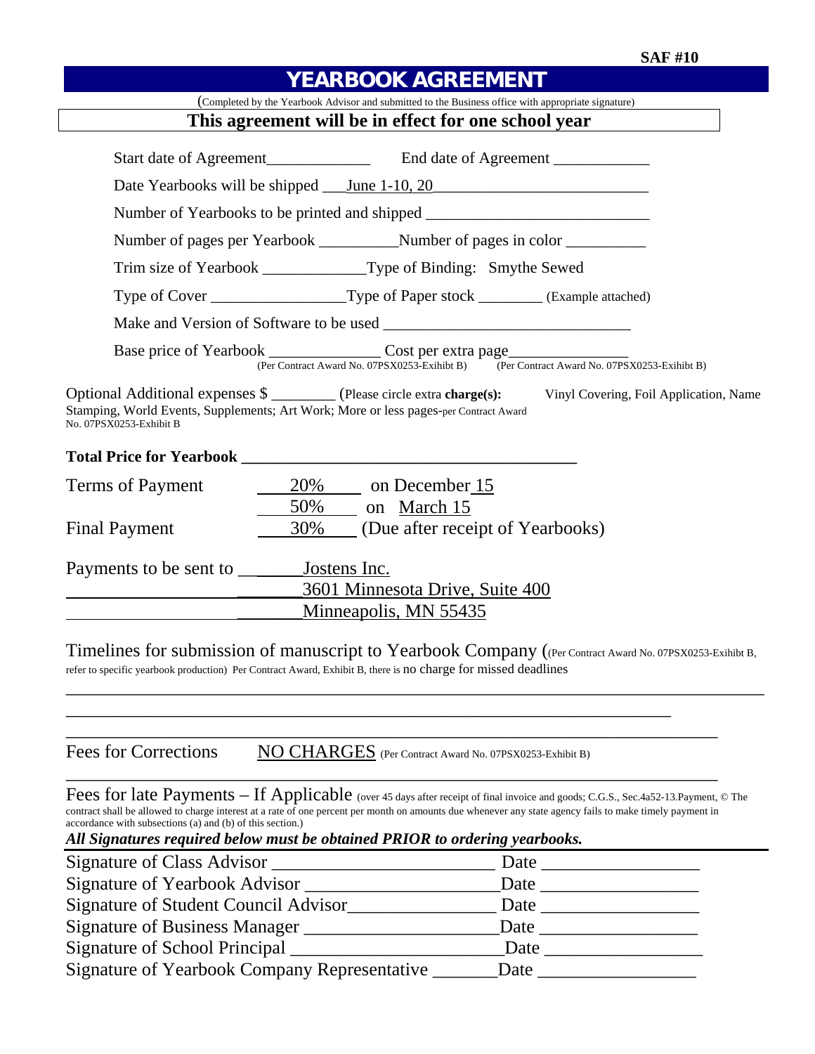SAF #10

# YEARBOOK AGREEMENT

(Completed by the Yearbook Advisor and submitted to the Business office with appropriate signature)

**This agreement will be in effect for one school year**

Start date of Agreement_____________ End date of Agreement ____________

Date Yearbooks will be shipped ___June 1-10, 20__________________________

Number of Yearbooks to be printed and shipped ____________________________

Number of pages per Yearbook __________Number of pages in color __________

Trim size of Yearbook _____________Type of Binding: Smythe Sewed

Type of Cover ________________Type of Paper stock ________ (Example attached)

Make and Version of Software to be used ______________________________

Base price of Yearbook ______________ (Per Contract Award No. 07PSX0253-Exihibt B) Cost per extra page_______________ (Per Contract Award No. 07PSX0253-Exihibt B)

Optional Additional expenses $ ________ (Please circle extra **charge(s):** Vinyl Covering, Foil Application, Name Stamping, World Events, Supplements; Art Work; More or less pages-per Contract Award No. 07PSX0253-Exhibit B

**Total Price for Yearbook ________________________________________**

Terms of Payment ____20%____ on December 15
____50%____ on March 15

Final Payment ____30%____ (Due after receipt of Yearbooks)

Payments to be sent to ______Jostens Inc.
______3601 Minnesota Drive, Suite 400
______Minneapolis, MN 55435

Timelines for submission of manuscript to Yearbook Company ((Per Contract Award No. 07PSX0253-Exihibt B, refer to specific yearbook production) Per Contract Award, Exhibit B, there is no charge for missed deadlines

______________________________________________________________________________

______________________________________________________________________________

Fees for Corrections NO CHARGES (Per Contract Award No. 07PSX0253-Exhibit B)

______________________________________________________________________________

Fees for late Payments – If Applicable (over 45 days after receipt of final invoice and goods; C.G.S., Sec.4a52-13.Payment, © The contract shall be allowed to charge interest at a rate of one percent per month on amounts due whenever any state agency fails to make timely payment in accordance with subsections (a) and (b) of this section.)

***All Signatures required below must be obtained PRIOR to ordering yearbooks.***

Signature of Class Advisor ________________________ Date _________________

Signature of Yearbook Advisor _____________________Date _________________

Signature of Student Council Advisor________________ Date _________________

Signature of Business Manager _____________________Date _________________

Signature of School Principal _______________________Date _________________

Signature of Yearbook Company Representative _______Date _________________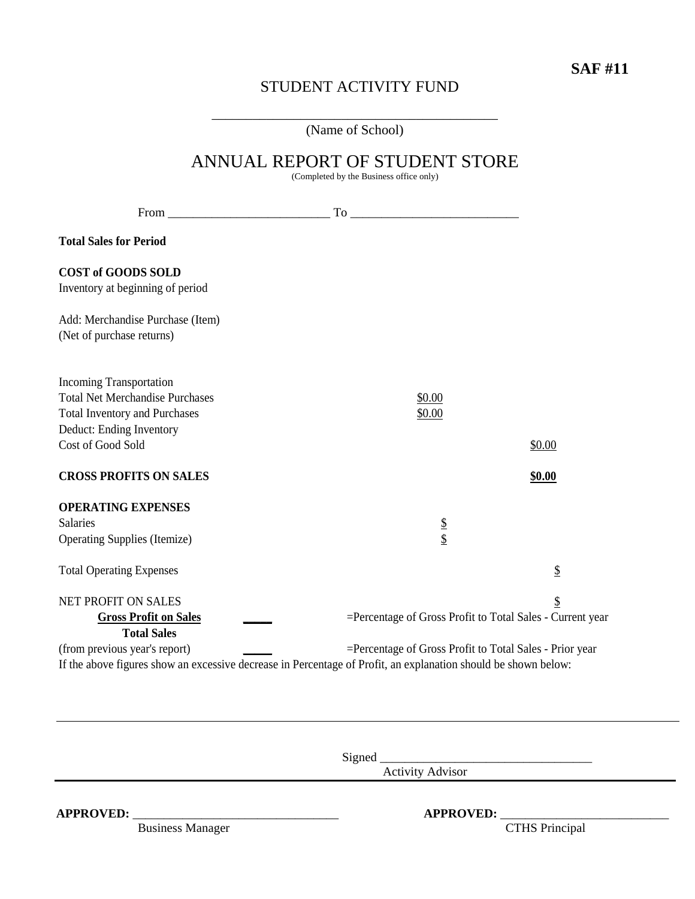**SAF #11**

STUDENT ACTIVITY FUND

\_\_\_\_\_\_\_\_\_\_\_\_\_\_\_\_\_\_\_\_\_\_\_\_\_\_\_\_\_\_\_\_\_\_\_\_\_\_\_\_\_\_
(Name of School)

# ANNUAL REPORT OF STUDENT STORE

(Completed by the Business office only)

From \_\_\_\_\_\_\_\_\_\_\_\_\_\_\_\_\_\_\_\_\_\_\_\_\_\_ To \_\_\_\_\_\_\_\_\_\_\_\_\_\_\_\_\_\_\_\_\_\_\_\_\_\_\_

| | | |
|---|---|---|
| **Total Sales for Period** | | |
| | | |
| **COST of GOODS SOLD** | | |
| Inventory at beginning of period | | |
| | | |
| Add: Merchandise Purchase (Item) | | |
| (Net of purchase returns) | | |
| | | |
| Incoming Transportation | | |
| Total Net Merchandise Purchases | $0.00 | |
| Total Inventory and Purchases | $0.00 | |
| Deduct: Ending Inventory | | |
| Cost of Good Sold | | $0.00 |
| | | |
| **CROSS PROFITS ON SALES** | | **$0.00** |
| | | |
| **OPERATING EXPENSES** | | |
| Salaries | $ | |
| Operating Supplies (Itemize) | $ | |
| | | |
| Total Operating Expenses | | $ |
| | | |
| NET PROFIT ON SALES | | $ |

**Gross Profit on Sales** / **Total Sales** \_\_\_\_\_ =Percentage of Gross Profit to Total Sales - Current year

(from previous year's report) \_\_\_\_\_ =Percentage of Gross Profit to Total Sales - Prior year

If the above figures show an excessive decrease in Percentage of Profit, an explanation should be shown below:

\_\_\_\_\_\_\_\_\_\_\_\_\_\_\_\_\_\_\_\_\_\_\_\_\_\_\_\_\_\_\_\_\_\_\_\_\_\_\_\_\_\_\_\_\_\_\_\_\_\_\_\_\_\_\_\_\_\_\_\_\_\_\_\_\_\_\_\_\_\_\_\_\_\_\_\_\_\_\_\_\_\_\_\_

Signed \_\_\_\_\_\_\_\_\_\_\_\_\_\_\_\_\_\_\_\_\_\_\_\_\_\_\_\_\_\_\_\_\_\_
Activity Advisor

**APPROVED:** \_\_\_\_\_\_\_\_\_\_\_\_\_\_\_\_\_\_\_\_\_\_\_\_\_\_\_\_\_\_\_\_\_
Business Manager

**APPROVED:** \_\_\_\_\_\_\_\_\_\_\_\_\_\_\_\_\_\_\_\_\_\_\_\_\_\_\_\_
CTHS Principal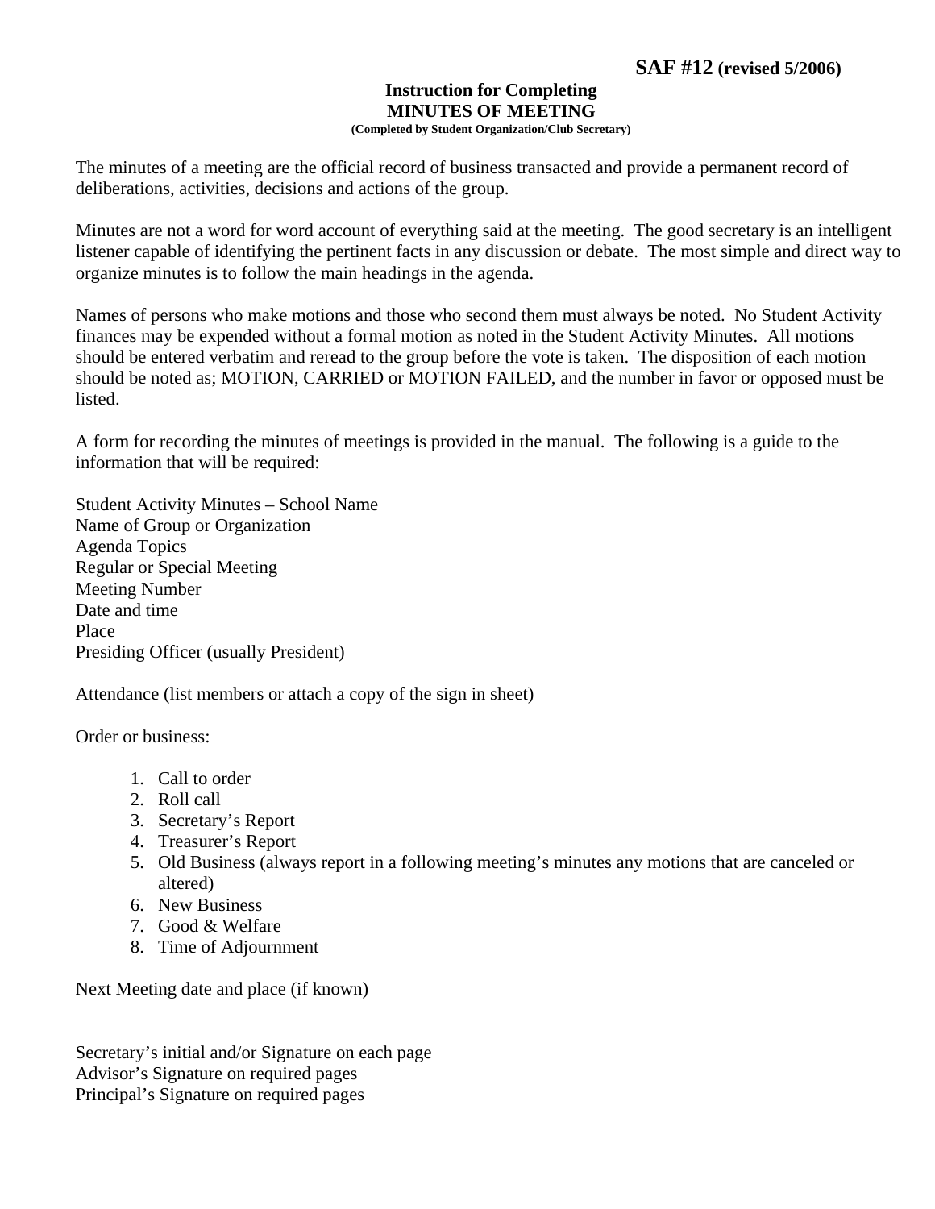**SAF #12 (revised 5/2006)**

# Instruction for Completing
# MINUTES OF MEETING

**(Completed by Student Organization/Club Secretary)**

The minutes of a meeting are the official record of business transacted and provide a permanent record of deliberations, activities, decisions and actions of the group.

Minutes are not a word for word account of everything said at the meeting. The good secretary is an intelligent listener capable of identifying the pertinent facts in any discussion or debate. The most simple and direct way to organize minutes is to follow the main headings in the agenda.

Names of persons who make motions and those who second them must always be noted. No Student Activity finances may be expended without a formal motion as noted in the Student Activity Minutes. All motions should be entered verbatim and reread to the group before the vote is taken. The disposition of each motion should be noted as; MOTION, CARRIED or MOTION FAILED, and the number in favor or opposed must be listed.

A form for recording the minutes of meetings is provided in the manual. The following is a guide to the information that will be required:

Student Activity Minutes – School Name
Name of Group or Organization
Agenda Topics
Regular or Special Meeting
Meeting Number
Date and time
Place
Presiding Officer (usually President)

Attendance (list members or attach a copy of the sign in sheet)

Order or business:

1. Call to order
2. Roll call
3. Secretary's Report
4. Treasurer's Report
5. Old Business (always report in a following meeting's minutes any motions that are canceled or altered)
6. New Business
7. Good & Welfare
8. Time of Adjournment

Next Meeting date and place (if known)

Secretary's initial and/or Signature on each page
Advisor's Signature on required pages
Principal's Signature on required pages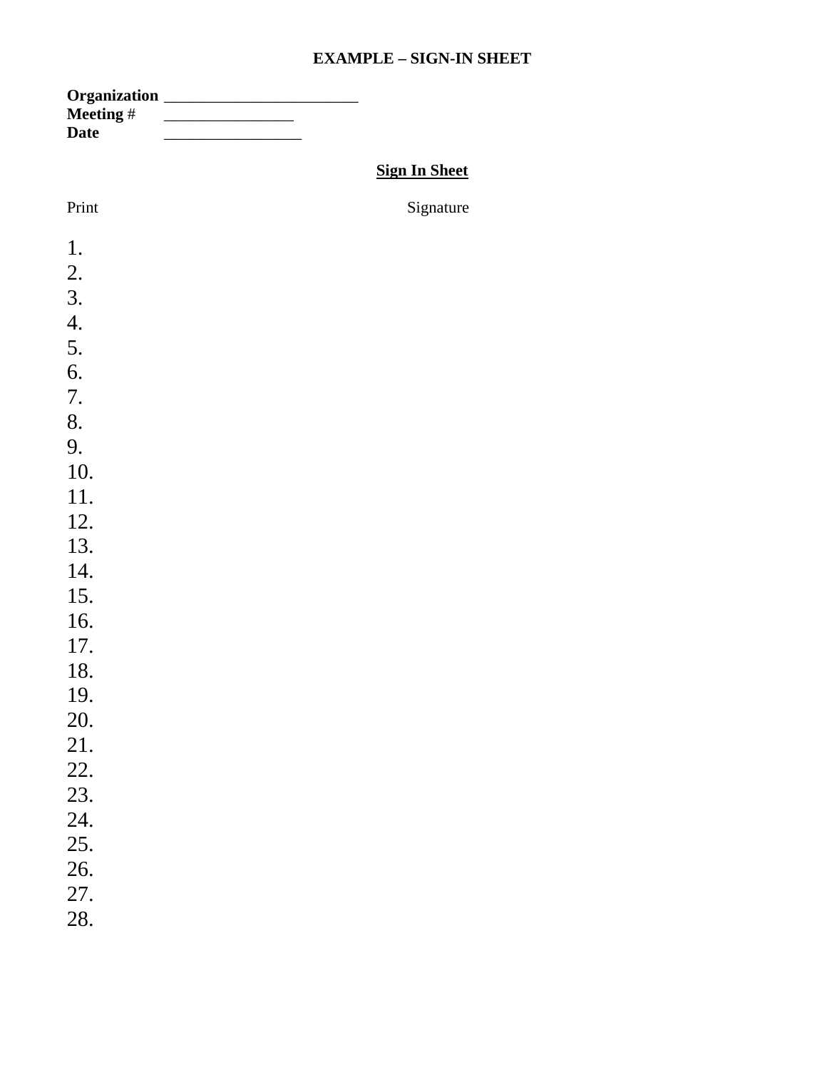**EXAMPLE – SIGN-IN SHEET**

**Organization** ________________________
**Meeting** # ________________
**Date** _________________

**Sign In Sheet**

Print Signature

1.
2.
3.
4.
5.
6.
7.
8.
9.
10.
11.
12.
13.
14.
15.
16.
17.
18.
19.
20.
21.
22.
23.
24.
25.
26.
27.
28.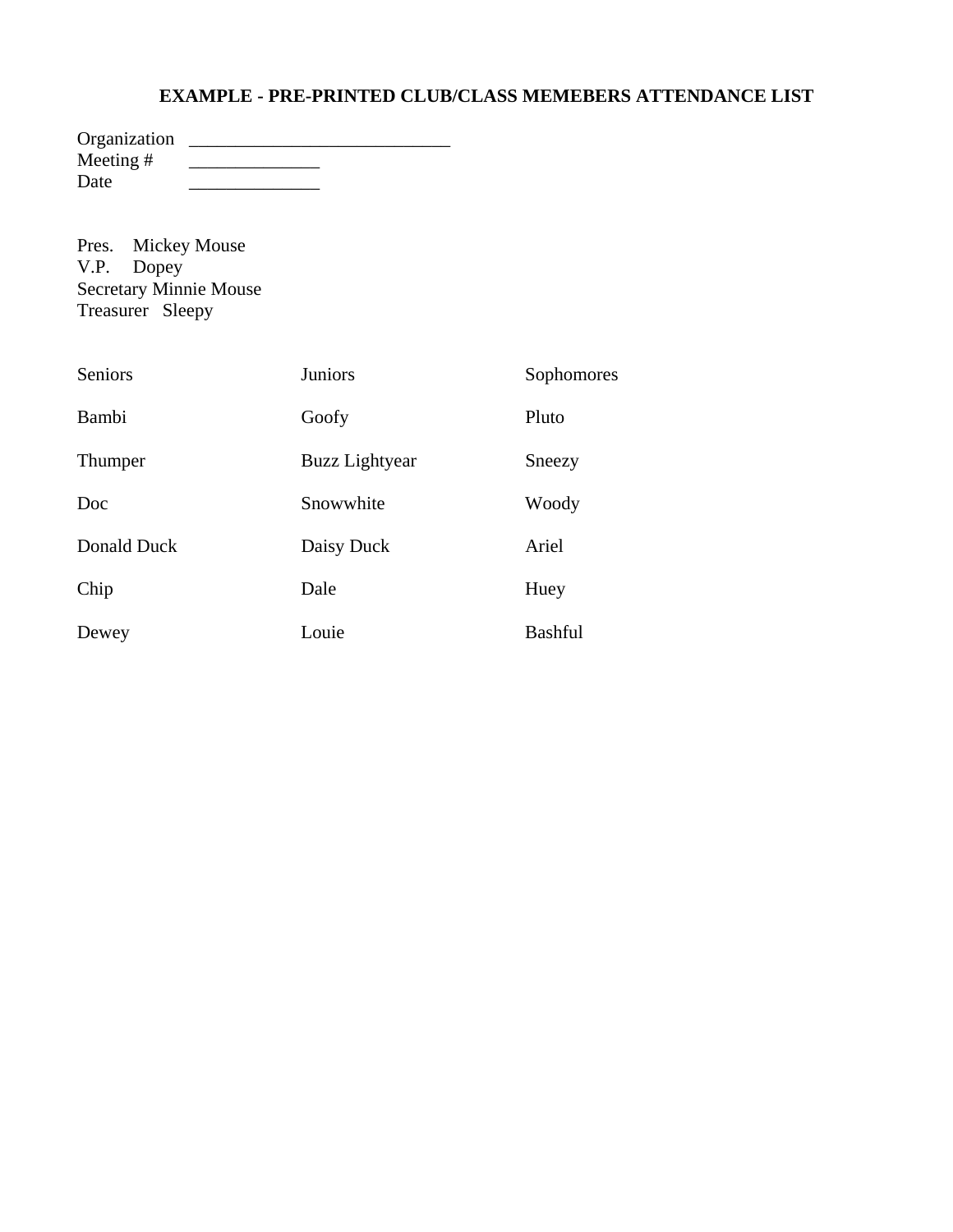# EXAMPLE - PRE-PRINTED CLUB/CLASS MEMEBERS ATTENDANCE LIST

Organization ____________________________
Meeting # ______________
Date ______________

Pres. Mickey Mouse
V.P. Dopey
Secretary Minnie Mouse
Treasurer Sleepy

| Seniors | Juniors | Sophomores |
| --- | --- | --- |
| Bambi | Goofy | Pluto |
| Thumper | Buzz Lightyear | Sneezy |
| Doc | Snowwhite | Woody |
| Donald Duck | Daisy Duck | Ariel |
| Chip | Dale | Huey |
| Dewey | Louie | Bashful |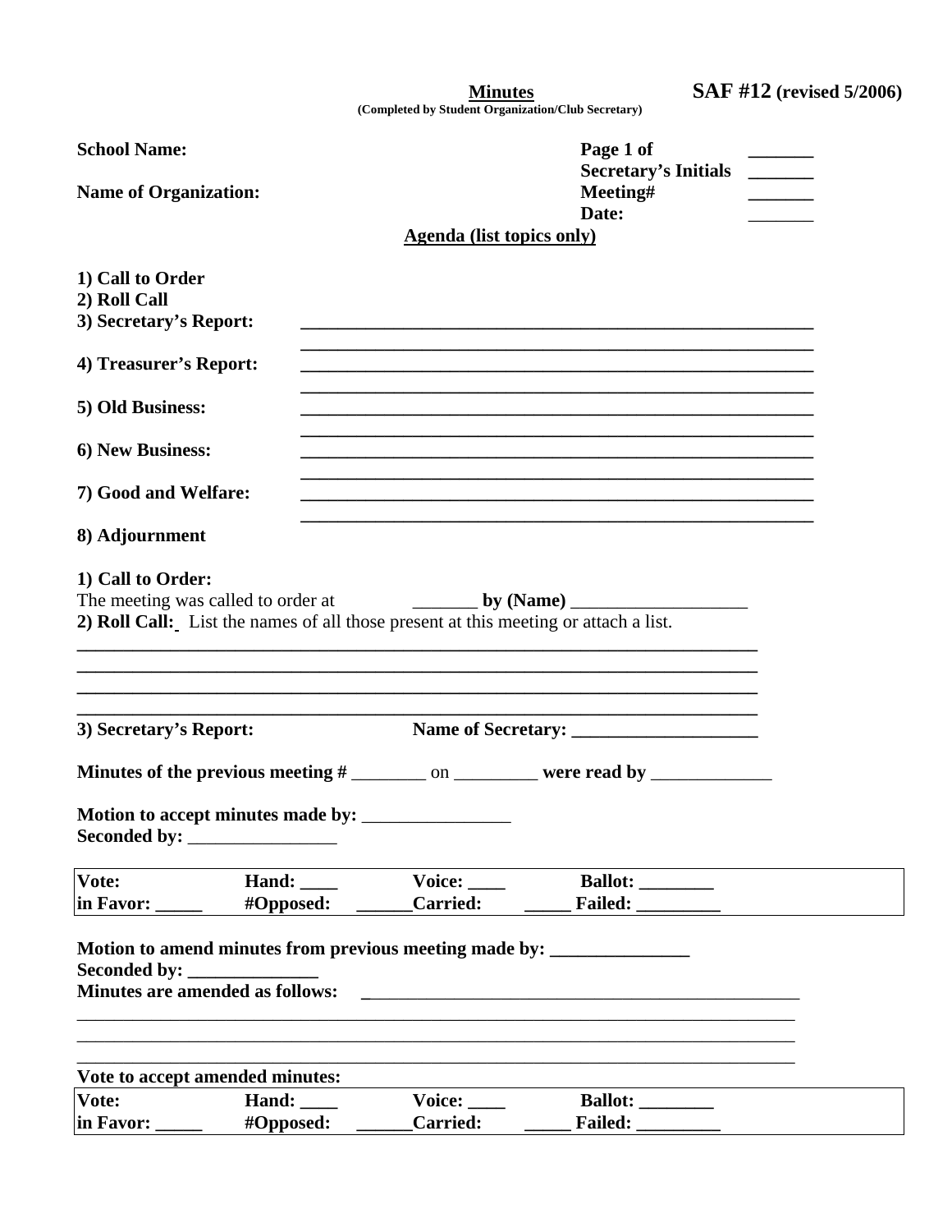**Minutes** **SAF #12 (revised 5/2006)**

**(Completed by Student Organization/Club Secretary)**

**School Name:** **Page 1 of** _______

**Secretary's Initials** _______

**Name of Organization:** **Meeting#** _______

**Date:** _______

**Agenda (list topics only)**

**1) Call to Order**

**2) Roll Call**

**3) Secretary's Report:** ________________________________________________________

________________________________________________________

**4) Treasurer's Report:** ________________________________________________________

________________________________________________________

**5) Old Business:** ________________________________________________________

________________________________________________________

**6) New Business:** ________________________________________________________

________________________________________________________

**7) Good and Welfare:** ________________________________________________________

________________________________________________________

**8) Adjournment**

**1) Call to Order:**

The meeting was called to order at _______ **by (Name)** ___________________

**2) Roll Call:** List the names of all those present at this meeting or attach a list.

___________________________________________________________________________

___________________________________________________________________________

___________________________________________________________________________

___________________________________________________________________________

**3) Secretary's Report:** **Name of Secretary:** ____________________

**Minutes of the previous meeting #** ________ on _________ **were read by** _____________

**Motion to accept minutes made by:** ________________

**Seconded by:** ________________

| **Vote:** | **Hand:** ____ | **Voice:** ____ | **Ballot:** ________ |
|---|---|---|---|
| **in Favor:** _____ | **#Opposed:** ______ | **Carried:** _____ | **Failed:** _________ |

**Motion to amend minutes from previous meeting made by:** _______________

**Seconded by:** ______________

**Minutes are amended as follows:** _______________________________________________

___________________________________________________________________________

___________________________________________________________________________

___________________________________________________________________________

**Vote to accept amended minutes:**

| **Vote:** | **Hand:** ____ | **Voice:** ____ | **Ballot:** ________ |
|---|---|---|---|
| **in Favor:** _____ | **#Opposed:** ______ | **Carried:** _____ | **Failed:** _________ |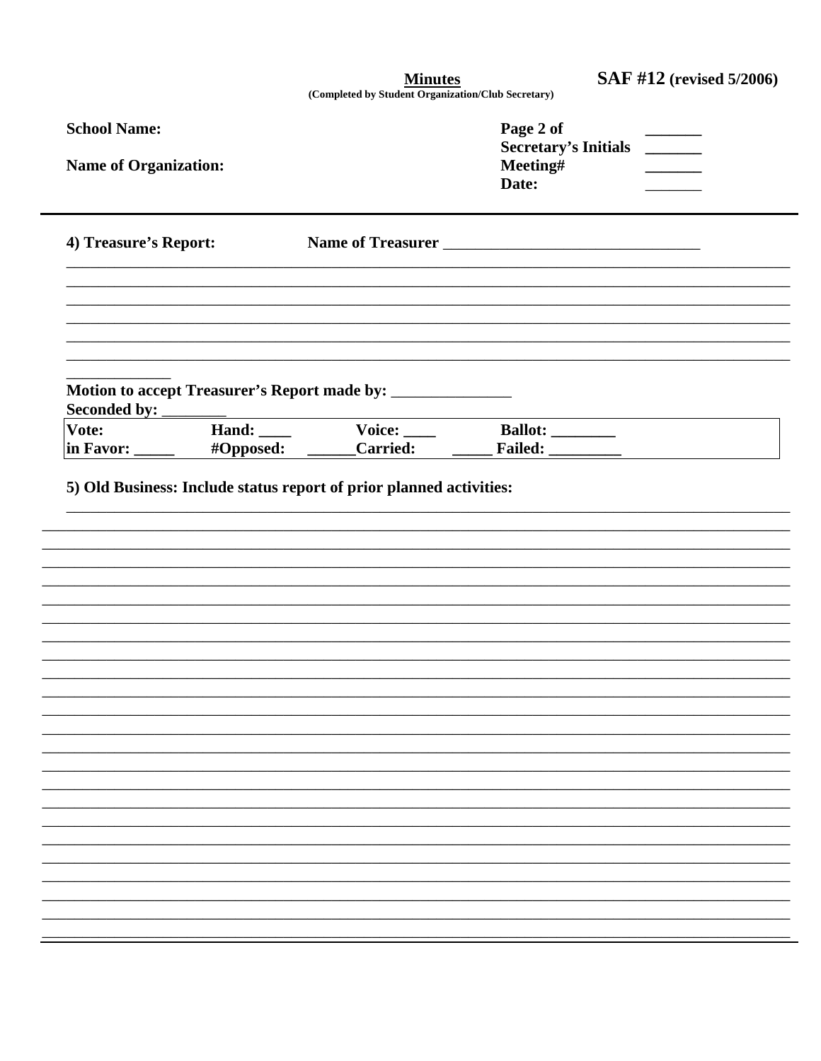**Minutes**
(Completed by Student Organization/Club Secretary)

**SAF #12 (revised 5/2006)**

**School Name:**

**Name of Organization:**

**Page 2 of** _______
**Secretary's Initials** _______
**Meeting#** _______
**Date:** _______

---

**4) Treasure's Report:** **Name of Treasurer** ________________________________

___________________________________________________________________________________________

___________________________________________________________________________________________

___________________________________________________________________________________________

___________________________________________________________________________________________

___________________________________________________________________________________________

___________________________________________________________________________________________

_____________

**Motion to accept Treasurer's Report made by:** ______________
**Seconded by:** ________

| Vote: | Hand: ____ | Voice: ____ | Ballot: ________ |
|---|---|---|---|
| in Favor: _____ | #Opposed: ______ | Carried: _____ | Failed: _________ |

**5) Old Business: Include status report of prior planned activities:**

___________________________________________________________________________________________

___________________________________________________________________________________________

___________________________________________________________________________________________

___________________________________________________________________________________________

___________________________________________________________________________________________

___________________________________________________________________________________________

___________________________________________________________________________________________

___________________________________________________________________________________________

___________________________________________________________________________________________

___________________________________________________________________________________________

___________________________________________________________________________________________

___________________________________________________________________________________________

___________________________________________________________________________________________

___________________________________________________________________________________________

___________________________________________________________________________________________

___________________________________________________________________________________________

___________________________________________________________________________________________

___________________________________________________________________________________________

___________________________________________________________________________________________

___________________________________________________________________________________________

___________________________________________________________________________________________

___________________________________________________________________________________________

___________________________________________________________________________________________

___________________________________________________________________________________________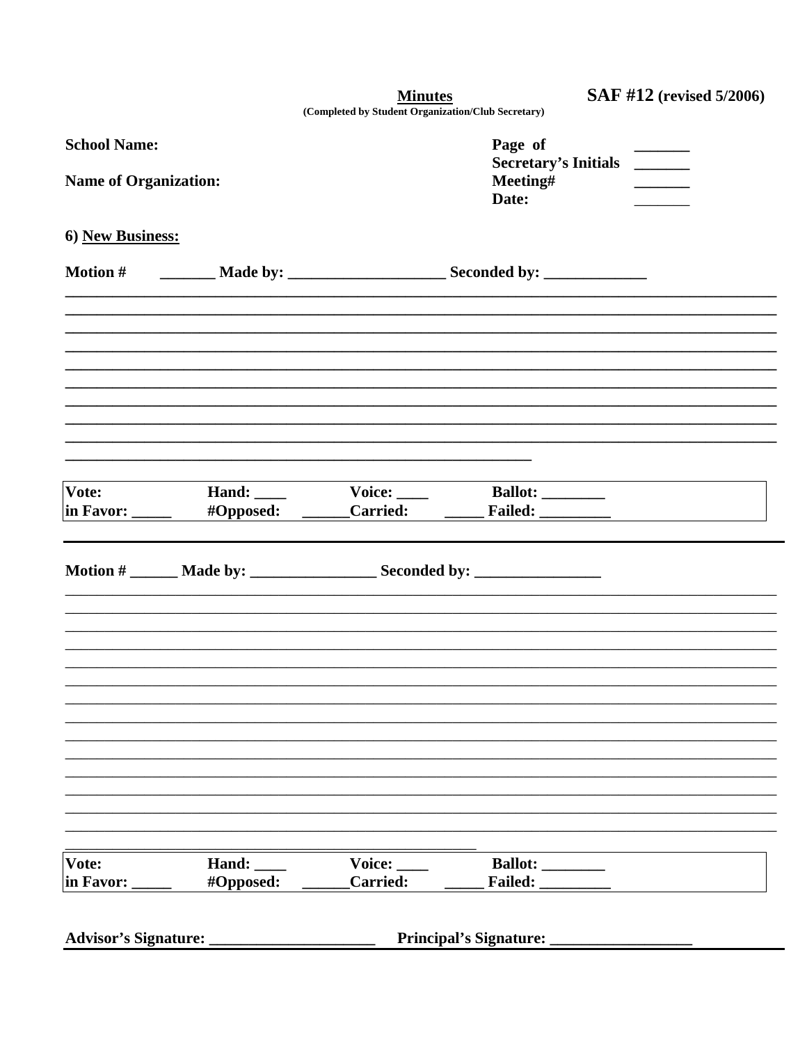**Minutes** **SAF #12 (revised 5/2006)**

**(Completed by Student Organization/Club Secretary)**

**School Name:**

**Name of Organization:**

**Page of** _______

**Secretary's Initials** _______

**Meeting#** _______

**Date:** _______

**6) New Business:**

**Motion #** _______ **Made by:** ____________________ **Seconded by:** _____________

______________________________________________________________________________

______________________________________________________________________________

______________________________________________________________________________

______________________________________________________________________________

______________________________________________________________________________

______________________________________________________________________________

______________________________________________________________________________

______________________________________________________________________________

______________________________________________________________________________

______________________________________________________________________________

______________________________________________________________________________

____________________________________________________

| **Vote:** | **Hand:** ____ | **Voice:** ____ | **Ballot:** ________ |
|---|---|---|---|
| **in Favor:** _____ | **#Opposed:** ______ | **Carried:** _____ | **Failed:** _________ |

**Motion #** ______ **Made by:** ________________ **Seconded by:** ________________

______________________________________________________________________________

______________________________________________________________________________

______________________________________________________________________________

______________________________________________________________________________

______________________________________________________________________________

______________________________________________________________________________

______________________________________________________________________________

______________________________________________________________________________

______________________________________________________________________________

______________________________________________________________________________

______________________________________________________________________________

______________________________________________________________________________

______________________________________________________________________________

______________________________________________________________________________

______________________________________________________________________________

____________________________________________________

| **Vote:** | **Hand:** ____ | **Voice:** ____ | **Ballot:** ________ |
|---|---|---|---|
| **in Favor:** _____ | **#Opposed:** ______ | **Carried:** _____ | **Failed:** _________ |

**Advisor's Signature:** _____________________ **Principal's Signature:** __________________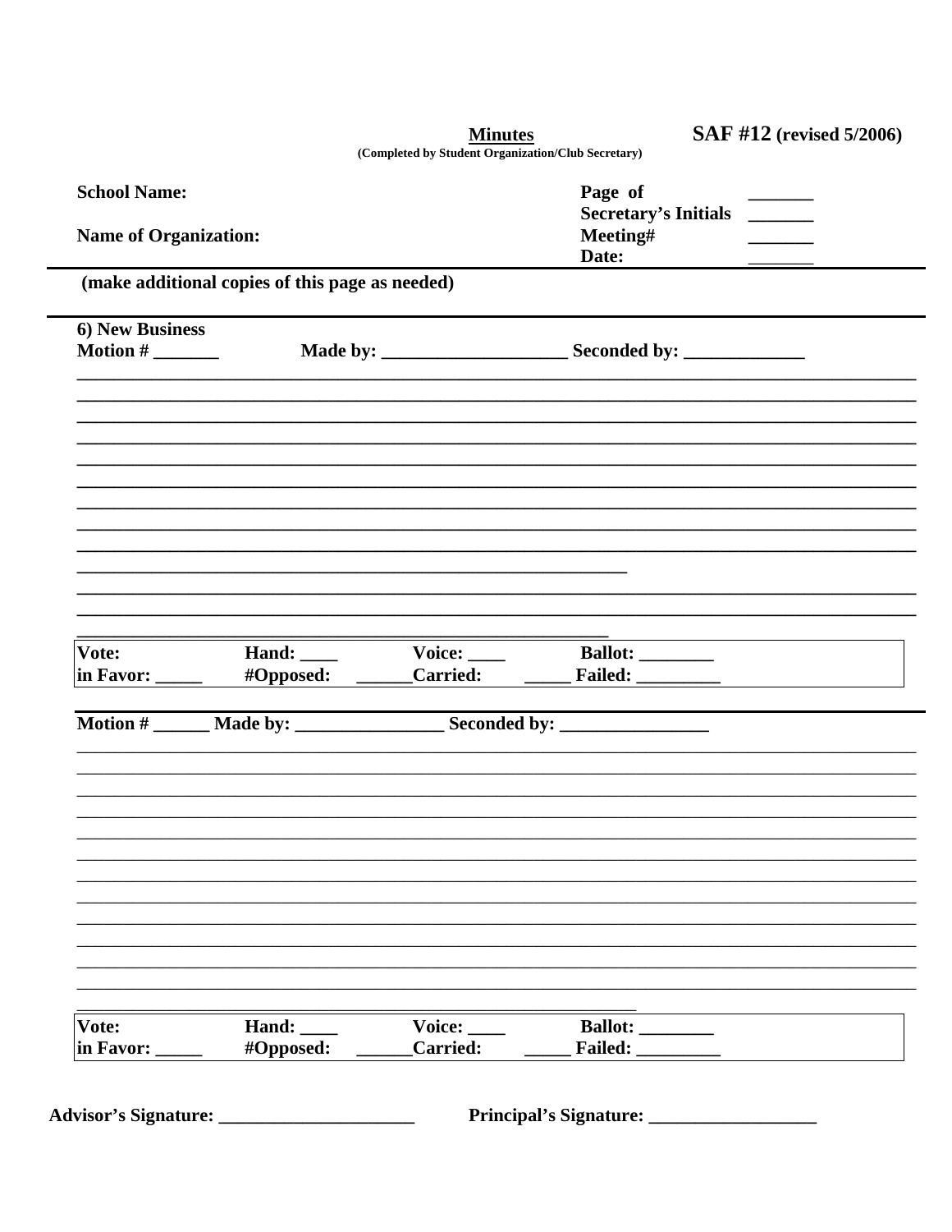**Minutes** **SAF #12 (revised 5/2006)**

**(Completed by Student Organization/Club Secretary)**

**School Name:**

**Name of Organization:**

**Page of** _______
**Secretary's Initials** _______
**Meeting#** _______
**Date:** _______

---

**(make additional copies of this page as needed)**

---

**6) New Business**

**Motion # _______ Made by: ___________________ Seconded by: _____________**

_________________________________________________________________________________
_________________________________________________________________________________
_________________________________________________________________________________
_________________________________________________________________________________
_________________________________________________________________________________
_________________________________________________________________________________
_________________________________________________________________________________
_________________________________________________________________________________
_________________________________________________________________________________
_____________________________________________________
_________________________________________________________________________________
_________________________________________________________________________________
_____________________________________________________

| **Vote:** | **Hand: ____** | **Voice: ____** | **Ballot: ________** |
|---|---|---|---|
| **in Favor: _____** | **#Opposed: ______** | **Carried: _____** | **Failed: _________** |

---

**Motion # ______ Made by: _______________ Seconded by: _______________**

_________________________________________________________________________________
_________________________________________________________________________________
_________________________________________________________________________________
_________________________________________________________________________________
_________________________________________________________________________________
_________________________________________________________________________________
_________________________________________________________________________________
_________________________________________________________________________________
_________________________________________________________________________________
_________________________________________________________________________________
_________________________________________________________________________________
_________________________________________________________________________________
_____________________________________________________

| **Vote:** | **Hand: ____** | **Voice: ____** | **Ballot: ________** |
|---|---|---|---|
| **in Favor: _____** | **#Opposed: ______** | **Carried: _____** | **Failed: _________** |

**Advisor's Signature: ____________________** **Principal's Signature: _________________**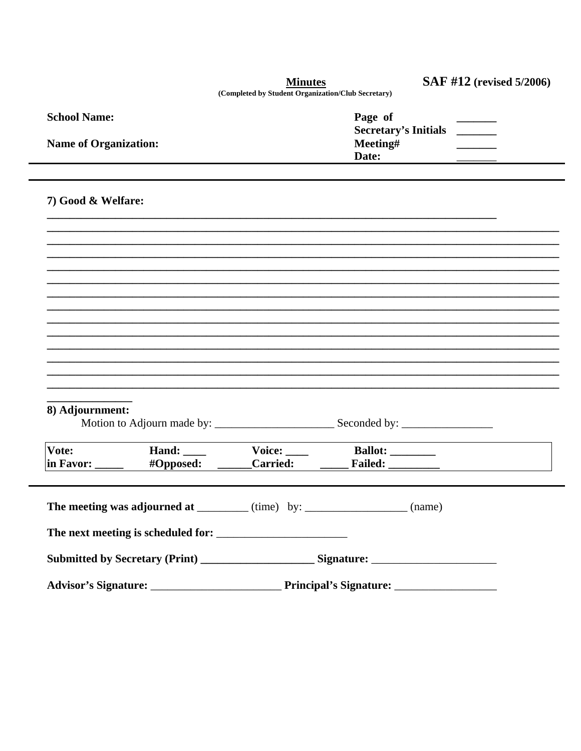**Minutes**
(Completed by Student Organization/Club Secretary)

**SAF #12 (revised 5/2006)**

**School Name:**

**Name of Organization:**

**Page of** _______
**Secretary's Initials** _______
**Meeting#** _______
**Date:** _______

---

**7) Good & Welfare:**

_______________________________________________________________________________
_______________________________________________________________________________
_______________________________________________________________________________
_______________________________________________________________________________
_______________________________________________________________________________
_______________________________________________________________________________
_______________________________________________________________________________
_______________________________________________________________________________
_______________________________________________________________________________
_______________________________________________________________________________
_______________________________________________________________________________
_______________________________________________________________________________
_______________________________________________________________________________
_______________________________________________________________________________
_______________

**8) Adjournment:**

Motion to Adjourn made by: _____________________ Seconded by: ________________

| **Vote:** | **Hand:** ____ | **Voice:** ____ | **Ballot:** ________ |
|---|---|---|---|
| **in Favor:** _____ | **#Opposed:** ______ | **Carried:** _____ | **Failed:** _________ |

---

**The meeting was adjourned at** _________ (time) by: __________________ (name)

**The next meeting is scheduled for:** _______________________

**Submitted by Secretary (Print)** ____________________ **Signature:** ______________________

**Advisor's Signature:** _______________________ **Principal's Signature:** __________________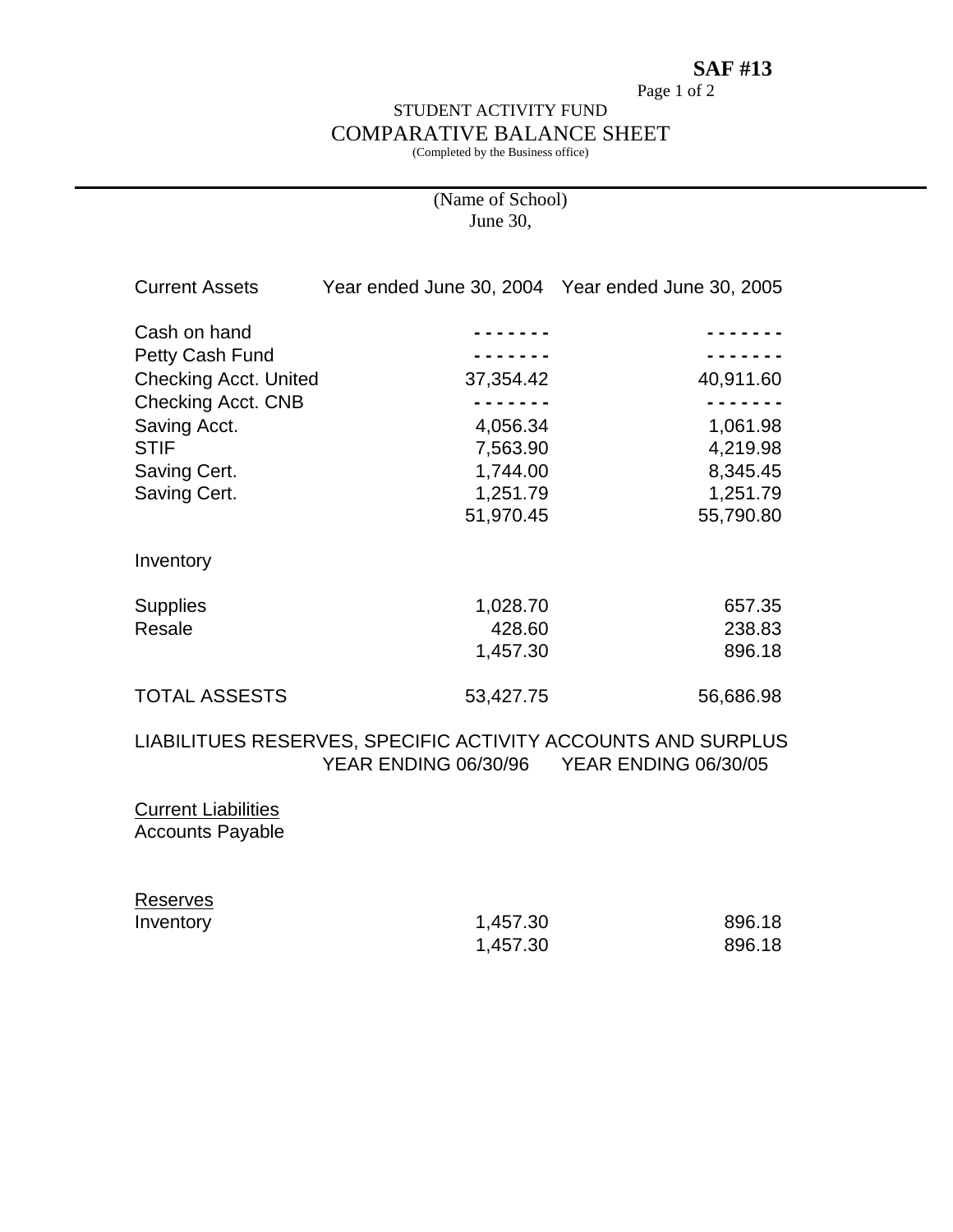**SAF #13**

Page 1 of 2

STUDENT ACTIVITY FUND

# COMPARATIVE BALANCE SHEET

(Completed by the Business office)

(Name of School)

June 30,

| Current Assets | Year ended June 30, 2004 | Year ended June 30, 2005 |
|---|---|---|
| Cash on hand | - - - - - - - | - - - - - - - |
| Petty Cash Fund | - - - - - - - | - - - - - - - |
| Checking Acct. United | 37,354.42 | 40,911.60 |
| Checking Acct. CNB | - - - - - - - | - - - - - - - |
| Saving Acct. | 4,056.34 | 1,061.98 |
| STIF | 7,563.90 | 4,219.98 |
| Saving Cert. | 1,744.00 | 8,345.45 |
| Saving Cert. | 1,251.79 | 1,251.79 |
| | 51,970.45 | 55,790.80 |
| Inventory | | |
| Supplies | 1,028.70 | 657.35 |
| Resale | 428.60 | 238.83 |
| | 1,457.30 | 896.18 |
| TOTAL ASSESTS | 53,427.75 | 56,686.98 |

LIABILITUES RESERVES, SPECIFIC ACTIVITY ACCOUNTS AND SURPLUS

| | YEAR ENDING 06/30/96 | YEAR ENDING 06/30/05 |
|---|---|---|
| Current Liabilities | | |
| Accounts Payable | | |
| Reserves | | |
| Inventory | 1,457.30 | 896.18 |
| | 1,457.30 | 896.18 |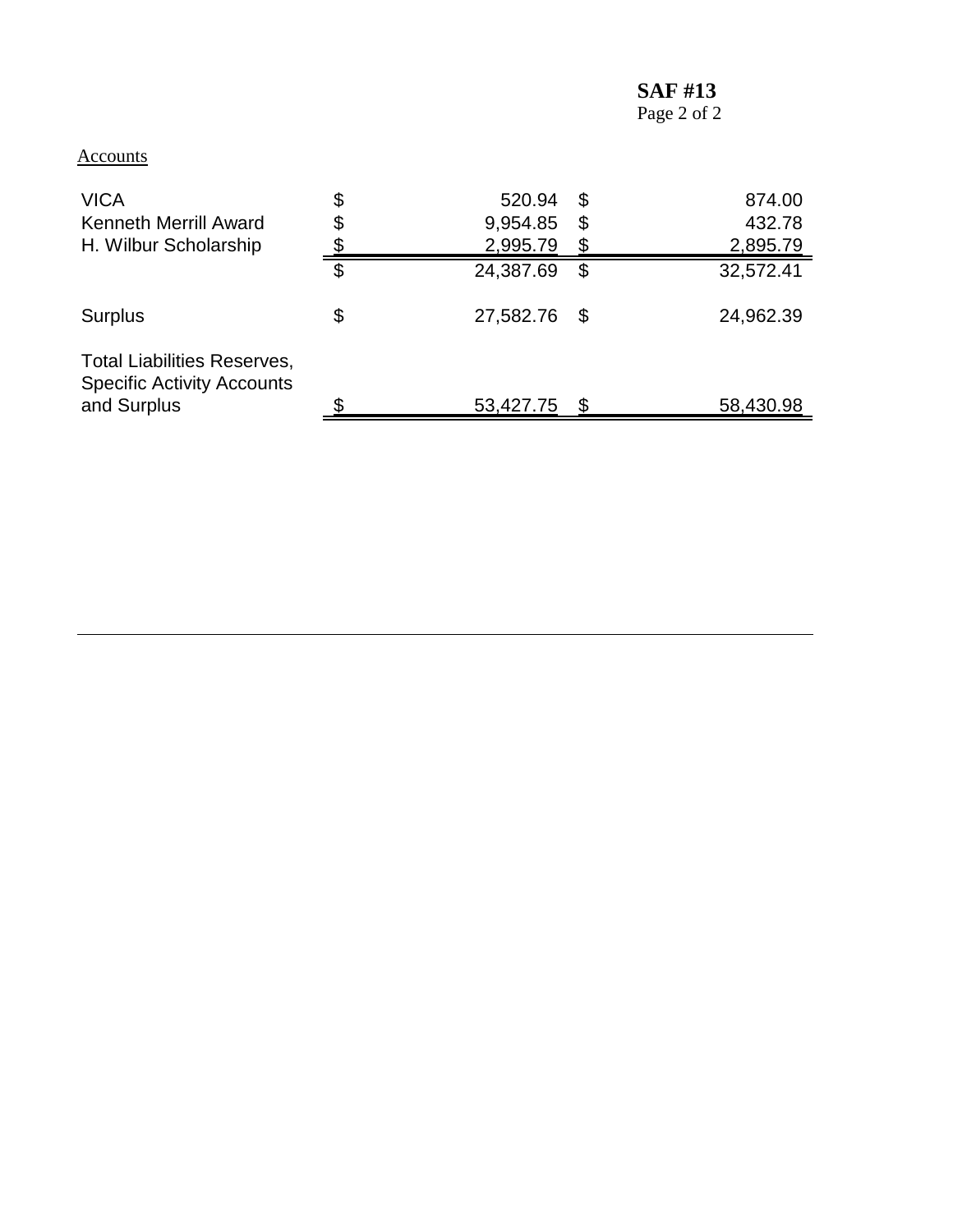**SAF #13**
Page 2 of 2

Accounts

| | | | | |
|---|---|---|---|---|
| VICA | $ | 520.94 | $ | 874.00 |
| Kenneth Merrill Award | $ | 9,954.85 | $ | 432.78 |
| H. Wilbur Scholarship | $ | 2,995.79 | $ | 2,895.79 |
| | $ | 24,387.69 | $ | 32,572.41 |
| Surplus | $ | 27,582.76 | $ | 24,962.39 |
| Total Liabilities Reserves, Specific Activity Accounts and Surplus | $ | 53,427.75 | $ | 58,430.98 |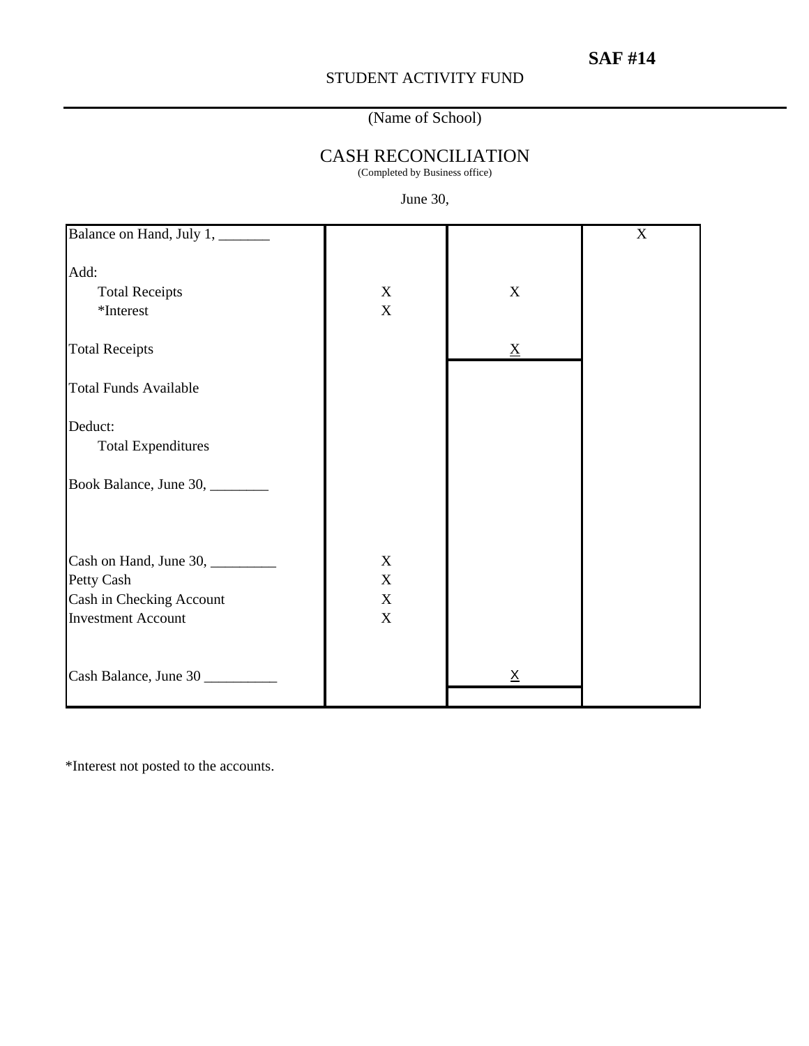**SAF #14**

STUDENT ACTIVITY FUND

(Name of School)

## CASH RECONCILIATION

(Completed by Business office)

June 30,

| | | | |
|---|---|---|---|
| Balance on Hand, July 1, _______ | | | X |
| | | | |
| Add: | | | |
| Total Receipts | X | X | |
| *Interest | X | | |
| | | | |
| Total Receipts | | X | |
| | | | |
| Total Funds Available | | | |
| | | | |
| Deduct: | | | |
| Total Expenditures | | | |
| | | | |
| Book Balance, June 30, ________ | | | |
| | | | |
| Cash on Hand, June 30, _________ | X | | |
| Petty Cash | X | | |
| Cash in Checking Account | X | | |
| Investment Account | X | | |
| | | | |
| Cash Balance, June 30 __________ | | X | |

*Interest not posted to the accounts.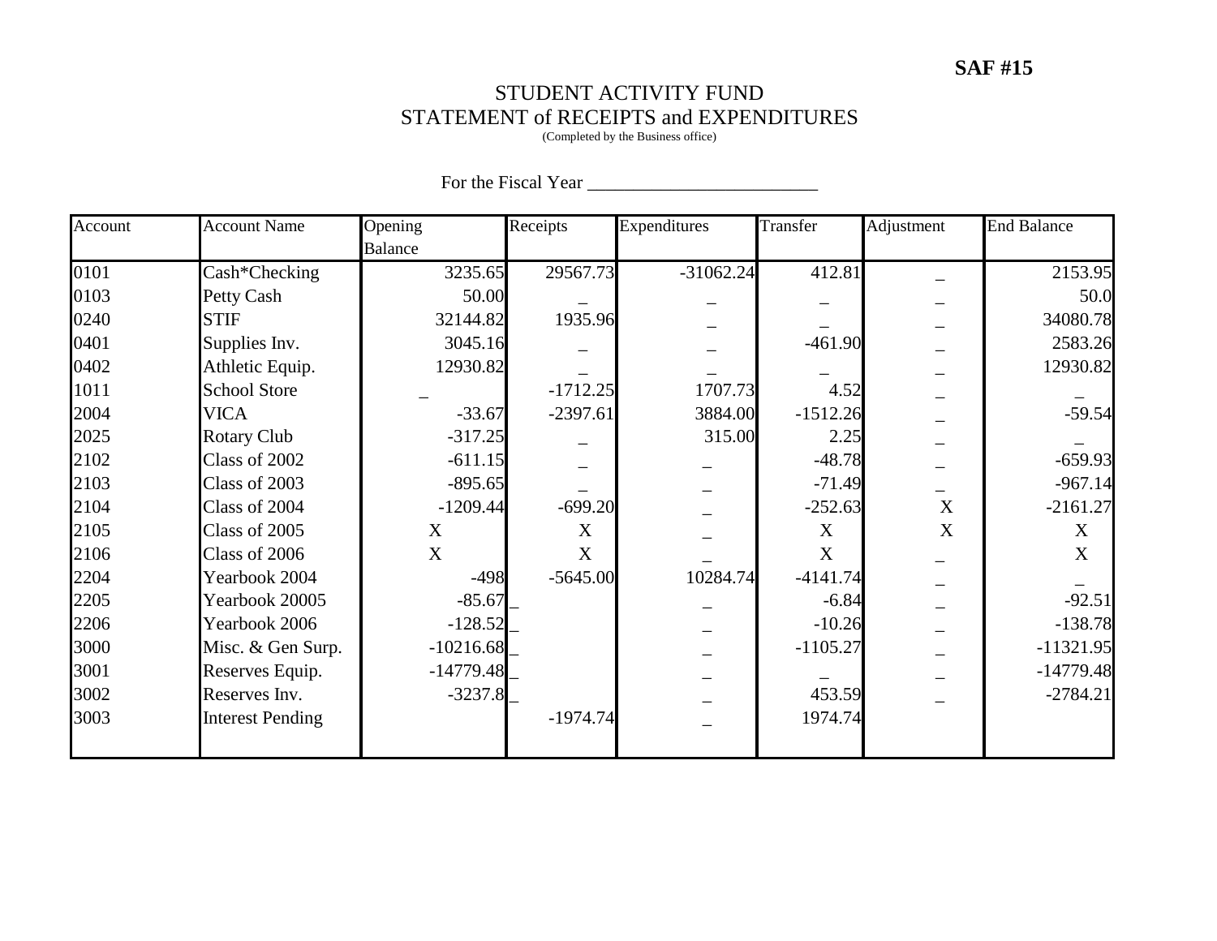**SAF #15**

# STUDENT ACTIVITY FUND
## STATEMENT of RECEIPTS and EXPENDITURES

(Completed by the Business office)

For the Fiscal Year ________________________

| Account | Account Name | Opening Balance | Receipts | Expenditures | Transfer | Adjustment | End Balance |
|---|---|---|---|---|---|---|---|
| 0101 | Cash*Checking | 3235.65 | 29567.73 | -31062.24 | 412.81 | _ | 2153.95 |
| 0103 | Petty Cash | 50.00 | _ | _ | _ | _ | 50.0 |
| 0240 | STIF | 32144.82 | 1935.96 | _ | _ | _ | 34080.78 |
| 0401 | Supplies Inv. | 3045.16 | _ | _ | -461.90 | _ | 2583.26 |
| 0402 | Athletic Equip. | 12930.82 | _ | _ | _ | _ | 12930.82 |
| 1011 | School Store | _ | -1712.25 | 1707.73 | 4.52 | _ | _ |
| 2004 | VICA | -33.67 | -2397.61 | 3884.00 | -1512.26 | _ | -59.54 |
| 2025 | Rotary Club | -317.25 | _ | 315.00 | 2.25 | _ | _ |
| 2102 | Class of 2002 | -611.15 | _ | _ | -48.78 | _ | -659.93 |
| 2103 | Class of 2003 | -895.65 | _ | _ | -71.49 | _ | -967.14 |
| 2104 | Class of 2004 | -1209.44 | -699.20 | _ | -252.63 | X | -2161.27 |
| 2105 | Class of 2005 | X | X | _ | X | X | X |
| 2106 | Class of 2006 | X | X | _ | X | _ | X |
| 2204 | Yearbook 2004 | -498 | -5645.00 | 10284.74 | -4141.74 | _ | _ |
| 2205 | Yearbook 20005 | -85.67 | _ | _ | -6.84 | _ | -92.51 |
| 2206 | Yearbook 2006 | -128.52 | _ | _ | -10.26 | _ | -138.78 |
| 3000 | Misc. & Gen Surp. | -10216.68 | _ | _ | -1105.27 | _ | -11321.95 |
| 3001 | Reserves Equip. | -14779.48 | _ | _ | _ | _ | -14779.48 |
| 3002 | Reserves Inv. | -3237.8 | _ | _ | 453.59 | _ | -2784.21 |
| 3003 | Interest Pending | | -1974.74 | _ | 1974.74 | | |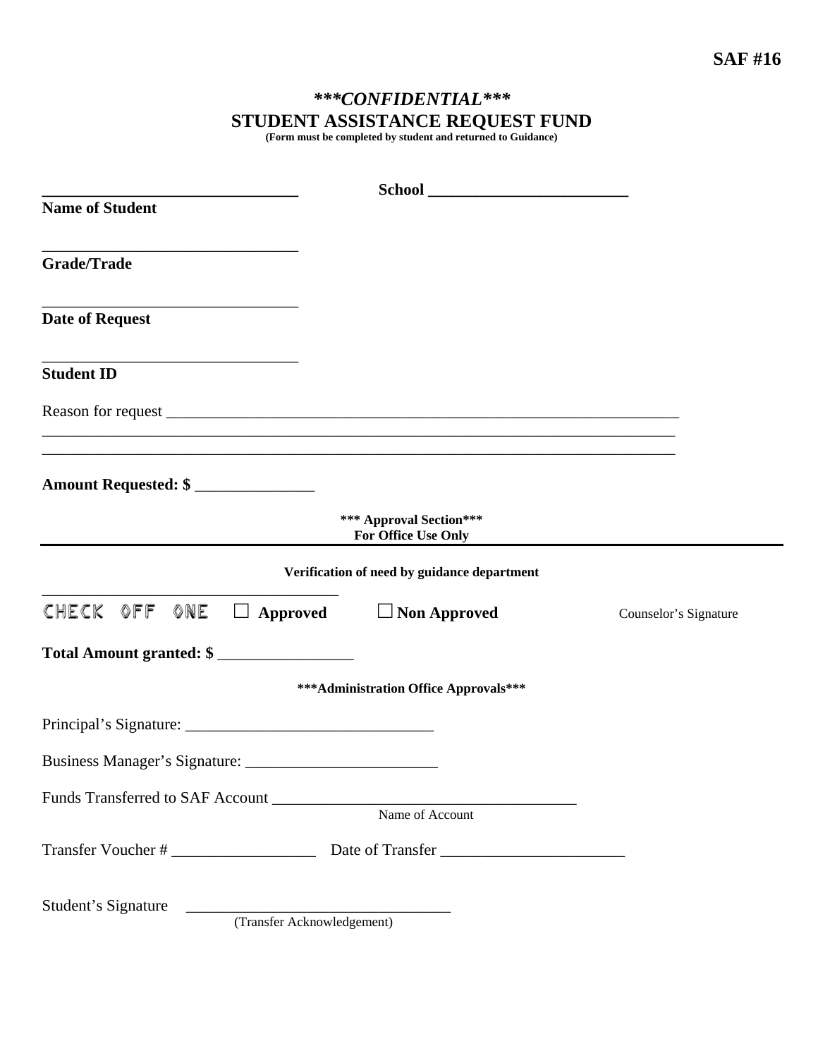**SAF #16**

# ***CONFIDENTIAL***

# STUDENT ASSISTANCE REQUEST FUND

**(Form must be completed by student and returned to Guidance)**

_______________________________ **School** _________________________

**Name of Student**

_______________________________

**Grade/Trade**

_______________________________

**Date of Request**

_______________________________

**Student ID**

Reason for request ______________________________________________________________

_____________________________________________________________________________

_____________________________________________________________________________

**Amount Requested: $** ______________

**\*\*\* Approval Section\*\*\***
**For Office Use Only**

---

**Verification of need by guidance department**

CHECK OFF ONE ☐ **Approved** ☐ **Non Approved** _________________________________ Counselor's Signature

**Total Amount granted: $** ________________

**\*\*\*Administration Office Approvals\*\*\***

Principal's Signature: ______________________________

Business Manager's Signature: ________________________

Funds Transferred to SAF Account ____________________________________
Name of Account

Transfer Voucher # _________________ Date of Transfer ______________________

Student's Signature ________________________________
(Transfer Acknowledgement)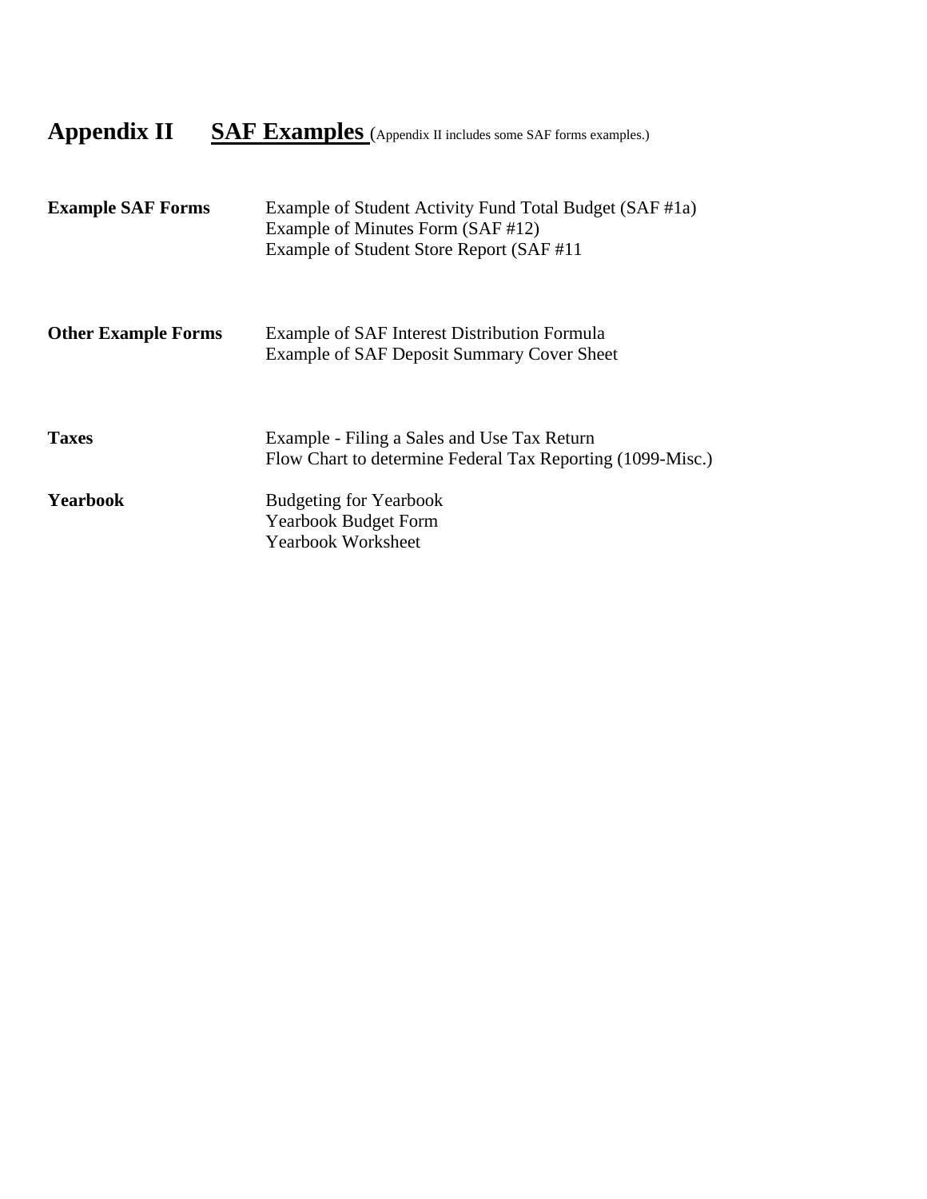# Appendix II **SAF Examples** (Appendix II includes some SAF forms examples.)

| | |
|---|---|
| **Example SAF Forms** | Example of Student Activity Fund Total Budget (SAF #1a)<br>Example of Minutes Form (SAF #12)<br>Example of Student Store Report (SAF #11 |
| **Other Example Forms** | Example of SAF Interest Distribution Formula<br>Example of SAF Deposit Summary Cover Sheet |
| **Taxes** | Example - Filing a Sales and Use Tax Return<br>Flow Chart to determine Federal Tax Reporting (1099-Misc.) |
| **Yearbook** | Budgeting for Yearbook<br>Yearbook Budget Form<br>Yearbook Worksheet |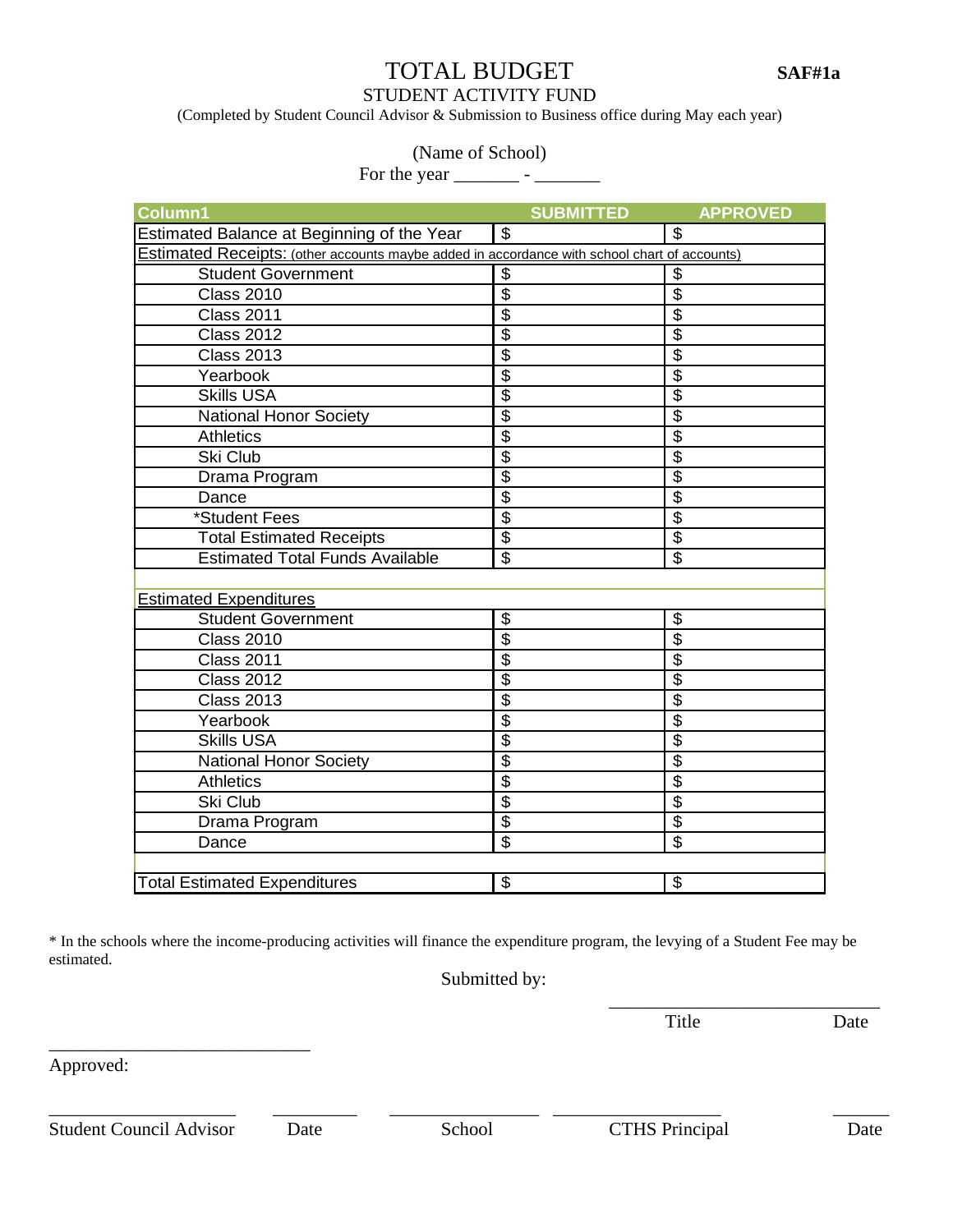# TOTAL BUDGET

**SAF#1a**

STUDENT ACTIVITY FUND

(Completed by Student Council Advisor & Submission to Business office during May each year)

(Name of School)

For the year _______ - _______

| Column1 | SUBMITTED | APPROVED |
|---|---|---|
| Estimated Balance at Beginning of the Year | $ | $ |
| Estimated Receipts: (other accounts maybe added in accordance with school chart of accounts) | | |
| Student Government | $ | $ |
| Class 2010 | $ | $ |
| Class 2011 | $ | $ |
| Class 2012 | $ | $ |
| Class 2013 | $ | $ |
| Yearbook | $ | $ |
| Skills USA | $ | $ |
| National Honor Society | $ | $ |
| Athletics | $ | $ |
| Ski Club | $ | $ |
| Drama Program | $ | $ |
| Dance | $ | $ |
| *Student Fees | $ | $ |
| Total Estimated Receipts | $ | $ |
| Estimated Total Funds Available | $ | $ |
| | | |
| Estimated Expenditures | | |
| Student Government | $ | $ |
| Class 2010 | $ | $ |
| Class 2011 | $ | $ |
| Class 2012 | $ | $ |
| Class 2013 | $ | $ |
| Yearbook | $ | $ |
| Skills USA | $ | $ |
| National Honor Society | $ | $ |
| Athletics | $ | $ |
| Ski Club | $ | $ |
| Drama Program | $ | $ |
| Dance | $ | $ |
| | | |
| Total Estimated Expenditures | $ | $ |

* In the schools where the income-producing activities will finance the expenditure program, the levying of a Student Fee may be estimated.

Submitted by:

_____________________________
Title Date

_____________________________

Approved:

_____________________ _________ _______________ __________________ ______
Student Council Advisor Date School CTHS Principal Date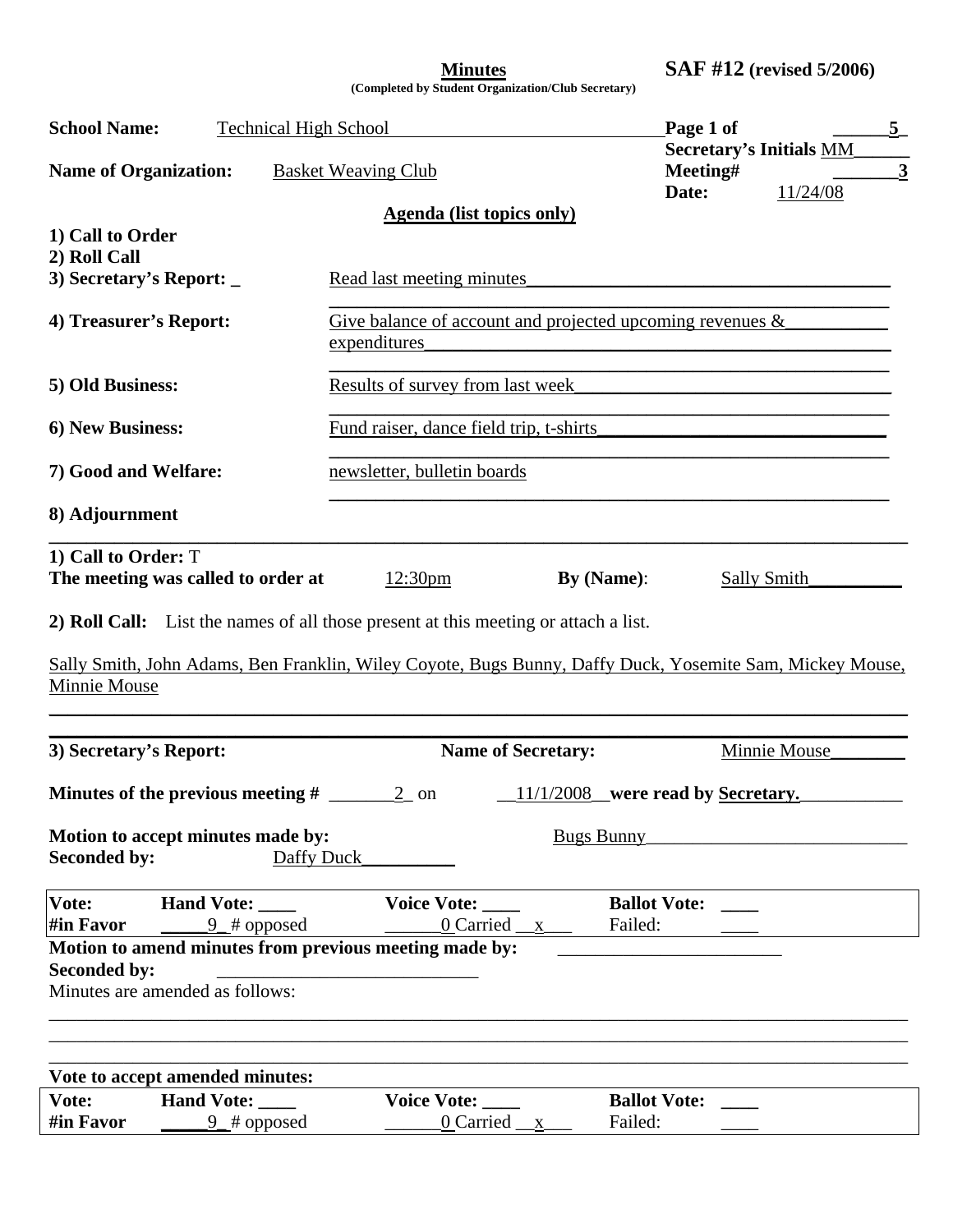**Minutes** **SAF #12 (revised 5/2006)**
**(Completed by Student Organization/Club Secretary)**

**School Name:** Technical High School **Page 1 of** 5
**Secretary's Initials** MM
**Name of Organization:** Basket Weaving Club **Meeting#** 3
**Date:** 11/24/08

## Agenda (list topics only)

**1) Call to Order**
**2) Roll Call**
**3) Secretary's Report:** Read last meeting minutes

**4) Treasurer's Report:** Give balance of account and projected upcoming revenues & expenditures

**5) Old Business:** Results of survey from last week

**6) New Business:** Fund raiser, dance field trip, t-shirts

**7) Good and Welfare:** newsletter, bulletin boards

**8) Adjournment**

---

**1) Call to Order:** T
**The meeting was called to order at** 12:30pm **By (Name):** Sally Smith

**2) Roll Call:** List the names of all those present at this meeting or attach a list.

Sally Smith, John Adams, Ben Franklin, Wiley Coyote, Bugs Bunny, Daffy Duck, Yosemite Sam, Mickey Mouse, Minnie Mouse

---

**3) Secretary's Report:** **Name of Secretary:** Minnie Mouse

**Minutes of the previous meeting #** 2 on 11/1/2008 **were read by Secretary.**

**Motion to accept minutes made by:** Bugs Bunny
**Seconded by:** Daffy Duck

| **Vote:** | **Hand Vote:** ____ | **Voice Vote:** ____ | **Ballot Vote:** ____ |
|---|---|---|---|
| **#in Favor** | 9 # opposed | 0 Carried x | Failed: ____ |

**Motion to amend minutes from previous meeting made by:** ____________
**Seconded by:** ____________
Minutes are amended as follows:

**Vote to accept amended minutes:**

| **Vote:** | **Hand Vote:** ____ | **Voice Vote:** ____ | **Ballot Vote:** ____ |
|---|---|---|---|
| **#in Favor** | 9 # opposed | 0 Carried x | Failed: ____ |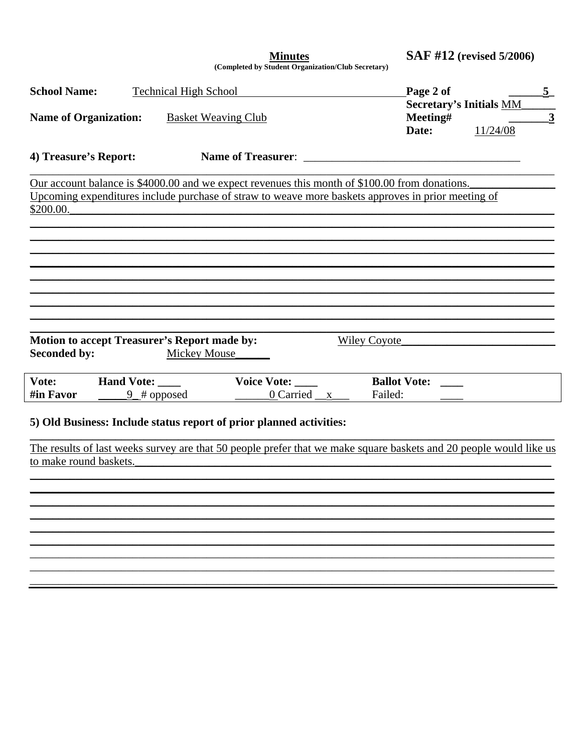**Minutes**
**(Completed by Student Organization/Club Secretary)**

**SAF #12 (revised 5/2006)**

**School Name:** Technical High School

**Page 2 of** 5

**Secretary's Initials** MM

**Name of Organization:** Basket Weaving Club

**Meeting#** 3

**Date:** 11/24/08

**4) Treasure's Report:** **Name of Treasurer**: ____________________

Our account balance is $4000.00 and we expect revenues this month of $100.00 from donations. Upcoming expenditures include purchase of straw to weave more baskets approves in prior meeting of $200.00.

**Motion to accept Treasurer's Report made by:** Wiley Coyote

**Seconded by:** Mickey Mouse

| **Vote:** | **Hand Vote:** ____ | **Voice Vote:** ____ | **Ballot Vote:** ____ |
|---|---|---|---|
| **#in Favor** | 9 # opposed | 0 Carried x | Failed: ____ |

**5) Old Business: Include status report of prior planned activities:**

The results of last weeks survey are that 50 people prefer that we make square baskets and 20 people would like us to make round baskets.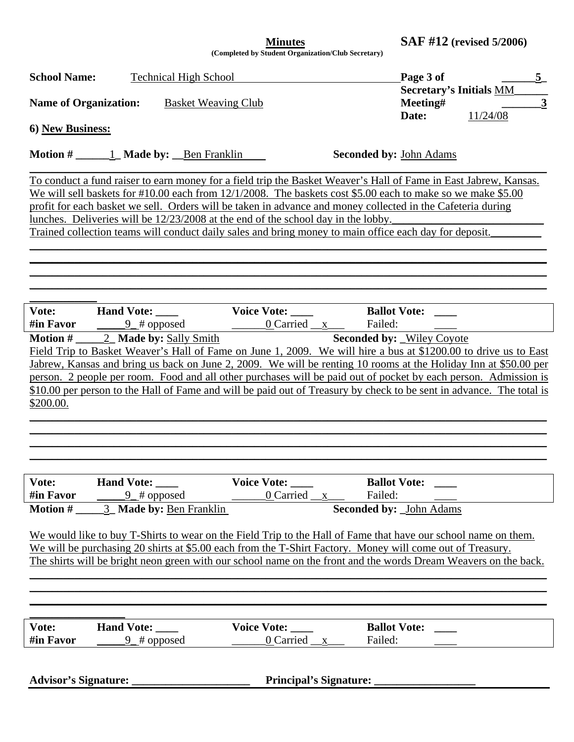**Minutes**
**(Completed by Student Organization/Club Secretary)**

**SAF #12 (revised 5/2006)**

**School Name:** Technical High School

**Page 3 of** 5

**Secretary's Initials** MM

**Name of Organization:** Basket Weaving Club

**Meeting#** 3

**Date:** 11/24/08

**6) New Business:**

**Motion #** 1 **Made by:** Ben Franklin **Seconded by:** John Adams

To conduct a fund raiser to earn money for a field trip the Basket Weaver's Hall of Fame in East Jabrew, Kansas. We will sell baskets for #10.00 each from 12/1/2008. The baskets cost $5.00 each to make so we make $5.00 profit for each basket we sell. Orders will be taken in advance and money collected in the Cafeteria during lunches. Deliveries will be 12/23/2008 at the end of the school day in the lobby.
Trained collection teams will conduct daily sales and bring money to main office each day for deposit.

| **Vote:** | **Hand Vote:** ____ | **Voice Vote:** ____ | **Ballot Vote:** ____ |
|---|---|---|---|
| **#in Favor** | 9 # opposed | 0 Carried x | Failed: ____ |

**Motion #** 2 **Made by:** Sally Smith **Seconded by:** Wiley Coyote

Field Trip to Basket Weaver's Hall of Fame on June 1, 2009. We will hire a bus at $1200.00 to drive us to East Jabrew, Kansas and bring us back on June 2, 2009. We will be renting 10 rooms at the Holiday Inn at $50.00 per person. 2 people per room. Food and all other purchases will be paid out of pocket by each person. Admission is $10.00 per person to the Hall of Fame and will be paid out of Treasury by check to be sent in advance. The total is $200.00.

| **Vote:** | **Hand Vote:** ____ | **Voice Vote:** ____ | **Ballot Vote:** ____ |
|---|---|---|---|
| **#in Favor** | 9 # opposed | 0 Carried x | Failed: ____ |

**Motion #** 3 **Made by:** Ben Franklin **Seconded by:** John Adams

We would like to buy T-Shirts to wear on the Field Trip to the Hall of Fame that have our school name on them. We will be purchasing 20 shirts at $5.00 each from the T-Shirt Factory. Money will come out of Treasury. The shirts will be bright neon green with our school name on the front and the words Dream Weavers on the back.

| **Vote:** | **Hand Vote:** ____ | **Voice Vote:** ____ | **Ballot Vote:** ____ |
|---|---|---|---|
| **#in Favor** | 9 # opposed | 0 Carried x | Failed: ____ |

**Advisor's Signature:** ____________________ **Principal's Signature:** ____________________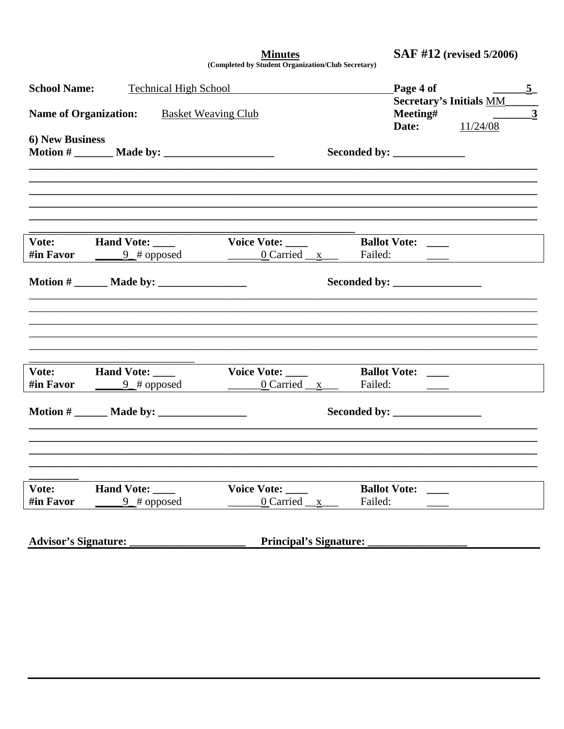**Minutes**
**(Completed by Student Organization/Club Secretary)**

**SAF #12 (revised 5/2006)**

**School Name:** Technical High School

**Page 4 of** 5

**Secretary's Initials** MM

**Name of Organization:** Basket Weaving Club

**Meeting#** 3

**Date:** 11/24/08

**6) New Business**

**Motion #** _______ **Made by:** ____________________ **Seconded by:** _____________

______________________________________________________________________________

______________________________________________________________________________

______________________________________________________________________________

______________________________________________________________________________

______________________________________________________________________________

| **Vote:** | **Hand Vote:** ____ | **Voice Vote:** ____ | **Ballot Vote:** ____ |
|---|---|---|---|
| **#in Favor** | 9 # opposed | 0 Carried x | Failed: ____ |

**Motion #** ______ **Made by:** ________________ **Seconded by:** ________________

______________________________________________________________________________

______________________________________________________________________________

______________________________________________________________________________

______________________________________________________________________________

______________________________________________________________________________

| **Vote:** | **Hand Vote:** ____ | **Voice Vote:** ____ | **Ballot Vote:** ____ |
|---|---|---|---|
| **#in Favor** | 9 # opposed | 0 Carried x | Failed: ____ |

**Motion #** ______ **Made by:** ________________ **Seconded by:** ________________

______________________________________________________________________________

______________________________________________________________________________

______________________________________________________________________________

______________________________________________________________________________

| **Vote:** | **Hand Vote:** ____ | **Voice Vote:** ____ | **Ballot Vote:** ____ |
|---|---|---|---|
| **#in Favor** | 9 # opposed | 0 Carried x | Failed: ____ |

**Advisor's Signature:** _____________________ **Principal's Signature:** __________________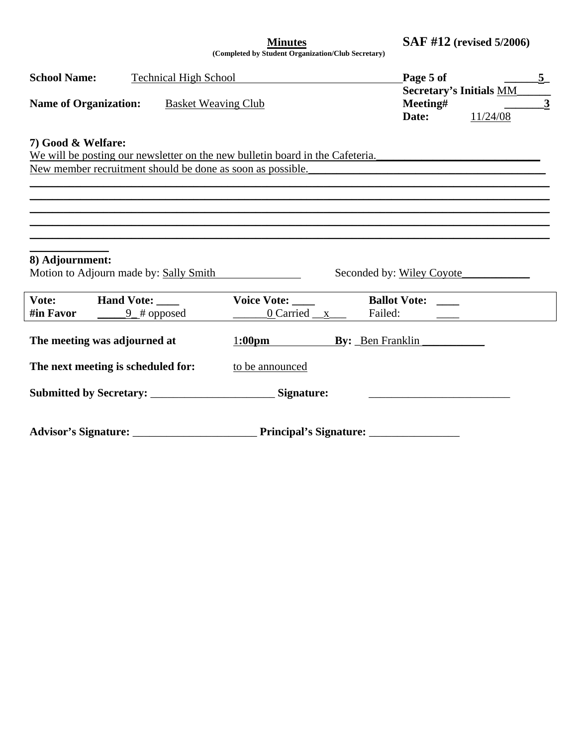**Minutes** **SAF #12 (revised 5/2006)**

**(Completed by Student Organization/Club Secretary)**

**School Name:** Technical High School

**Name of Organization:** Basket Weaving Club

**Page 5 of** 5

**Secretary's Initials** MM

**Meeting#** 3

**Date:** 11/24/08

**7) Good & Welfare:**

We will be posting our newsletter on the new bulletin board in the Cafeteria.

New member recruitment should be done as soon as possible.

**8) Adjournment:**

Motion to Adjourn made by: Sally Smith Seconded by: Wiley Coyote

| **Vote:** | **Hand Vote:** ____ | **Voice Vote:** ____ | **Ballot Vote:** ____ |
|---|---|---|---|
| **#in Favor** | 9 # opposed | 0 Carried x | Failed: ____ |

**The meeting was adjourned at** 1:00pm **By:** Ben Franklin

**The next meeting is scheduled for:** to be announced

**Submitted by Secretary:** ______________________ **Signature:** ______________________

**Advisor's Signature:** ______________________ **Principal's Signature:** ______________________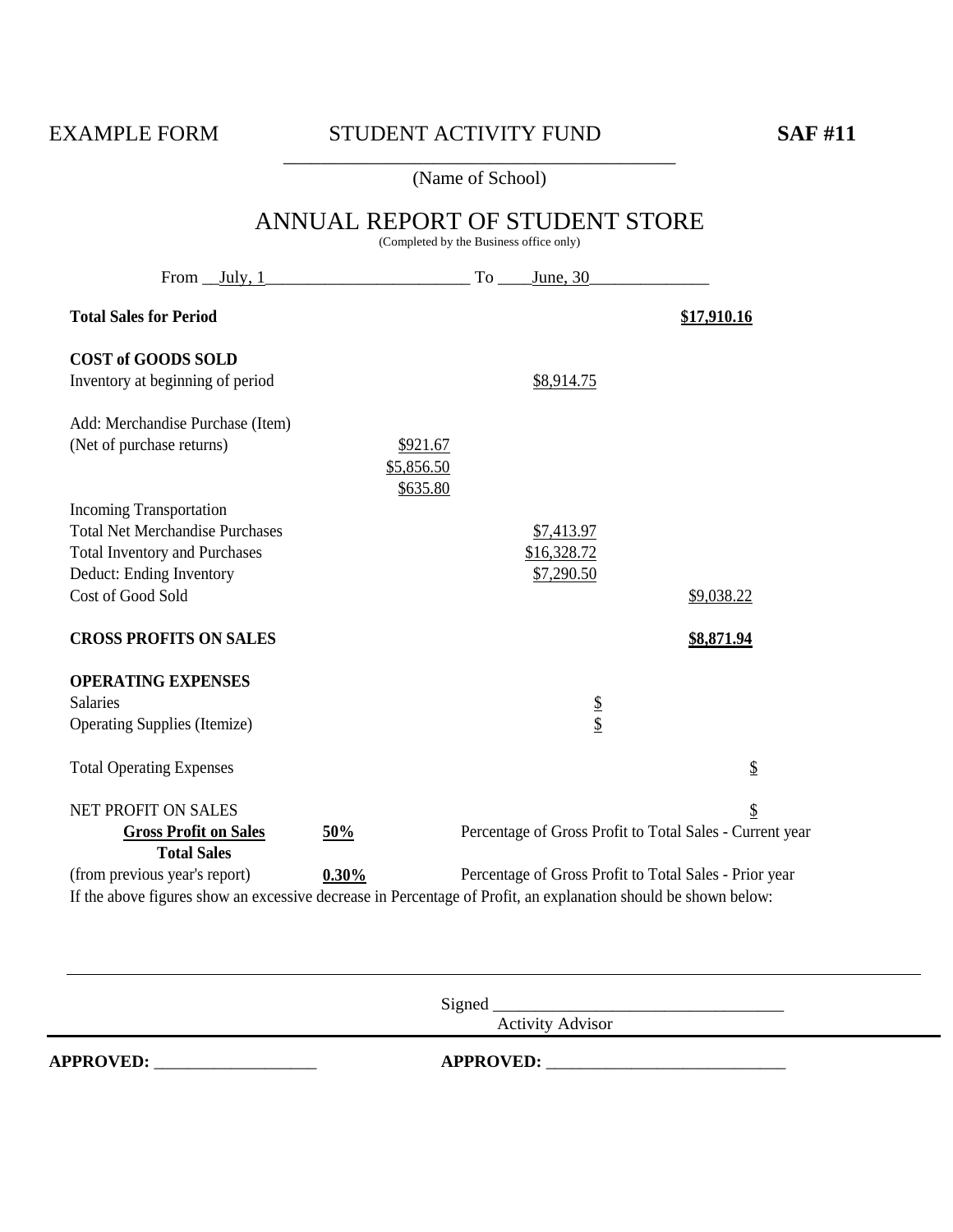EXAMPLE FORM STUDENT ACTIVITY FUND **SAF #11**

_______________________________________
(Name of School)

# ANNUAL REPORT OF STUDENT STORE

(Completed by the Business office only)

From __July, 1________________________ To ____June, 30______________

| | | | |
|---|---|---|---|
| **Total Sales for Period** | | | **$17,910.16** |
| | | | |
| **COST of GOODS SOLD** | | | |
| Inventory at beginning of period | | $8,914.75 | |
| | | | |
| Add: Merchandise Purchase (Item) | | | |
| (Net of purchase returns) | $921.67 | | |
| | $5,856.50 | | |
| | $635.80 | | |
| Incoming Transportation | | | |
| Total Net Merchandise Purchases | | $7,413.97 | |
| Total Inventory and Purchases | | $16,328.72 | |
| Deduct: Ending Inventory | | $7,290.50 | |
| Cost of Good Sold | | | $9,038.22 |
| | | | |
| **CROSS PROFITS ON SALES** | | | **$8,871.94** |
| | | | |
| **OPERATING EXPENSES** | | | |
| Salaries | | $ | |
| Operating Supplies (Itemize) | | $ | |
| | | | |
| Total Operating Expenses | | | $ |
| | | | |
| NET PROFIT ON SALES | | | $ |

| | | |
|---|---|---|
| **Gross Profit on Sales** / **Total Sales** | **50%** | Percentage of Gross Profit to Total Sales - Current year |
| (from previous year's report) | **0.30%** | Percentage of Gross Profit to Total Sales - Prior year |

If the above figures show an excessive decrease in Percentage of Profit, an explanation should be shown below:

_____________________________________________________________________________________

Signed __________________________________
Activity Advisor

**APPROVED:** ___________________ **APPROVED:** ____________________________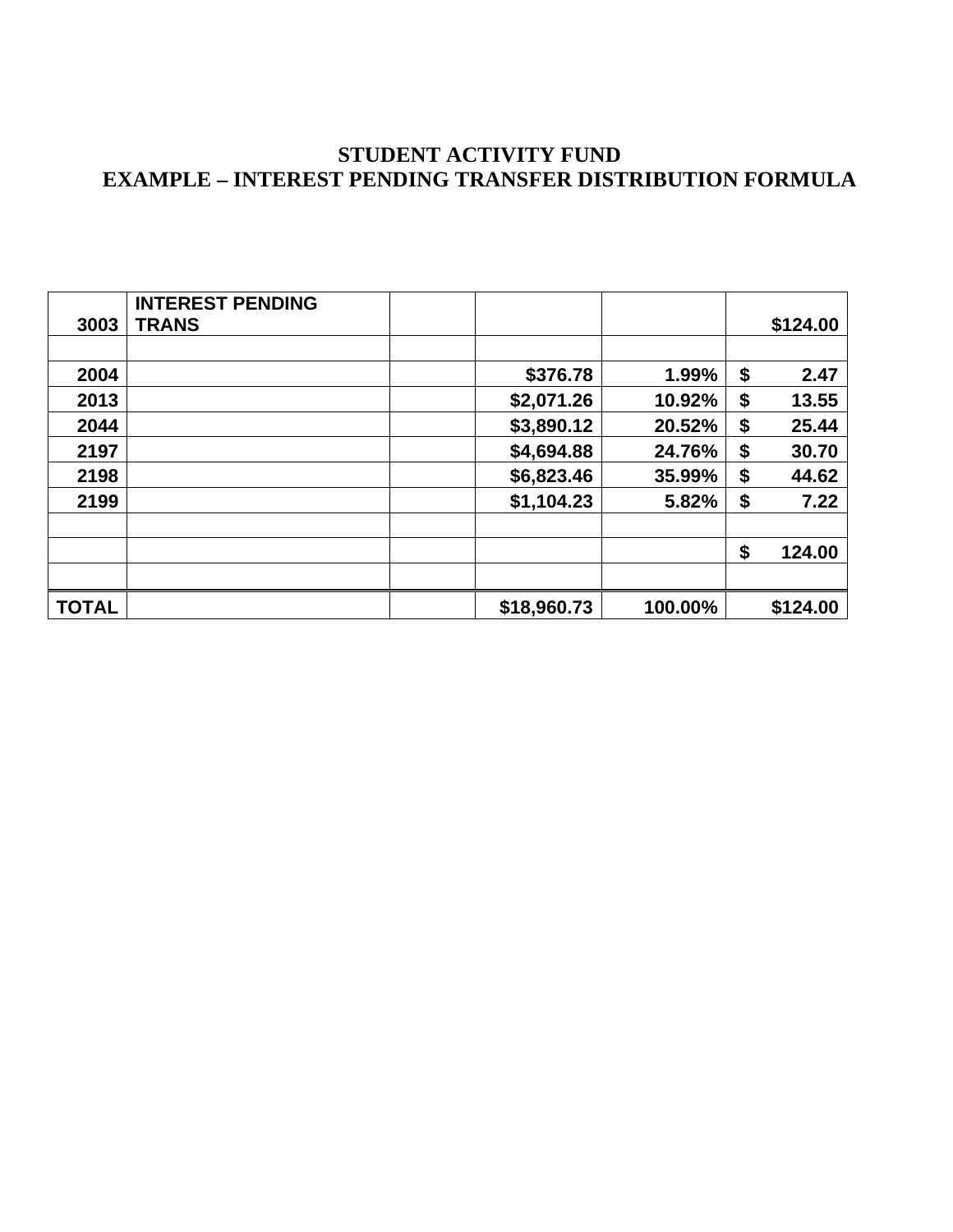# STUDENT ACTIVITY FUND
# EXAMPLE – INTEREST PENDING TRANSFER DISTRIBUTION FORMULA

| 3003 | INTEREST PENDING TRANS | | | | $124.00 |
|---|---|---|---|---|---|
| | | | | | |
| 2004 | | | $376.78 | 1.99% | $ 2.47 |
| 2013 | | | $2,071.26 | 10.92% | $ 13.55 |
| 2044 | | | $3,890.12 | 20.52% | $ 25.44 |
| 2197 | | | $4,694.88 | 24.76% | $ 30.70 |
| 2198 | | | $6,823.46 | 35.99% | $ 44.62 |
| 2199 | | | $1,104.23 | 5.82% | $ 7.22 |
| | | | | | |
| | | | | | $ 124.00 |
| | | | | | |
| TOTAL | | | $18,960.73 | 100.00% | $124.00 |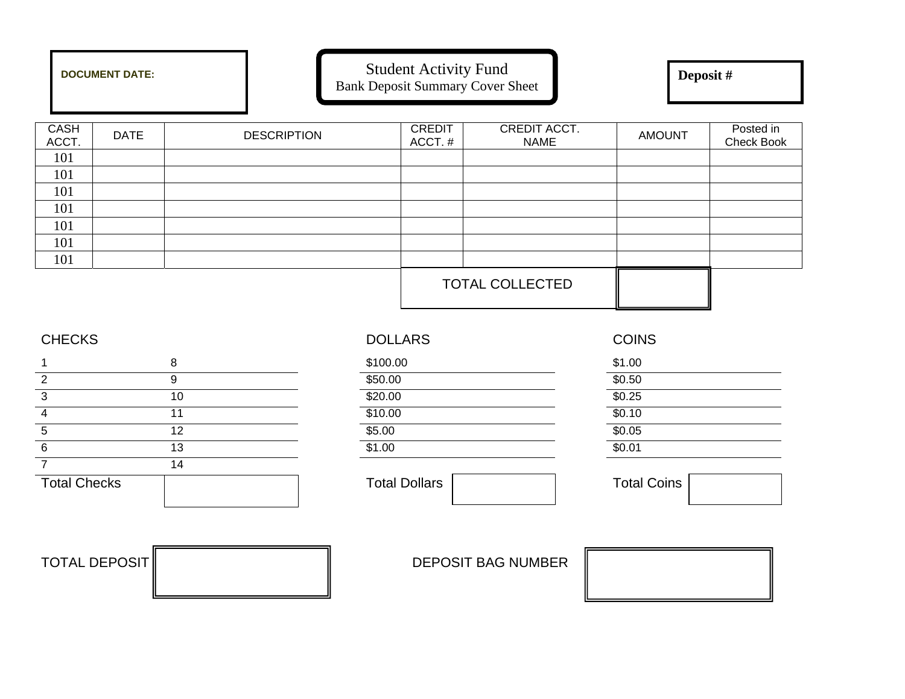**DOCUMENT DATE:**

# Student Activity Fund
## Bank Deposit Summary Cover Sheet

**Deposit #**

| CASH ACCT. | DATE | DESCRIPTION | CREDIT ACCT. # | CREDIT ACCT. NAME | AMOUNT | Posted in Check Book |
|---|---|---|---|---|---|---|
| 101 | | | | | | |
| 101 | | | | | | |
| 101 | | | | | | |
| 101 | | | | | | |
| 101 | | | | | | |
| 101 | | | | | | |
| 101 | | | | | | |
| | | | TOTAL COLLECTED | | | |

**CHECKS**

| | |
|---|---|
| 1 | 8 |
| 2 | 9 |
| 3 | 10 |
| 4 | 11 |
| 5 | 12 |
| 6 | 13 |
| 7 | 14 |
| Total Checks | |

**DOLLARS**

| | |
|---|---|
| $100.00 | |
| $50.00 | |
| $20.00 | |
| $10.00 | |
| $5.00 | |
| $1.00 | |
| Total Dollars | |

**COINS**

| | |
|---|---|
| $1.00 | |
| $0.50 | |
| $0.25 | |
| $0.10 | |
| $0.05 | |
| $0.01 | |
| Total Coins | |

TOTAL DEPOSIT

DEPOSIT BAG NUMBER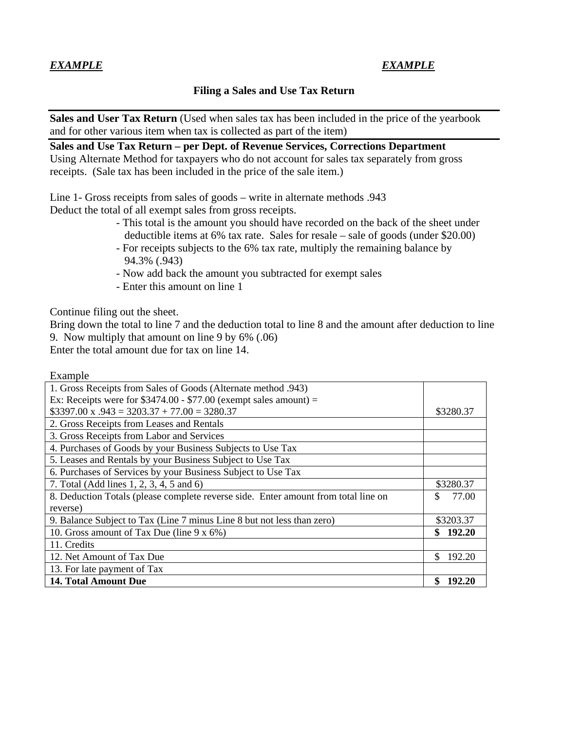***EXAMPLE*** ***EXAMPLE***

**Filing a Sales and Use Tax Return**

---

**Sales and User Tax Return** (Used when sales tax has been included in the price of the yearbook and for other various item when tax is collected as part of the item)

---

**Sales and Use Tax Return – per Dept. of Revenue Services, Corrections Department**
Using Alternate Method for taxpayers who do not account for sales tax separately from gross receipts. (Sale tax has been included in the price of the sale item.)

Line 1- Gross receipts from sales of goods – write in alternate methods .943
Deduct the total of all exempt sales from gross receipts.

- This total is the amount you should have recorded on the back of the sheet under deductible items at 6% tax rate. Sales for resale – sale of goods (under $20.00)
- For receipts subjects to the 6% tax rate, multiply the remaining balance by 94.3% (.943)
- Now add back the amount you subtracted for exempt sales
- Enter this amount on line 1

Continue filing out the sheet.
Bring down the total to line 7 and the deduction total to line 8 and the amount after deduction to line 9. Now multiply that amount on line 9 by 6% (.06)
Enter the total amount due for tax on line 14.

Example

| | |
|---|---|
| 1. Gross Receipts from Sales of Goods (Alternate method .943)<br>Ex: Receipts were for $3474.00 - $77.00 (exempt sales amount) =<br>$3397.00 x .943 = 3203.37 + 77.00 = 3280.37 | $3280.37 |
| 2. Gross Receipts from Leases and Rentals | |
| 3. Gross Receipts from Labor and Services | |
| 4. Purchases of Goods by your Business Subjects to Use Tax | |
| 5. Leases and Rentals by your Business Subject to Use Tax | |
| 6. Purchases of Services by your Business Subject to Use Tax | |
| 7. Total (Add lines 1, 2, 3, 4, 5 and 6) | $3280.37 |
| 8. Deduction Totals (please complete reverse side. Enter amount from total line on reverse) | $ 77.00 |
| 9. Balance Subject to Tax (Line 7 minus Line 8 but not less than zero) | $3203.37 |
| 10. Gross amount of Tax Due (line 9 x 6%) | **$ 192.20** |
| 11. Credits | |
| 12. Net Amount of Tax Due | $ 192.20 |
| 13. For late payment of Tax | |
| **14. Total Amount Due** | **$ 192.20** |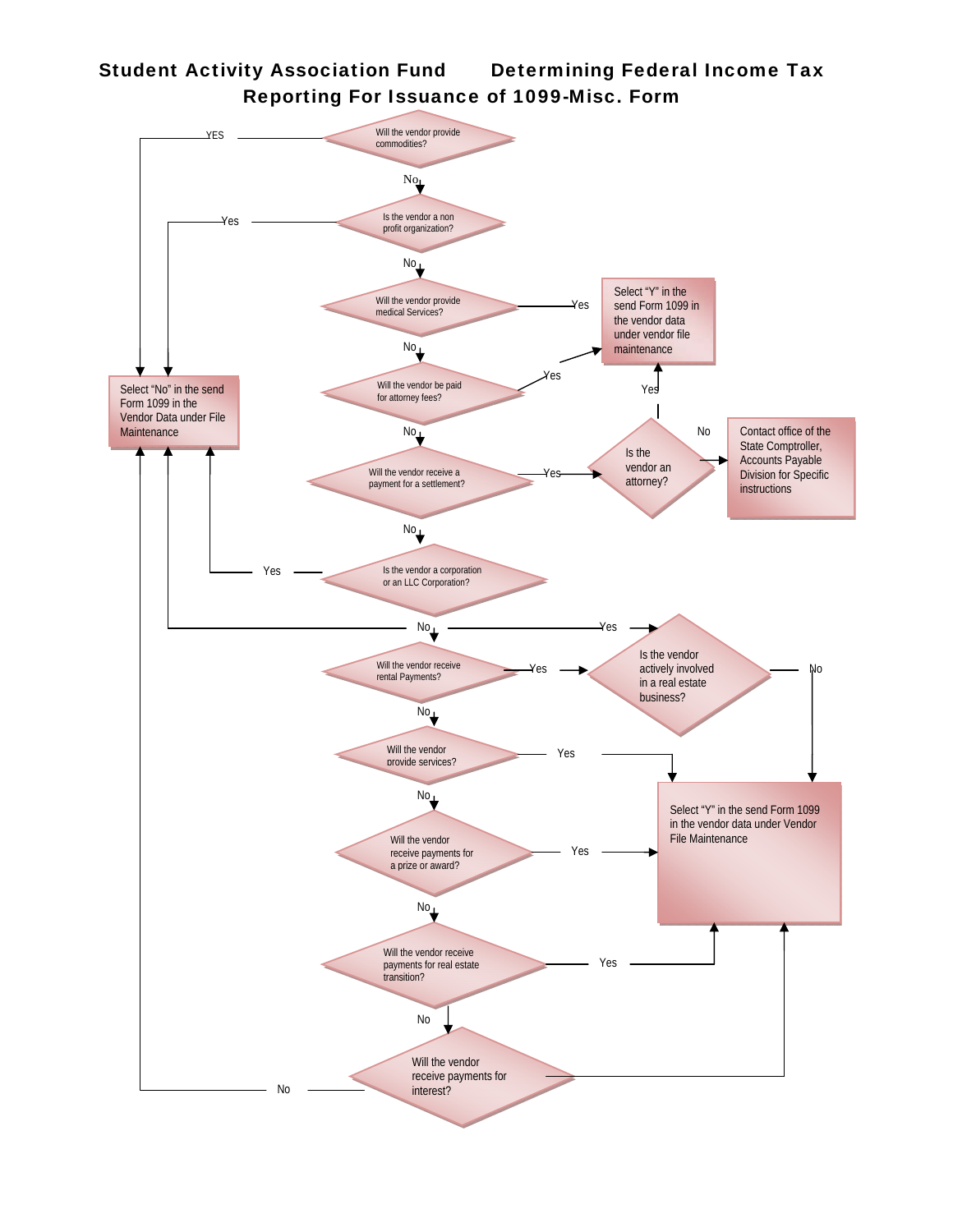# Student Activity Association Fund Determining Federal Income Tax Reporting For Issuance of 1099-Misc. Form

Will the vendor provide commodities?
- YES → Select "No" in the send Form 1099 in the Vendor Data under File Maintenance
- No ↓

Is the vendor a non profit organization?
- Yes → Select "No" in the send Form 1099 in the Vendor Data under File Maintenance
- No ↓

Will the vendor provide medical Services?
- Yes → Select "Y" in the send Form 1099 in the vendor data under vendor file maintenance
- No ↓

Will the vendor be paid for attorney fees?
- Yes → Select "Y" in the send Form 1099 in the vendor data under vendor file maintenance
- No ↓

Will the vendor receive a payment for a settlement?
- Yes → Is the vendor an attorney?
  - Yes → Select "Y" in the send Form 1099 in the vendor data under vendor file maintenance
  - No → Contact office of the State Comptroller, Accounts Payable Division for Specific instructions
- No ↓

Is the vendor a corporation or an LLC Corporation?
- Yes → Select "No" in the send Form 1099 in the Vendor Data under File Maintenance
- No ↓

Will the vendor receive rental Payments?
- Yes → Is the vendor actively involved in a real estate business?
  - Yes → Select "No" in the send Form 1099 in the Vendor Data under File Maintenance
  - No → Select "Y" in the send Form 1099 in the vendor data under Vendor File Maintenance
- No ↓

Will the vendor provide services?
- Yes → Select "Y" in the send Form 1099 in the vendor data under Vendor File Maintenance
- No ↓

Will the vendor receive payments for a prize or award?
- Yes → Select "Y" in the send Form 1099 in the vendor data under Vendor File Maintenance
- No ↓

Will the vendor receive payments for real estate transition?
- Yes → Select "Y" in the send Form 1099 in the vendor data under Vendor File Maintenance
- No ↓

Will the vendor receive payments for interest?
- Yes → Select "Y" in the send Form 1099 in the vendor data under Vendor File Maintenance
- No → Select "No" in the send Form 1099 in the Vendor Data under File Maintenance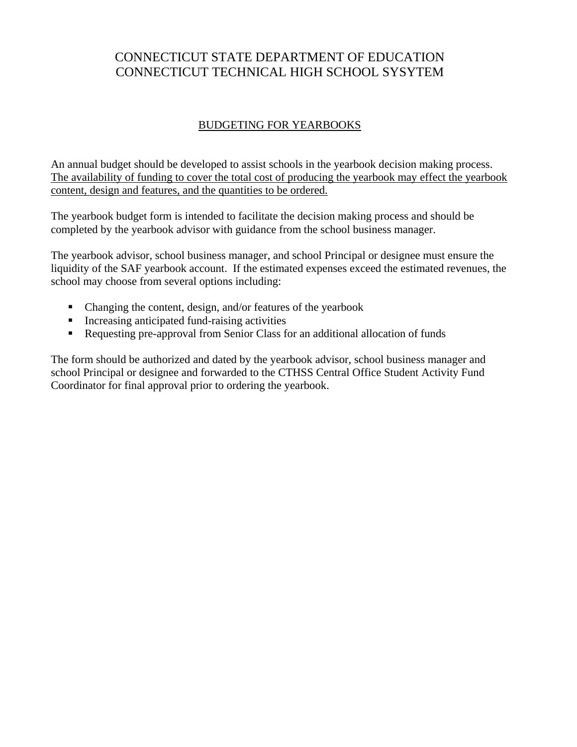# CONNECTICUT STATE DEPARTMENT OF EDUCATION
# CONNECTICUT TECHNICAL HIGH SCHOOL SYSYTEM

## BUDGETING FOR YEARBOOKS

An annual budget should be developed to assist schools in the yearbook decision making process. <u>The availability of funding to cover the total cost of producing the yearbook may effect the yearbook content, design and features, and the quantities to be ordered.</u>

The yearbook budget form is intended to facilitate the decision making process and should be completed by the yearbook advisor with guidance from the school business manager.

The yearbook advisor, school business manager, and school Principal or designee must ensure the liquidity of the SAF yearbook account. If the estimated expenses exceed the estimated revenues, the school may choose from several options including:

- Changing the content, design, and/or features of the yearbook
- Increasing anticipated fund-raising activities
- Requesting pre-approval from Senior Class for an additional allocation of funds

The form should be authorized and dated by the yearbook advisor, school business manager and school Principal or designee and forwarded to the CTHSS Central Office Student Activity Fund Coordinator for final approval prior to ordering the yearbook.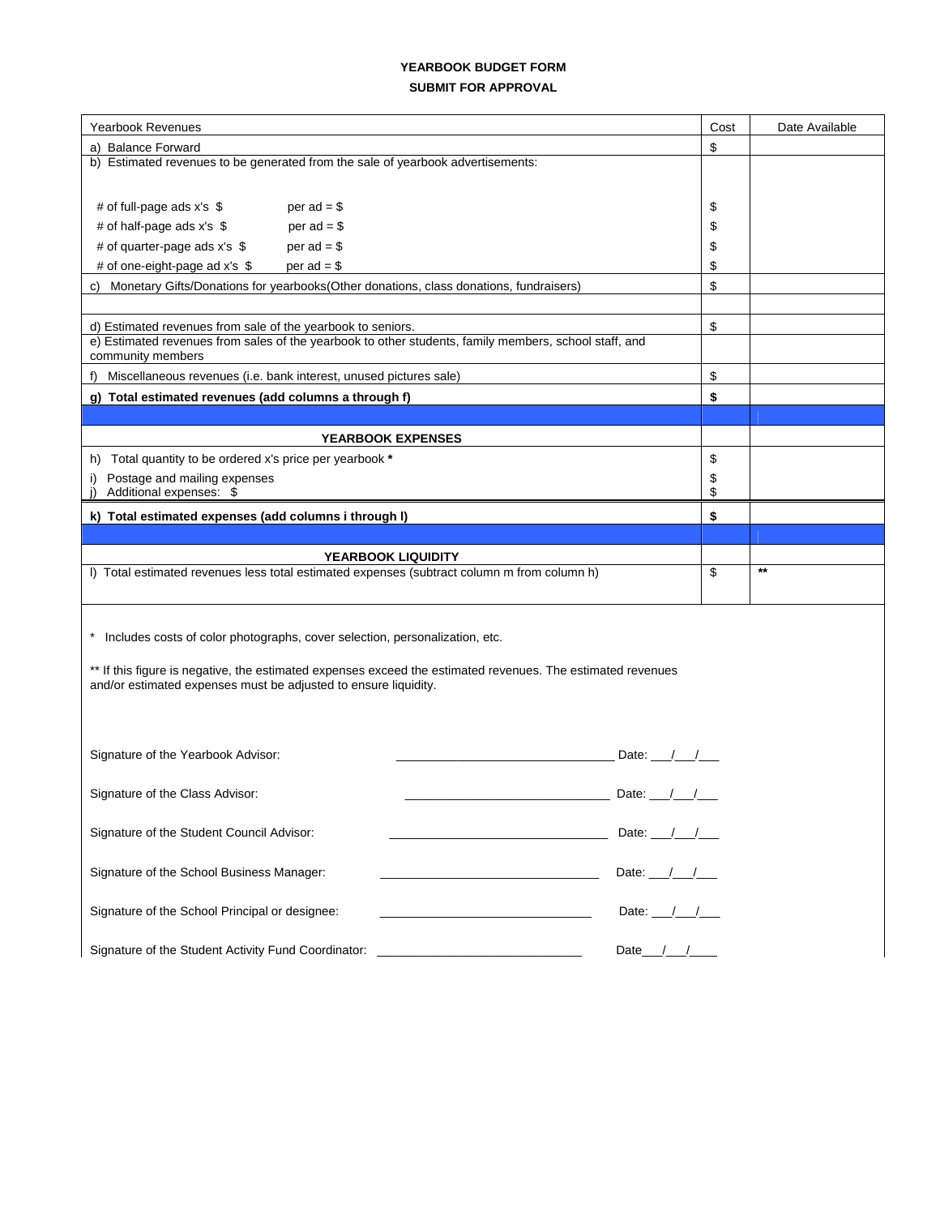**YEARBOOK BUDGET FORM**

**SUBMIT FOR APPROVAL**

| Yearbook Revenues | Cost | Date Available |
|---|---|---|
| a) Balance Forward | $ | |
| b) Estimated revenues to be generated from the sale of yearbook advertisements: | | |
| # of full-page ads x's $ per ad = $ | $ | |
| # of half-page ads x's $ per ad = $ | $ | |
| # of quarter-page ads x's $ per ad = $ | $ | |
| # of one-eight-page ad x's $ per ad = $ | $ | |
| c) Monetary Gifts/Donations for yearbooks(Other donations, class donations, fundraisers) | $ | |
| | | |
| d) Estimated revenues from sale of the yearbook to seniors. | $ | |
| e) Estimated revenues from sales of the yearbook to other students, family members, school staff, and community members | | |
| f) Miscellaneous revenues (i.e. bank interest, unused pictures sale) | $ | |
| **g) Total estimated revenues (add columns a through f)** | **$** | |
| | | |
| **YEARBOOK EXPENSES** | | |
| h) Total quantity to be ordered x's price per yearbook * | $ | |
| i) Postage and mailing expenses | $ | |
| j) Additional expenses: $ | $ | |
| **k) Total estimated expenses (add columns i through l)** | **$** | |
| | | |
| **YEARBOOK LIQUIDITY** | | |
| l) Total estimated revenues less total estimated expenses (subtract column m from column h) | $ | ** |

\* Includes costs of color photographs, cover selection, personalization, etc.

\*\* If this figure is negative, the estimated expenses exceed the estimated revenues. The estimated revenues and/or estimated expenses must be adjusted to ensure liquidity.

Signature of the Yearbook Advisor: ______________________________ Date: ___/___/___

Signature of the Class Advisor: ______________________________ Date: ___/___/___

Signature of the Student Council Advisor: ______________________________ Date: ___/___/___

Signature of the School Business Manager: ______________________________ Date: ___/___/___

Signature of the School Principal or designee: ______________________________ Date: ___/___/___

Signature of the Student Activity Fund Coordinator: ______________________________ Date___/___/____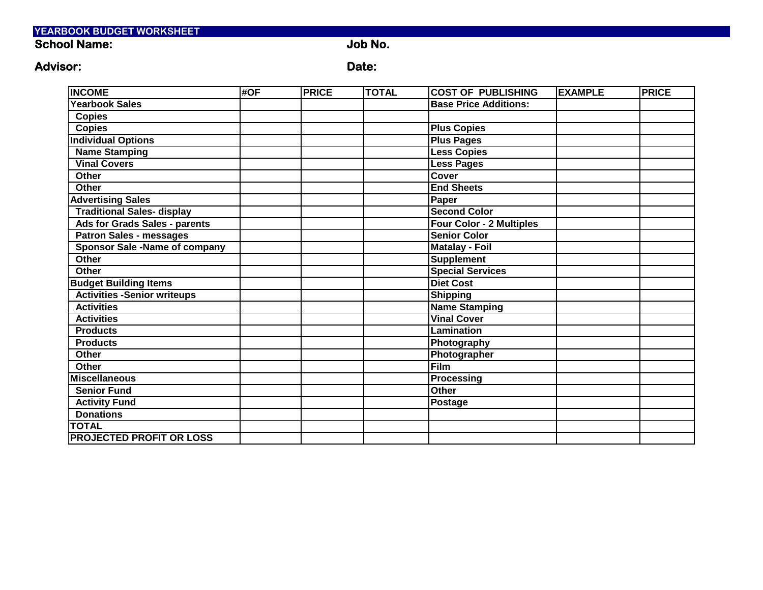## YEARBOOK BUDGET WORKSHEET

**School Name:** **Job No.**

**Advisor:** **Date:**

| INCOME | #OF | PRICE | TOTAL | COST OF PUBLISHING | EXAMPLE | PRICE |
|---|---|---|---|---|---|---|
| Yearbook Sales | | | | Base Price Additions: | | |
| Copies | | | | | | |
| Copies | | | | Plus Copies | | |
| Individual Options | | | | Plus Pages | | |
| Name Stamping | | | | Less Copies | | |
| Vinal Covers | | | | Less Pages | | |
| Other | | | | Cover | | |
| Other | | | | End Sheets | | |
| Advertising Sales | | | | Paper | | |
| Traditional Sales- display | | | | Second Color | | |
| Ads for Grads Sales - parents | | | | Four Color - 2 Multiples | | |
| Patron Sales - messages | | | | Senior Color | | |
| Sponsor Sale -Name of company | | | | Matalay - Foil | | |
| Other | | | | Supplement | | |
| Other | | | | Special Services | | |
| Budget Building Items | | | | Diet Cost | | |
| Activities -Senior writeups | | | | Shipping | | |
| Activities | | | | Name Stamping | | |
| Activities | | | | Vinal Cover | | |
| Products | | | | Lamination | | |
| Products | | | | Photography | | |
| Other | | | | Photographer | | |
| Other | | | | Film | | |
| Miscellaneous | | | | Processing | | |
| Senior Fund | | | | Other | | |
| Activity Fund | | | | Postage | | |
| Donations | | | | | | |
| TOTAL | | | | | | |
| PROJECTED PROFIT OR LOSS | | | | | | |